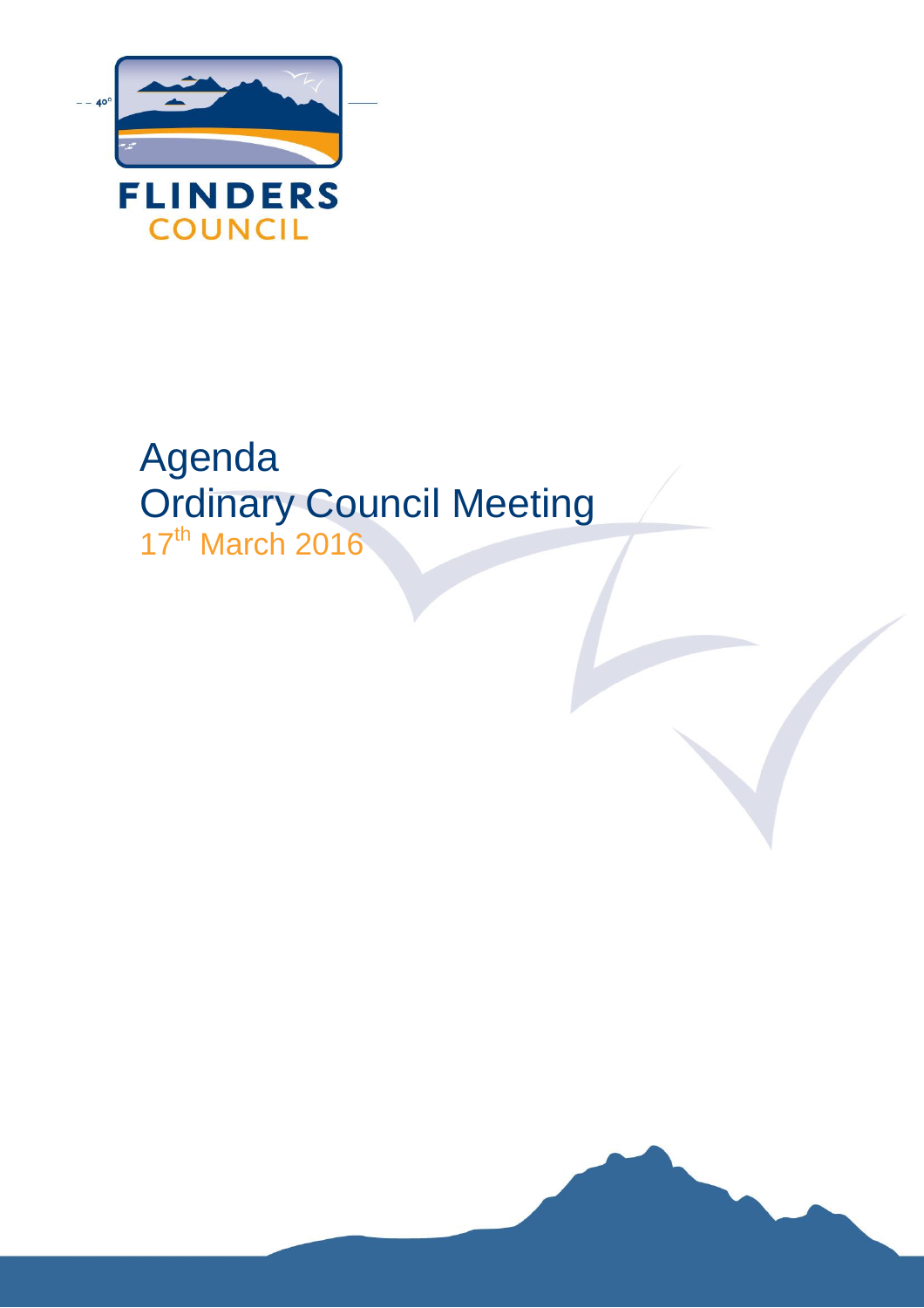FLINDERS COUNCIL

# Agenda
# Ordinary Council Meeting

17th March 2016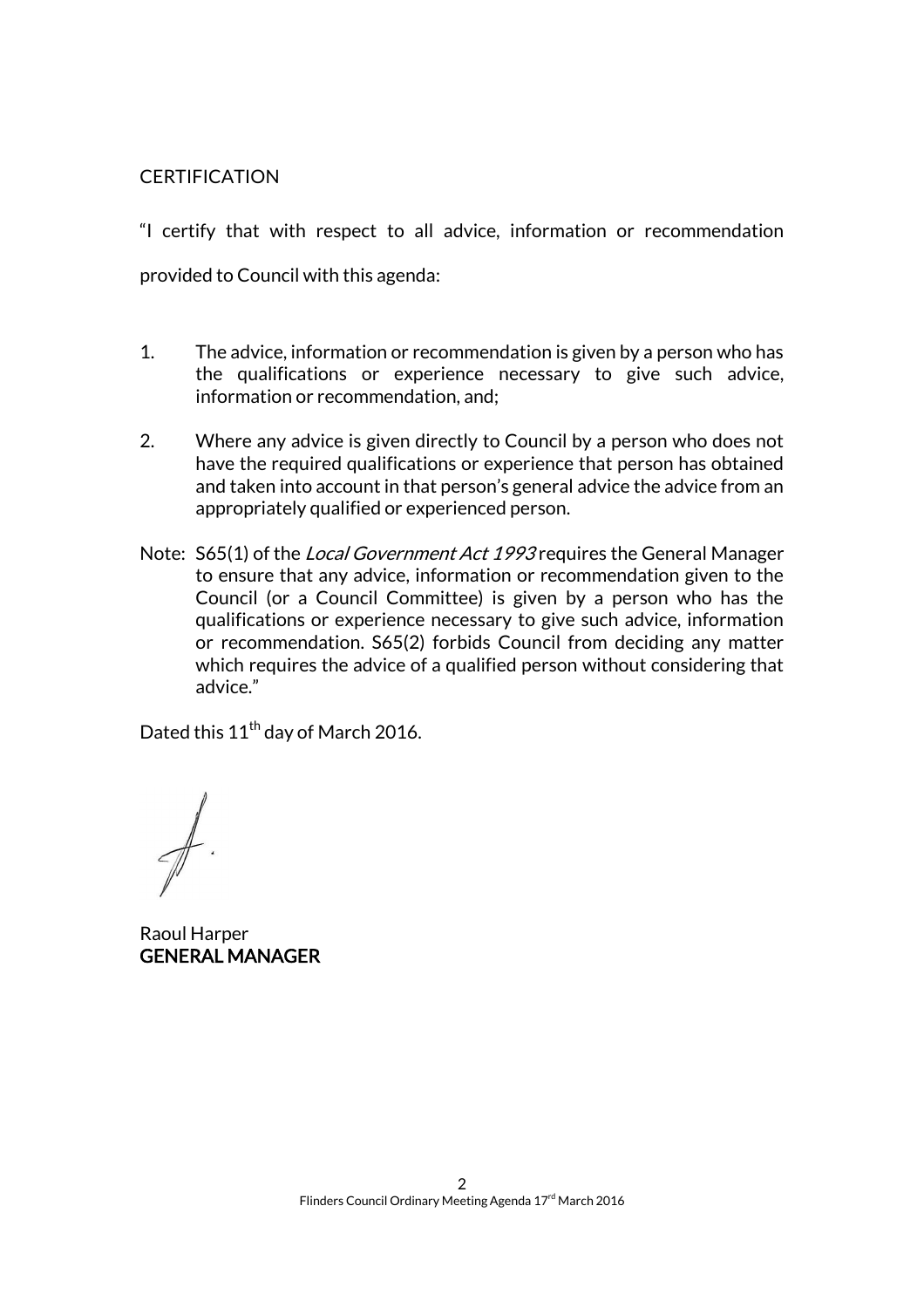CERTIFICATION

"I certify that with respect to all advice, information or recommendation provided to Council with this agenda:

1. The advice, information or recommendation is given by a person who has the qualifications or experience necessary to give such advice, information or recommendation, and;

2. Where any advice is given directly to Council by a person who does not have the required qualifications or experience that person has obtained and taken into account in that person's general advice the advice from an appropriately qualified or experienced person.

Note: S65(1) of the *Local Government Act 1993* requires the General Manager to ensure that any advice, information or recommendation given to the Council (or a Council Committee) is given by a person who has the qualifications or experience necessary to give such advice, information or recommendation. S65(2) forbids Council from deciding any matter which requires the advice of a qualified person without considering that advice."

Dated this 11th day of March 2016.

Raoul Harper
**GENERAL MANAGER**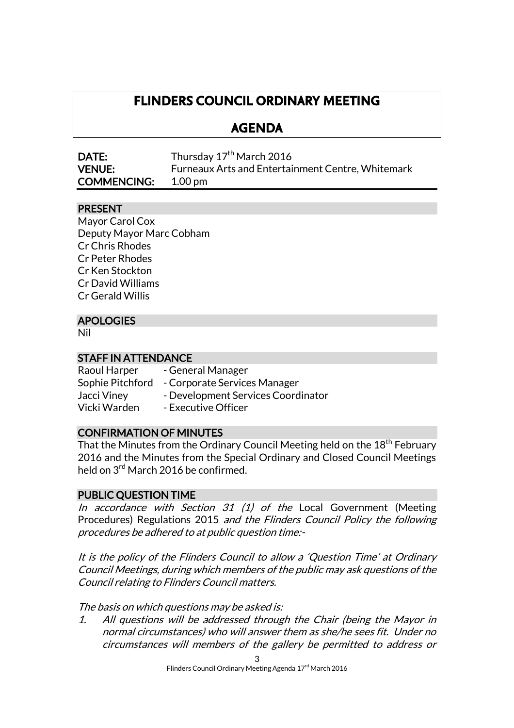# FLINDERS COUNCIL ORDINARY MEETING

## AGENDA

**DATE:** Thursday 17th March 2016
**VENUE:** Furneaux Arts and Entertainment Centre, Whitemark
**COMMENCING:** 1.00 pm

## PRESENT

Mayor Carol Cox
Deputy Mayor Marc Cobham
Cr Chris Rhodes
Cr Peter Rhodes
Cr Ken Stockton
Cr David Williams
Cr Gerald Willis

## APOLOGIES

Nil

## STAFF IN ATTENDANCE

| | |
|---|---|
| Raoul Harper | - General Manager |
| Sophie Pitchford | - Corporate Services Manager |
| Jacci Viney | - Development Services Coordinator |
| Vicki Warden | - Executive Officer |

## CONFIRMATION OF MINUTES

That the Minutes from the Ordinary Council Meeting held on the 18th February 2016 and the Minutes from the Special Ordinary and Closed Council Meetings held on 3rd March 2016 be confirmed.

## PUBLIC QUESTION TIME

*In accordance with Section 31 (1) of the* Local Government (Meeting Procedures) Regulations 2015 *and the Flinders Council Policy the following procedures be adhered to at public question time:-*

*It is the policy of the Flinders Council to allow a 'Question Time' at Ordinary Council Meetings, during which members of the public may ask questions of the Council relating to Flinders Council matters.*

*The basis on which questions may be asked is:*

1. *All questions will be addressed through the Chair (being the Mayor in normal circumstances) who will answer them as she/he sees fit. Under no circumstances will members of the gallery be permitted to address or*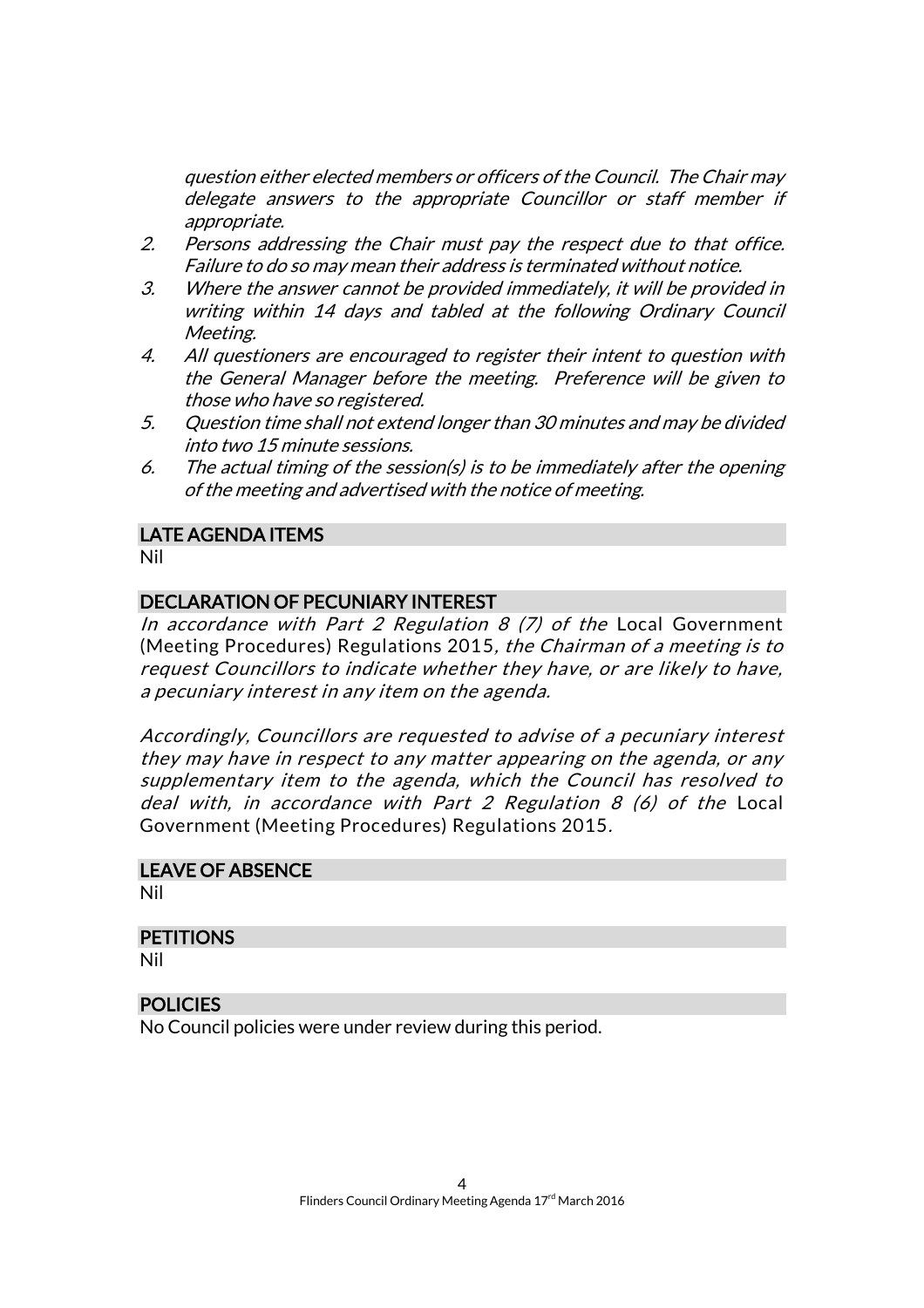*question either elected members or officers of the Council. The Chair may delegate answers to the appropriate Councillor or staff member if appropriate.*

2. *Persons addressing the Chair must pay the respect due to that office. Failure to do so may mean their address is terminated without notice.*
3. *Where the answer cannot be provided immediately, it will be provided in writing within 14 days and tabled at the following Ordinary Council Meeting.*
4. *All questioners are encouraged to register their intent to question with the General Manager before the meeting. Preference will be given to those who have so registered.*
5. *Question time shall not extend longer than 30 minutes and may be divided into two 15 minute sessions.*
6. *The actual timing of the session(s) is to be immediately after the opening of the meeting and advertised with the notice of meeting.*

## LATE AGENDA ITEMS

Nil

## DECLARATION OF PECUNIARY INTEREST

*In accordance with Part 2 Regulation 8 (7) of the* Local Government (Meeting Procedures) Regulations 2015*, the Chairman of a meeting is to request Councillors to indicate whether they have, or are likely to have, a pecuniary interest in any item on the agenda.*

*Accordingly, Councillors are requested to advise of a pecuniary interest they may have in respect to any matter appearing on the agenda, or any supplementary item to the agenda, which the Council has resolved to deal with, in accordance with Part 2 Regulation 8 (6) of the* Local Government (Meeting Procedures) Regulations 2015.

## LEAVE OF ABSENCE

Nil

## PETITIONS

Nil

## POLICIES

No Council policies were under review during this period.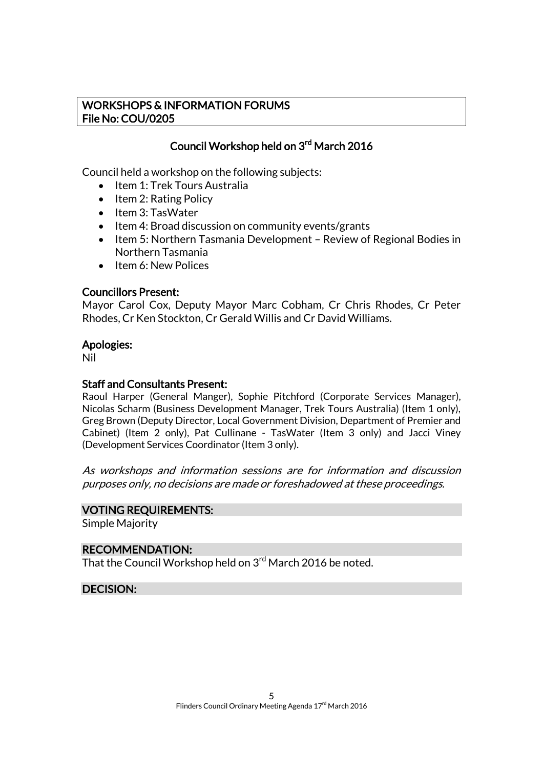## WORKSHOPS & INFORMATION FORUMS
## File No: COU/0205

### Council Workshop held on 3rd March 2016

Council held a workshop on the following subjects:

- Item 1: Trek Tours Australia
- Item 2: Rating Policy
- Item 3: TasWater
- Item 4: Broad discussion on community events/grants
- Item 5: Northern Tasmania Development – Review of Regional Bodies in Northern Tasmania
- Item 6: New Polices

**Councillors Present:**
Mayor Carol Cox, Deputy Mayor Marc Cobham, Cr Chris Rhodes, Cr Peter Rhodes, Cr Ken Stockton, Cr Gerald Willis and Cr David Williams.

**Apologies:**
Nil

**Staff and Consultants Present:**
Raoul Harper (General Manger), Sophie Pitchford (Corporate Services Manager), Nicolas Scharm (Business Development Manager, Trek Tours Australia) (Item 1 only), Greg Brown (Deputy Director, Local Government Division, Department of Premier and Cabinet) (Item 2 only), Pat Cullinane - TasWater (Item 3 only) and Jacci Viney (Development Services Coordinator (Item 3 only).

*As workshops and information sessions are for information and discussion purposes only, no decisions are made or foreshadowed at these proceedings.*

**VOTING REQUIREMENTS:**
Simple Majority

**RECOMMENDATION:**
That the Council Workshop held on 3rd March 2016 be noted.

**DECISION:**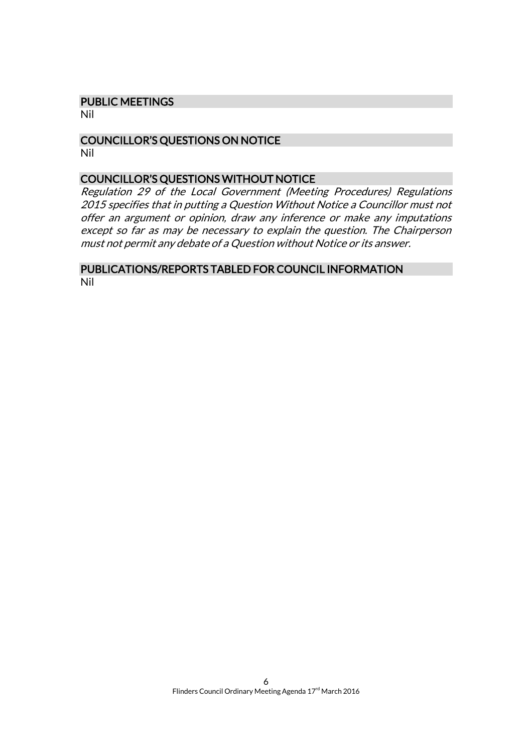## PUBLIC MEETINGS

Nil

## COUNCILLOR'S QUESTIONS ON NOTICE

Nil

## COUNCILLOR'S QUESTIONS WITHOUT NOTICE

*Regulation 29 of the Local Government (Meeting Procedures) Regulations 2015 specifies that in putting a Question Without Notice a Councillor must not offer an argument or opinion, draw any inference or make any imputations except so far as may be necessary to explain the question. The Chairperson must not permit any debate of a Question without Notice or its answer.*

## PUBLICATIONS/REPORTS TABLED FOR COUNCIL INFORMATION

Nil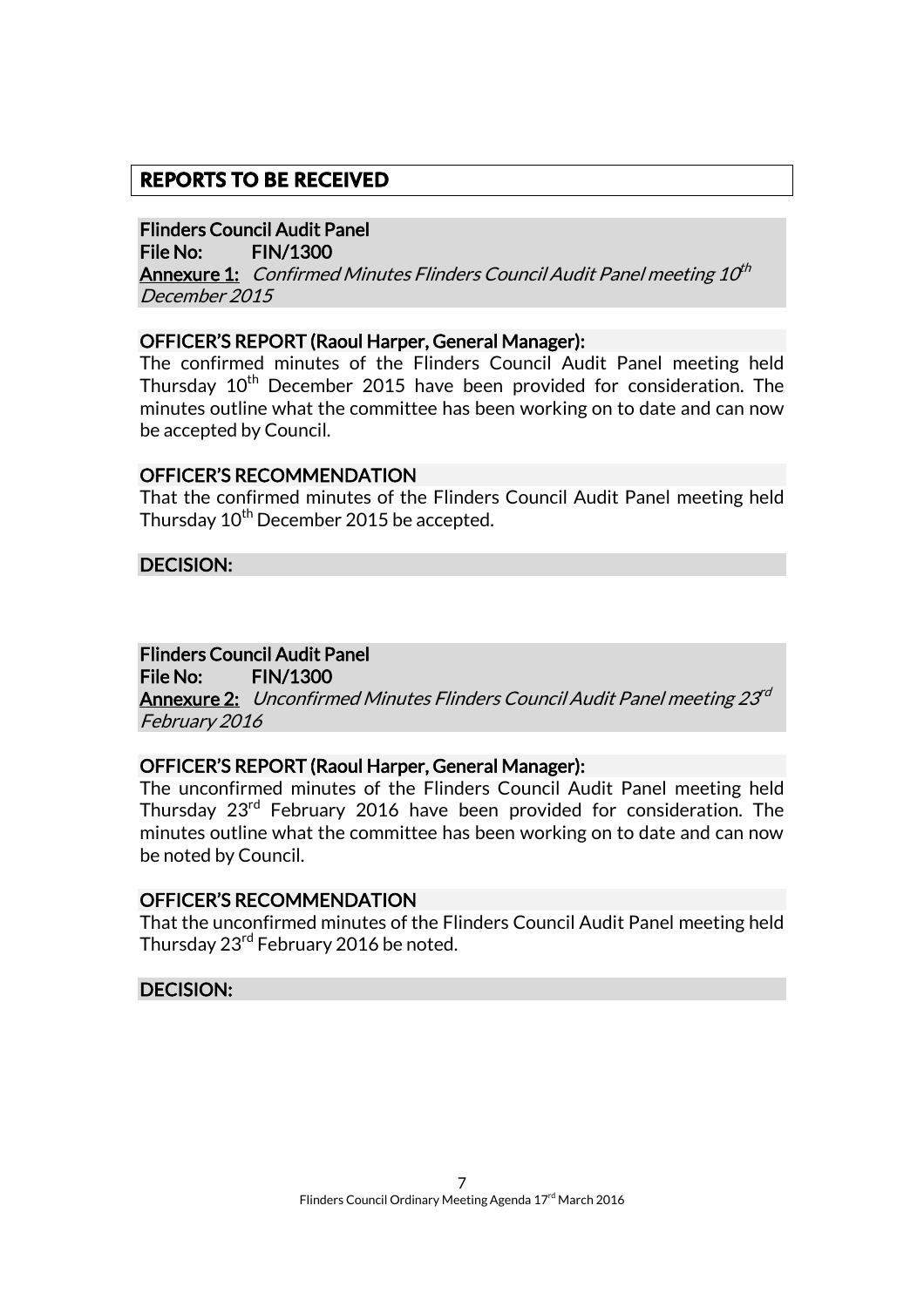## REPORTS TO BE RECEIVED

**Flinders Council Audit Panel**
**File No: FIN/1300**
**Annexure 1:** *Confirmed Minutes Flinders Council Audit Panel meeting 10th December 2015*

**OFFICER'S REPORT (Raoul Harper, General Manager):**

The confirmed minutes of the Flinders Council Audit Panel meeting held Thursday 10th December 2015 have been provided for consideration. The minutes outline what the committee has been working on to date and can now be accepted by Council.

**OFFICER'S RECOMMENDATION**

That the confirmed minutes of the Flinders Council Audit Panel meeting held Thursday 10th December 2015 be accepted.

**DECISION:**

**Flinders Council Audit Panel**
**File No: FIN/1300**
**Annexure 2:** *Unconfirmed Minutes Flinders Council Audit Panel meeting 23rd February 2016*

**OFFICER'S REPORT (Raoul Harper, General Manager):**

The unconfirmed minutes of the Flinders Council Audit Panel meeting held Thursday 23rd February 2016 have been provided for consideration. The minutes outline what the committee has been working on to date and can now be noted by Council.

**OFFICER'S RECOMMENDATION**

That the unconfirmed minutes of the Flinders Council Audit Panel meeting held Thursday 23rd February 2016 be noted.

**DECISION:**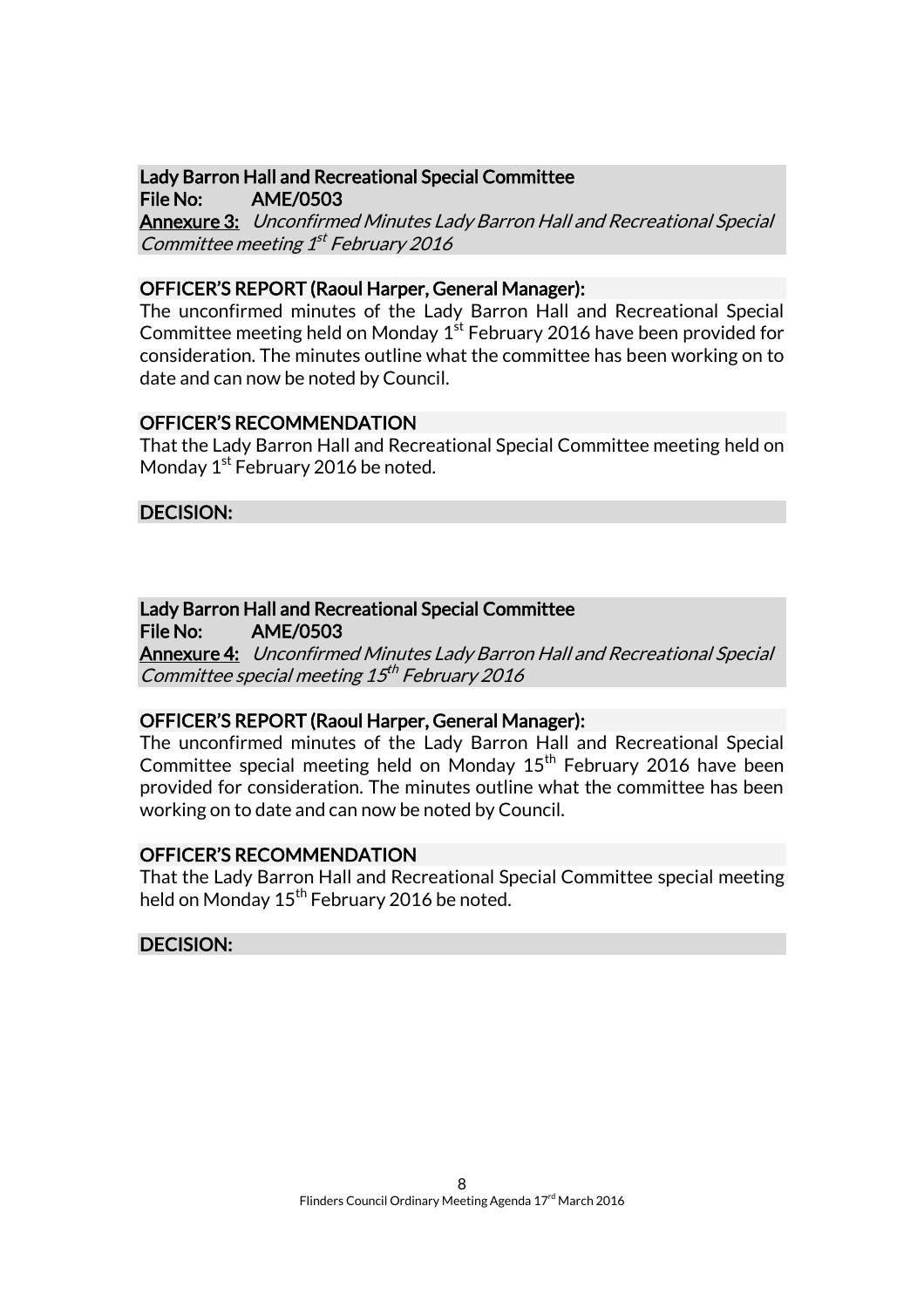**Lady Barron Hall and Recreational Special Committee**
**File No: AME/0503**
**Annexure 3:** *Unconfirmed Minutes Lady Barron Hall and Recreational Special Committee meeting 1st February 2016*

**OFFICER'S REPORT (Raoul Harper, General Manager):**

The unconfirmed minutes of the Lady Barron Hall and Recreational Special Committee meeting held on Monday 1st February 2016 have been provided for consideration. The minutes outline what the committee has been working on to date and can now be noted by Council.

**OFFICER'S RECOMMENDATION**

That the Lady Barron Hall and Recreational Special Committee meeting held on Monday 1st February 2016 be noted.

**DECISION:**

**Lady Barron Hall and Recreational Special Committee**
**File No: AME/0503**
**Annexure 4:** *Unconfirmed Minutes Lady Barron Hall and Recreational Special Committee special meeting 15th February 2016*

**OFFICER'S REPORT (Raoul Harper, General Manager):**

The unconfirmed minutes of the Lady Barron Hall and Recreational Special Committee special meeting held on Monday 15th February 2016 have been provided for consideration. The minutes outline what the committee has been working on to date and can now be noted by Council.

**OFFICER'S RECOMMENDATION**

That the Lady Barron Hall and Recreational Special Committee special meeting held on Monday 15th February 2016 be noted.

**DECISION:**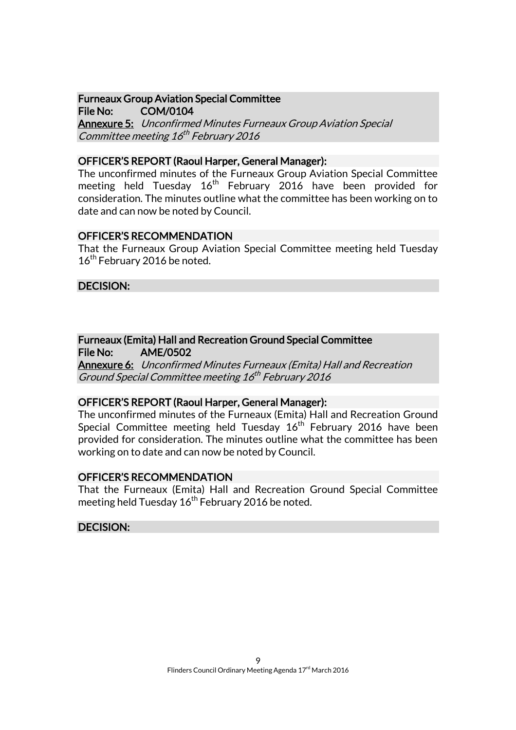**Furneaux Group Aviation Special Committee**
**File No: COM/0104**
**Annexure 5:** *Unconfirmed Minutes Furneaux Group Aviation Special Committee meeting 16th February 2016*

**OFFICER'S REPORT (Raoul Harper, General Manager):**

The unconfirmed minutes of the Furneaux Group Aviation Special Committee meeting held Tuesday 16th February 2016 have been provided for consideration. The minutes outline what the committee has been working on to date and can now be noted by Council.

**OFFICER'S RECOMMENDATION**

That the Furneaux Group Aviation Special Committee meeting held Tuesday 16th February 2016 be noted.

**DECISION:**

**Furneaux (Emita) Hall and Recreation Ground Special Committee**
**File No: AME/0502**
**Annexure 6:** *Unconfirmed Minutes Furneaux (Emita) Hall and Recreation Ground Special Committee meeting 16th February 2016*

**OFFICER'S REPORT (Raoul Harper, General Manager):**

The unconfirmed minutes of the Furneaux (Emita) Hall and Recreation Ground Special Committee meeting held Tuesday 16th February 2016 have been provided for consideration. The minutes outline what the committee has been working on to date and can now be noted by Council.

**OFFICER'S RECOMMENDATION**

That the Furneaux (Emita) Hall and Recreation Ground Special Committee meeting held Tuesday 16th February 2016 be noted.

**DECISION:**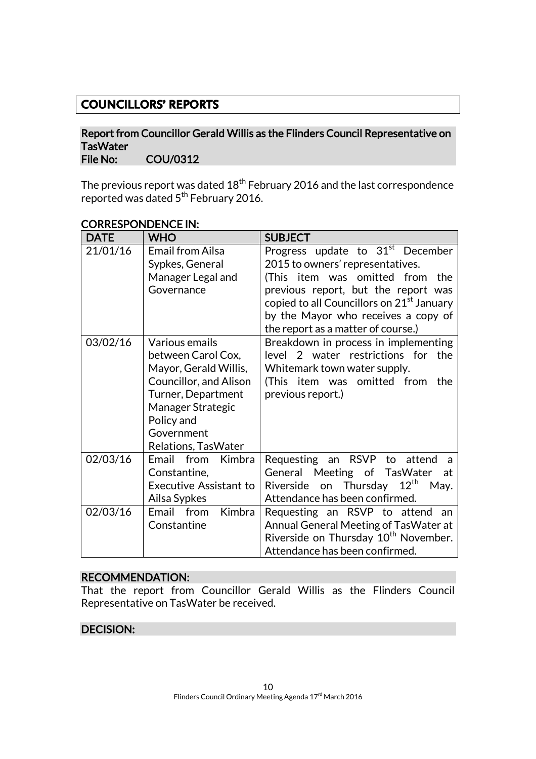# COUNCILLORS' REPORTS

## Report from Councillor Gerald Willis as the Flinders Council Representative on TasWater

**File No: COU/0312**

The previous report was dated 18th February 2016 and the last correspondence reported was dated 5th February 2016.

### CORRESPONDENCE IN:

| DATE | WHO | SUBJECT |
|---|---|---|
| 21/01/16 | Email from Ailsa Sypkes, General Manager Legal and Governance | Progress update to 31st December 2015 to owners' representatives. (This item was omitted from the previous report, but the report was copied to all Councillors on 21st January by the Mayor who receives a copy of the report as a matter of course.) |
| 03/02/16 | Various emails between Carol Cox, Mayor, Gerald Willis, Councillor, and Alison Turner, Department Manager Strategic Policy and Government Relations, TasWater | Breakdown in process in implementing level 2 water restrictions for the Whitemark town water supply. (This item was omitted from the previous report.) |
| 02/03/16 | Email from Kimbra Constantine, Executive Assistant to Ailsa Sypkes | Requesting an RSVP to attend a General Meeting of TasWater at Riverside on Thursday 12th May. Attendance has been confirmed. |
| 02/03/16 | Email from Kimbra Constantine | Requesting an RSVP to attend an Annual General Meeting of TasWater at Riverside on Thursday 10th November. Attendance has been confirmed. |

### RECOMMENDATION:

That the report from Councillor Gerald Willis as the Flinders Council Representative on TasWater be received.

### DECISION: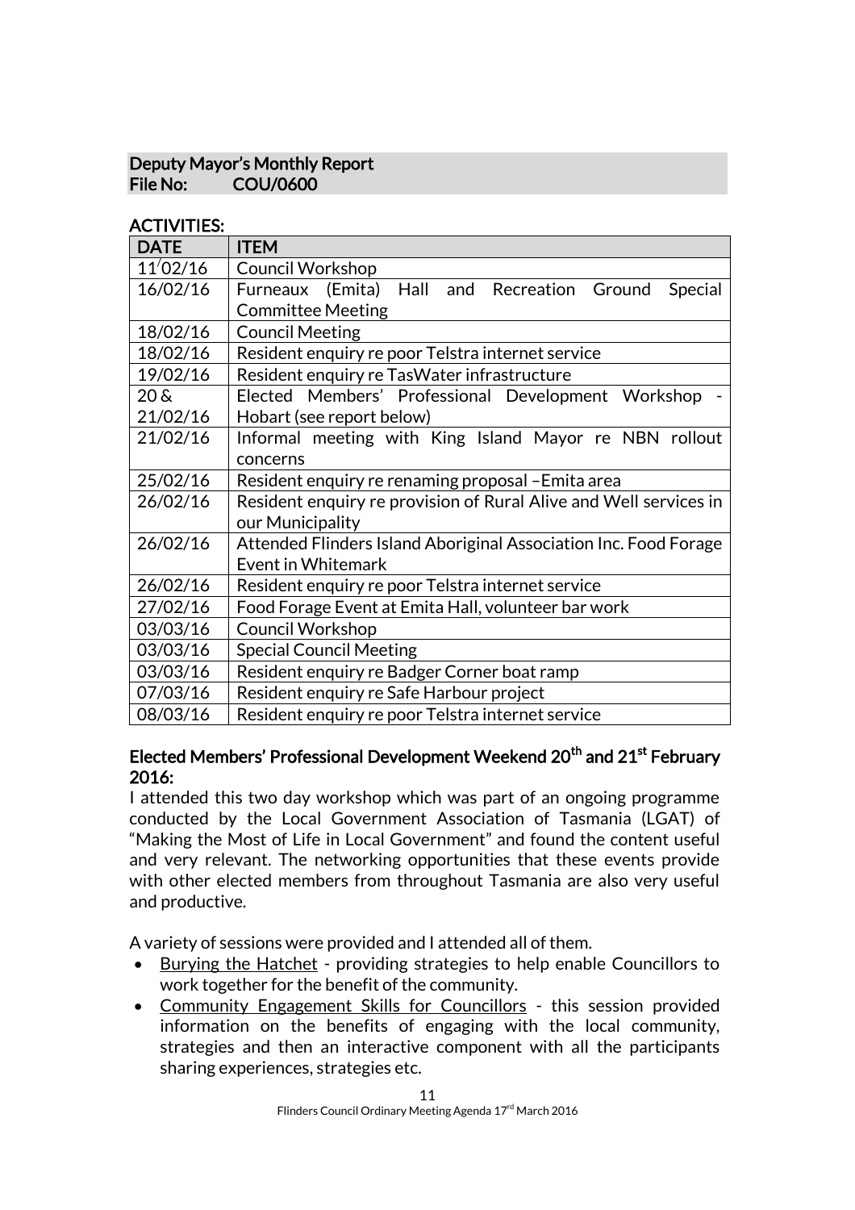**Deputy Mayor's Monthly Report**
**File No: COU/0600**

**ACTIVITIES:**

| DATE | ITEM |
|---|---|
| 11/02/16 | Council Workshop |
| 16/02/16 | Furneaux (Emita) Hall and Recreation Ground Special Committee Meeting |
| 18/02/16 | Council Meeting |
| 18/02/16 | Resident enquiry re poor Telstra internet service |
| 19/02/16 | Resident enquiry re TasWater infrastructure |
| 20 & 21/02/16 | Elected Members' Professional Development Workshop - Hobart (see report below) |
| 21/02/16 | Informal meeting with King Island Mayor re NBN rollout concerns |
| 25/02/16 | Resident enquiry re renaming proposal –Emita area |
| 26/02/16 | Resident enquiry re provision of Rural Alive and Well services in our Municipality |
| 26/02/16 | Attended Flinders Island Aboriginal Association Inc. Food Forage Event in Whitemark |
| 26/02/16 | Resident enquiry re poor Telstra internet service |
| 27/02/16 | Food Forage Event at Emita Hall, volunteer bar work |
| 03/03/16 | Council Workshop |
| 03/03/16 | Special Council Meeting |
| 03/03/16 | Resident enquiry re Badger Corner boat ramp |
| 07/03/16 | Resident enquiry re Safe Harbour project |
| 08/03/16 | Resident enquiry re poor Telstra internet service |

**Elected Members' Professional Development Weekend 20th and 21st February 2016:**

I attended this two day workshop which was part of an ongoing programme conducted by the Local Government Association of Tasmania (LGAT) of "Making the Most of Life in Local Government" and found the content useful and very relevant. The networking opportunities that these events provide with other elected members from throughout Tasmania are also very useful and productive.

A variety of sessions were provided and I attended all of them.

- Burying the Hatchet - providing strategies to help enable Councillors to work together for the benefit of the community.
- Community Engagement Skills for Councillors - this session provided information on the benefits of engaging with the local community, strategies and then an interactive component with all the participants sharing experiences, strategies etc.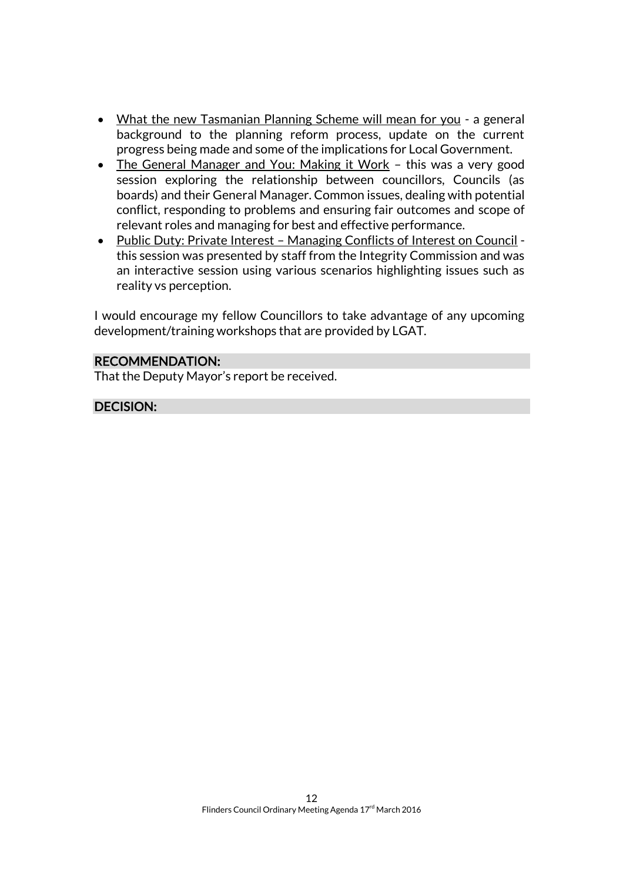- What the new Tasmanian Planning Scheme will mean for you - a general background to the planning reform process, update on the current progress being made and some of the implications for Local Government.
- The General Manager and You: Making it Work – this was a very good session exploring the relationship between councillors, Councils (as boards) and their General Manager. Common issues, dealing with potential conflict, responding to problems and ensuring fair outcomes and scope of relevant roles and managing for best and effective performance.
- Public Duty: Private Interest – Managing Conflicts of Interest on Council - this session was presented by staff from the Integrity Commission and was an interactive session using various scenarios highlighting issues such as reality vs perception.

I would encourage my fellow Councillors to take advantage of any upcoming development/training workshops that are provided by LGAT.

**RECOMMENDATION:**

That the Deputy Mayor's report be received.

**DECISION:**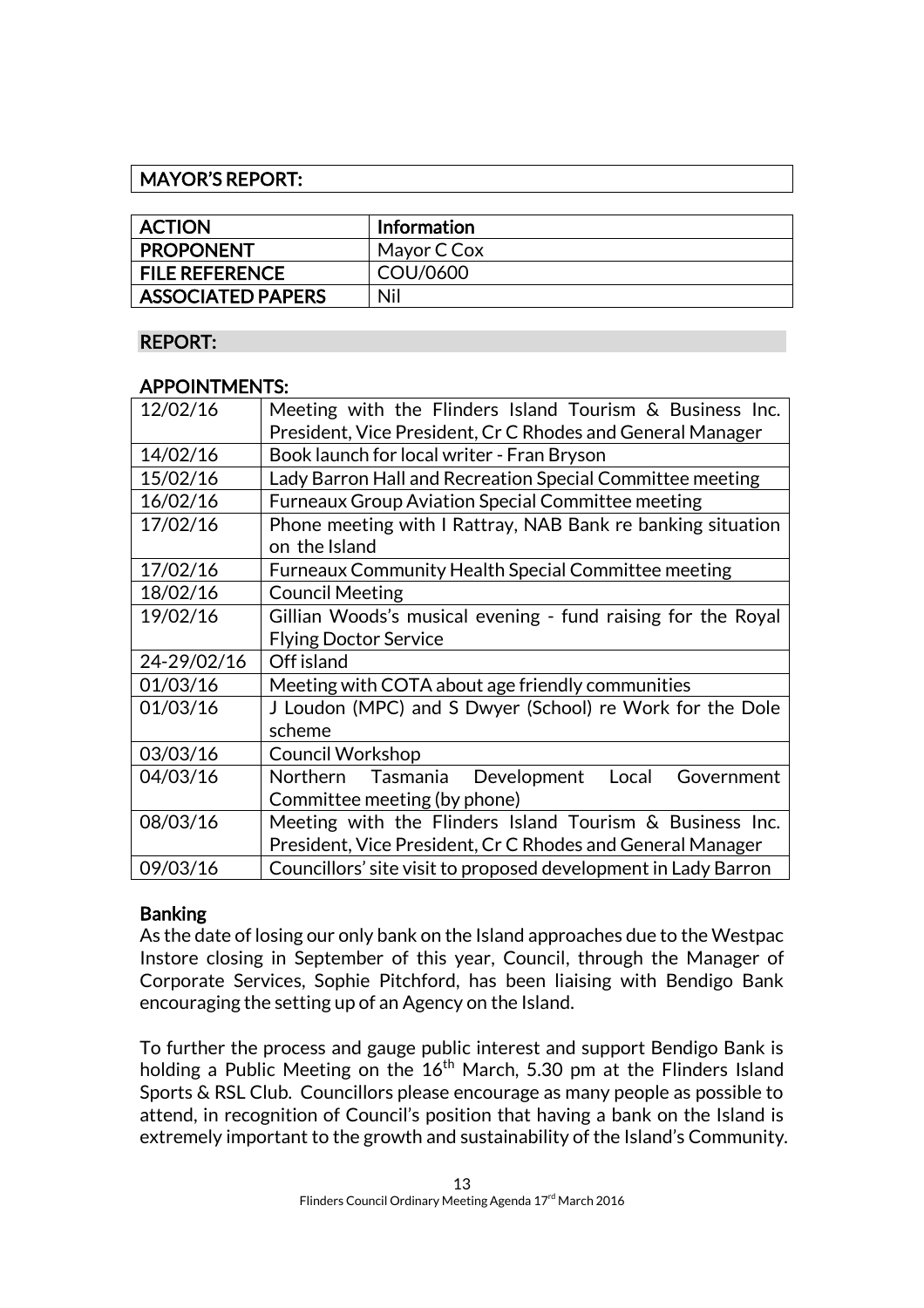## MAYOR'S REPORT:

| ACTION | Information |
|---|---|
| PROPONENT | Mayor C Cox |
| FILE REFERENCE | COU/0600 |
| ASSOCIATED PAPERS | Nil |

### REPORT:

### APPOINTMENTS:

| Date | Appointment |
|---|---|
| 12/02/16 | Meeting with the Flinders Island Tourism & Business Inc. President, Vice President, Cr C Rhodes and General Manager |
| 14/02/16 | Book launch for local writer - Fran Bryson |
| 15/02/16 | Lady Barron Hall and Recreation Special Committee meeting |
| 16/02/16 | Furneaux Group Aviation Special Committee meeting |
| 17/02/16 | Phone meeting with I Rattray, NAB Bank re banking situation on the Island |
| 17/02/16 | Furneaux Community Health Special Committee meeting |
| 18/02/16 | Council Meeting |
| 19/02/16 | Gillian Woods's musical evening - fund raising for the Royal Flying Doctor Service |
| 24-29/02/16 | Off island |
| 01/03/16 | Meeting with COTA about age friendly communities |
| 01/03/16 | J Loudon (MPC) and S Dwyer (School) re Work for the Dole scheme |
| 03/03/16 | Council Workshop |
| 04/03/16 | Northern Tasmania Development Local Government Committee meeting (by phone) |
| 08/03/16 | Meeting with the Flinders Island Tourism & Business Inc. President, Vice President, Cr C Rhodes and General Manager |
| 09/03/16 | Councillors' site visit to proposed development in Lady Barron |

### Banking

As the date of losing our only bank on the Island approaches due to the Westpac Instore closing in September of this year, Council, through the Manager of Corporate Services, Sophie Pitchford, has been liaising with Bendigo Bank encouraging the setting up of an Agency on the Island.

To further the process and gauge public interest and support Bendigo Bank is holding a Public Meeting on the 16th March, 5.30 pm at the Flinders Island Sports & RSL Club. Councillors please encourage as many people as possible to attend, in recognition of Council's position that having a bank on the Island is extremely important to the growth and sustainability of the Island's Community.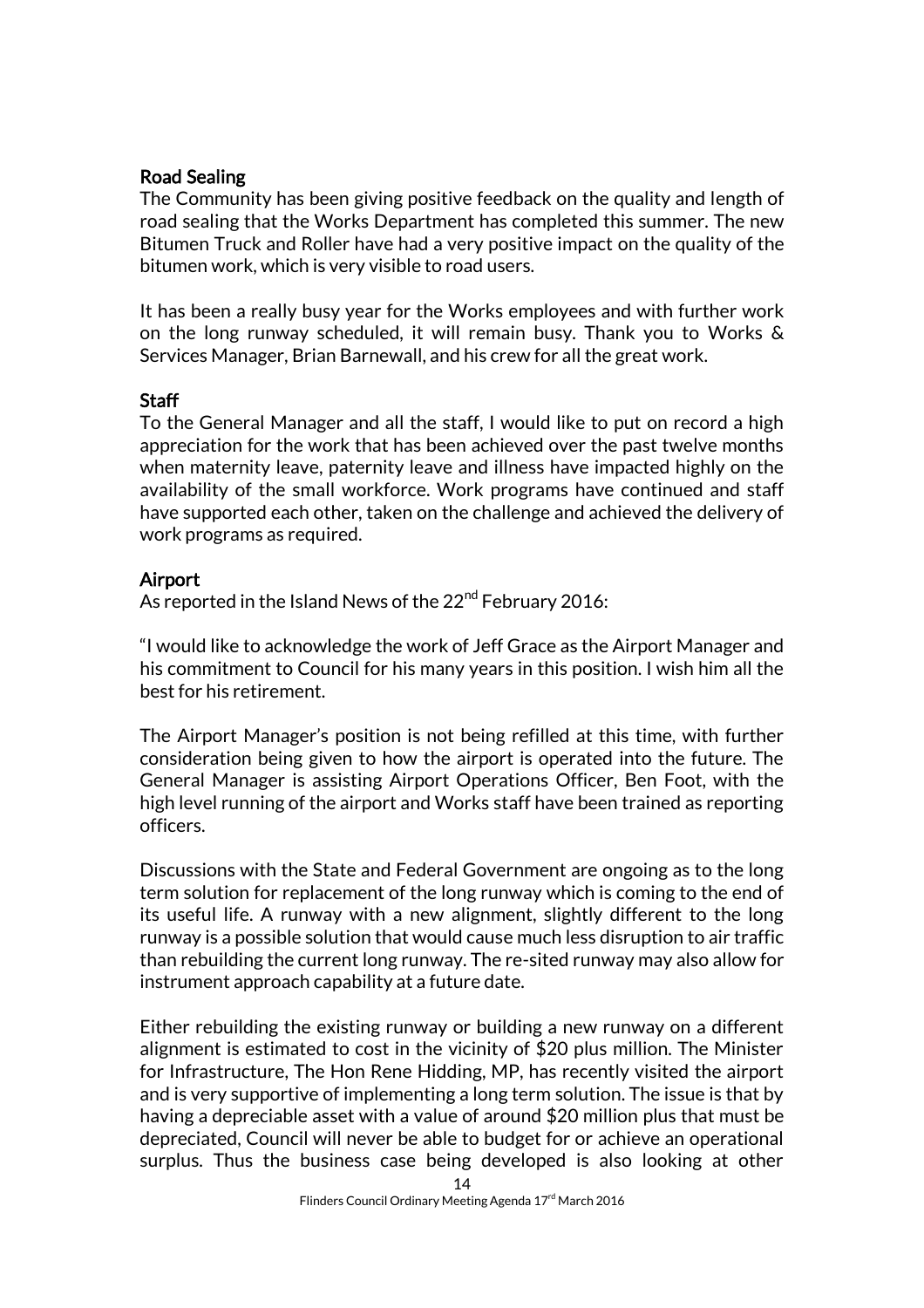### Road Sealing

The Community has been giving positive feedback on the quality and length of road sealing that the Works Department has completed this summer. The new Bitumen Truck and Roller have had a very positive impact on the quality of the bitumen work, which is very visible to road users.

It has been a really busy year for the Works employees and with further work on the long runway scheduled, it will remain busy. Thank you to Works & Services Manager, Brian Barnewall, and his crew for all the great work.

### Staff

To the General Manager and all the staff, I would like to put on record a high appreciation for the work that has been achieved over the past twelve months when maternity leave, paternity leave and illness have impacted highly on the availability of the small workforce. Work programs have continued and staff have supported each other, taken on the challenge and achieved the delivery of work programs as required.

### Airport

As reported in the Island News of the 22nd February 2016:

"I would like to acknowledge the work of Jeff Grace as the Airport Manager and his commitment to Council for his many years in this position. I wish him all the best for his retirement.

The Airport Manager's position is not being refilled at this time, with further consideration being given to how the airport is operated into the future. The General Manager is assisting Airport Operations Officer, Ben Foot, with the high level running of the airport and Works staff have been trained as reporting officers.

Discussions with the State and Federal Government are ongoing as to the long term solution for replacement of the long runway which is coming to the end of its useful life. A runway with a new alignment, slightly different to the long runway is a possible solution that would cause much less disruption to air traffic than rebuilding the current long runway. The re-sited runway may also allow for instrument approach capability at a future date.

Either rebuilding the existing runway or building a new runway on a different alignment is estimated to cost in the vicinity of $20 plus million. The Minister for Infrastructure, The Hon Rene Hidding, MP, has recently visited the airport and is very supportive of implementing a long term solution. The issue is that by having a depreciable asset with a value of around $20 million plus that must be depreciated, Council will never be able to budget for or achieve an operational surplus. Thus the business case being developed is also looking at other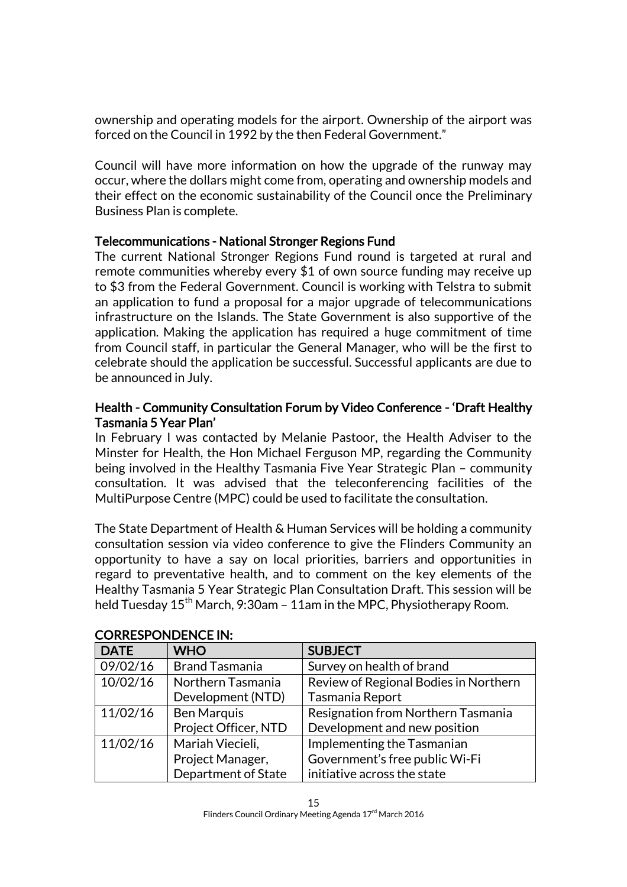ownership and operating models for the airport. Ownership of the airport was forced on the Council in 1992 by the then Federal Government."

Council will have more information on how the upgrade of the runway may occur, where the dollars might come from, operating and ownership models and their effect on the economic sustainability of the Council once the Preliminary Business Plan is complete.

**Telecommunications - National Stronger Regions Fund**

The current National Stronger Regions Fund round is targeted at rural and remote communities whereby every $1 of own source funding may receive up to $3 from the Federal Government. Council is working with Telstra to submit an application to fund a proposal for a major upgrade of telecommunications infrastructure on the Islands. The State Government is also supportive of the application. Making the application has required a huge commitment of time from Council staff, in particular the General Manager, who will be the first to celebrate should the application be successful. Successful applicants are due to be announced in July.

**Health - Community Consultation Forum by Video Conference - 'Draft Healthy Tasmania 5 Year Plan'**

In February I was contacted by Melanie Pastoor, the Health Adviser to the Minster for Health, the Hon Michael Ferguson MP, regarding the Community being involved in the Healthy Tasmania Five Year Strategic Plan – community consultation. It was advised that the teleconferencing facilities of the MultiPurpose Centre (MPC) could be used to facilitate the consultation.

The State Department of Health & Human Services will be holding a community consultation session via video conference to give the Flinders Community an opportunity to have a say on local priorities, barriers and opportunities in regard to preventative health, and to comment on the key elements of the Healthy Tasmania 5 Year Strategic Plan Consultation Draft. This session will be held Tuesday 15th March, 9:30am – 11am in the MPC, Physiotherapy Room.

**CORRESPONDENCE IN:**

| DATE | WHO | SUBJECT |
|---|---|---|
| 09/02/16 | Brand Tasmania | Survey on health of brand |
| 10/02/16 | Northern Tasmania Development (NTD) | Review of Regional Bodies in Northern Tasmania Report |
| 11/02/16 | Ben Marquis Project Officer, NTD | Resignation from Northern Tasmania Development and new position |
| 11/02/16 | Mariah Viecieli, Project Manager, Department of State | Implementing the Tasmanian Government's free public Wi-Fi initiative across the state |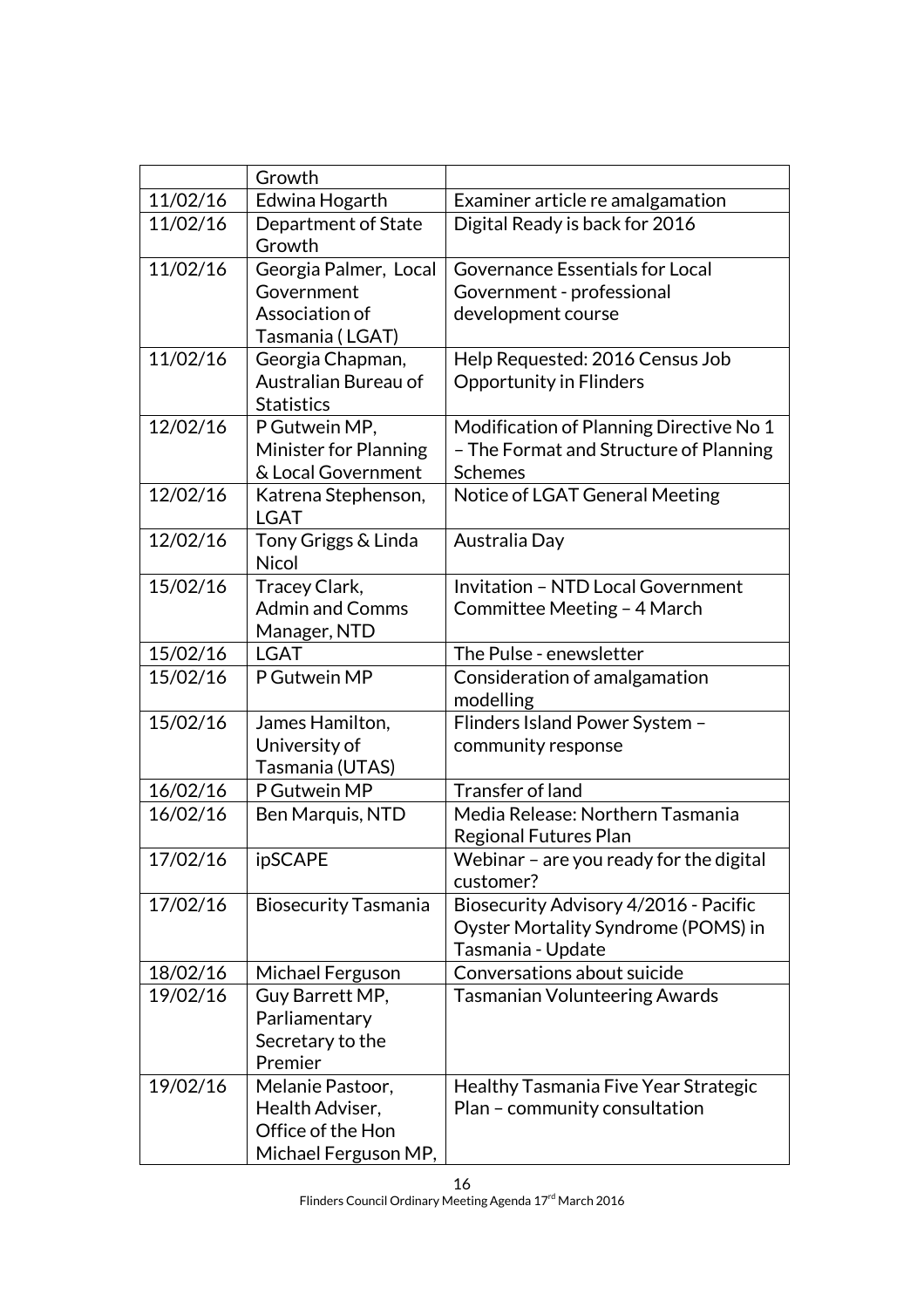| | | |
|---|---|---|
| | Growth | |
| 11/02/16 | Edwina Hogarth | Examiner article re amalgamation |
| 11/02/16 | Department of State Growth | Digital Ready is back for 2016 |
| 11/02/16 | Georgia Palmer, Local Government Association of Tasmania ( LGAT) | Governance Essentials for Local Government - professional development course |
| 11/02/16 | Georgia Chapman, Australian Bureau of Statistics | Help Requested: 2016 Census Job Opportunity in Flinders |
| 12/02/16 | P Gutwein MP, Minister for Planning & Local Government | Modification of Planning Directive No 1 – The Format and Structure of Planning Schemes |
| 12/02/16 | Katrena Stephenson, LGAT | Notice of LGAT General Meeting |
| 12/02/16 | Tony Griggs & Linda Nicol | Australia Day |
| 15/02/16 | Tracey Clark, Admin and Comms Manager, NTD | Invitation – NTD Local Government Committee Meeting – 4 March |
| 15/02/16 | LGAT | The Pulse - enewsletter |
| 15/02/16 | P Gutwein MP | Consideration of amalgamation modelling |
| 15/02/16 | James Hamilton, University of Tasmania (UTAS) | Flinders Island Power System – community response |
| 16/02/16 | P Gutwein MP | Transfer of land |
| 16/02/16 | Ben Marquis, NTD | Media Release: Northern Tasmania Regional Futures Plan |
| 17/02/16 | ipSCAPE | Webinar – are you ready for the digital customer? |
| 17/02/16 | Biosecurity Tasmania | Biosecurity Advisory 4/2016 - Pacific Oyster Mortality Syndrome (POMS) in Tasmania - Update |
| 18/02/16 | Michael Ferguson | Conversations about suicide |
| 19/02/16 | Guy Barrett MP, Parliamentary Secretary to the Premier | Tasmanian Volunteering Awards |
| 19/02/16 | Melanie Pastoor, Health Adviser, Office of the Hon Michael Ferguson MP, | Healthy Tasmania Five Year Strategic Plan – community consultation |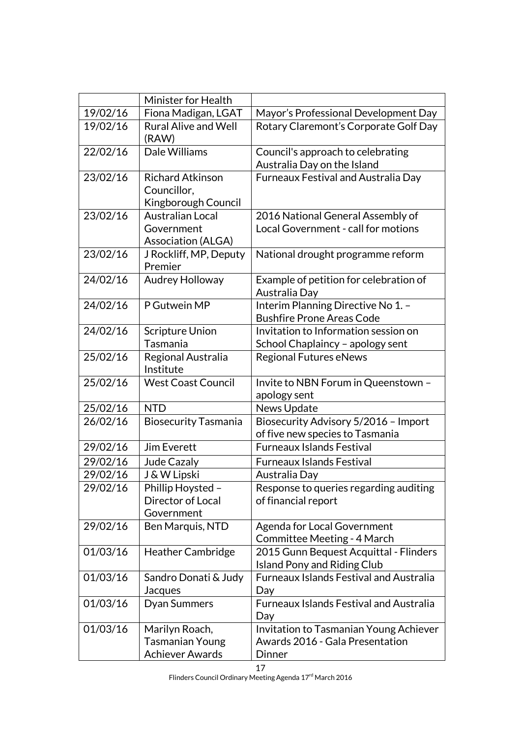| | | |
|---|---|---|
| | Minister for Health | |
| 19/02/16 | Fiona Madigan, LGAT | Mayor's Professional Development Day |
| 19/02/16 | Rural Alive and Well (RAW) | Rotary Claremont's Corporate Golf Day |
| 22/02/16 | Dale Williams | Council's approach to celebrating Australia Day on the Island |
| 23/02/16 | Richard Atkinson Councillor, Kingborough Council | Furneaux Festival and Australia Day |
| 23/02/16 | Australian Local Government Association (ALGA) | 2016 National General Assembly of Local Government - call for motions |
| 23/02/16 | J Rockliff, MP, Deputy Premier | National drought programme reform |
| 24/02/16 | Audrey Holloway | Example of petition for celebration of Australia Day |
| 24/02/16 | P Gutwein MP | Interim Planning Directive No 1. – Bushfire Prone Areas Code |
| 24/02/16 | Scripture Union Tasmania | Invitation to Information session on School Chaplaincy – apology sent |
| 25/02/16 | Regional Australia Institute | Regional Futures eNews |
| 25/02/16 | West Coast Council | Invite to NBN Forum in Queenstown – apology sent |
| 25/02/16 | NTD | News Update |
| 26/02/16 | Biosecurity Tasmania | Biosecurity Advisory 5/2016 – Import of five new species to Tasmania |
| 29/02/16 | Jim Everett | Furneaux Islands Festival |
| 29/02/16 | Jude Cazaly | Furneaux Islands Festival |
| 29/02/16 | J & W Lipski | Australia Day |
| 29/02/16 | Phillip Hoysted – Director of Local Government | Response to queries regarding auditing of financial report |
| 29/02/16 | Ben Marquis, NTD | Agenda for Local Government Committee Meeting - 4 March |
| 01/03/16 | Heather Cambridge | 2015 Gunn Bequest Acquittal - Flinders Island Pony and Riding Club |
| 01/03/16 | Sandro Donati & Judy Jacques | Furneaux Islands Festival and Australia Day |
| 01/03/16 | Dyan Summers | Furneaux Islands Festival and Australia Day |
| 01/03/16 | Marilyn Roach, Tasmanian Young Achiever Awards | Invitation to Tasmanian Young Achiever Awards 2016 - Gala Presentation Dinner |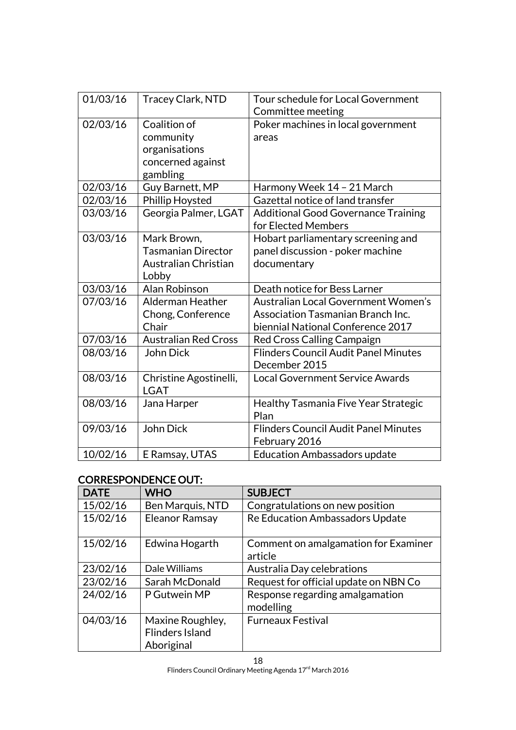| | | |
|---|---|---|
| 01/03/16 | Tracey Clark, NTD | Tour schedule for Local Government Committee meeting |
| 02/03/16 | Coalition of community organisations concerned against gambling | Poker machines in local government areas |
| 02/03/16 | Guy Barnett, MP | Harmony Week 14 – 21 March |
| 02/03/16 | Phillip Hoysted | Gazettal notice of land transfer |
| 03/03/16 | Georgia Palmer, LGAT | Additional Good Governance Training for Elected Members |
| 03/03/16 | Mark Brown, Tasmanian Director Australian Christian Lobby | Hobart parliamentary screening and panel discussion - poker machine documentary |
| 03/03/16 | Alan Robinson | Death notice for Bess Larner |
| 07/03/16 | Alderman Heather Chong, Conference Chair | Australian Local Government Women's Association Tasmanian Branch Inc. biennial National Conference 2017 |
| 07/03/16 | Australian Red Cross | Red Cross Calling Campaign |
| 08/03/16 | John Dick | Flinders Council Audit Panel Minutes December 2015 |
| 08/03/16 | Christine Agostinelli, LGAT | Local Government Service Awards |
| 08/03/16 | Jana Harper | Healthy Tasmania Five Year Strategic Plan |
| 09/03/16 | John Dick | Flinders Council Audit Panel Minutes February 2016 |
| 10/02/16 | E Ramsay, UTAS | Education Ambassadors update |

## CORRESPONDENCE OUT:

| DATE | WHO | SUBJECT |
|---|---|---|
| 15/02/16 | Ben Marquis, NTD | Congratulations on new position |
| 15/02/16 | Eleanor Ramsay | Re Education Ambassadors Update |
| 15/02/16 | Edwina Hogarth | Comment on amalgamation for Examiner article |
| 23/02/16 | Dale Williams | Australia Day celebrations |
| 23/02/16 | Sarah McDonald | Request for official update on NBN Co |
| 24/02/16 | P Gutwein MP | Response regarding amalgamation modelling |
| 04/03/16 | Maxine Roughley, Flinders Island Aboriginal | Furneaux Festival |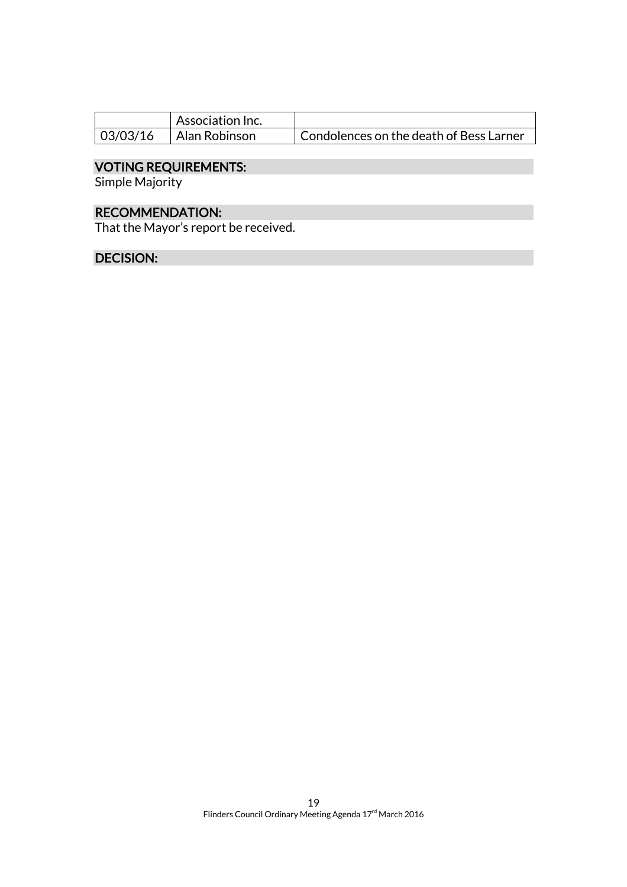| | | |
|---|---|---|
| | Association Inc. | |
| 03/03/16 | Alan Robinson | Condolences on the death of Bess Larner |

## VOTING REQUIREMENTS:

Simple Majority

## RECOMMENDATION:

That the Mayor's report be received.

## DECISION: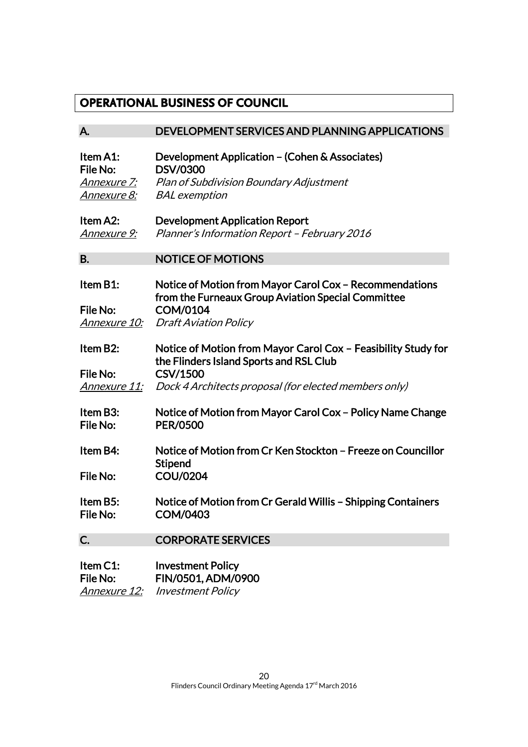## OPERATIONAL BUSINESS OF COUNCIL

### A. DEVELOPMENT SERVICES AND PLANNING APPLICATIONS

**Item A1:** **Development Application – (Cohen & Associates)**
**File No:** **DSV/0300**
*Annexure 7:* *Plan of Subdivision Boundary Adjustment*
*Annexure 8:* *BAL exemption*

**Item A2:** **Development Application Report**
*Annexure 9:* *Planner's Information Report – February 2016*

### B. NOTICE OF MOTIONS

**Item B1:** **Notice of Motion from Mayor Carol Cox – Recommendations from the Furneaux Group Aviation Special Committee**
**File No:** **COM/0104**
*Annexure 10:* *Draft Aviation Policy*

**Item B2:** **Notice of Motion from Mayor Carol Cox – Feasibility Study for the Flinders Island Sports and RSL Club**
**File No:** **CSV/1500**
*Annexure 11:* *Dock 4 Architects proposal (for elected members only)*

**Item B3:** **Notice of Motion from Mayor Carol Cox – Policy Name Change**
**File No:** **PER/0500**

**Item B4:** **Notice of Motion from Cr Ken Stockton – Freeze on Councillor Stipend**
**File No:** **COU/0204**

**Item B5:** **Notice of Motion from Cr Gerald Willis – Shipping Containers**
**File No:** **COM/0403**

### C. CORPORATE SERVICES

**Item C1:** **Investment Policy**
**File No:** **FIN/0501, ADM/0900**
*Annexure 12:* *Investment Policy*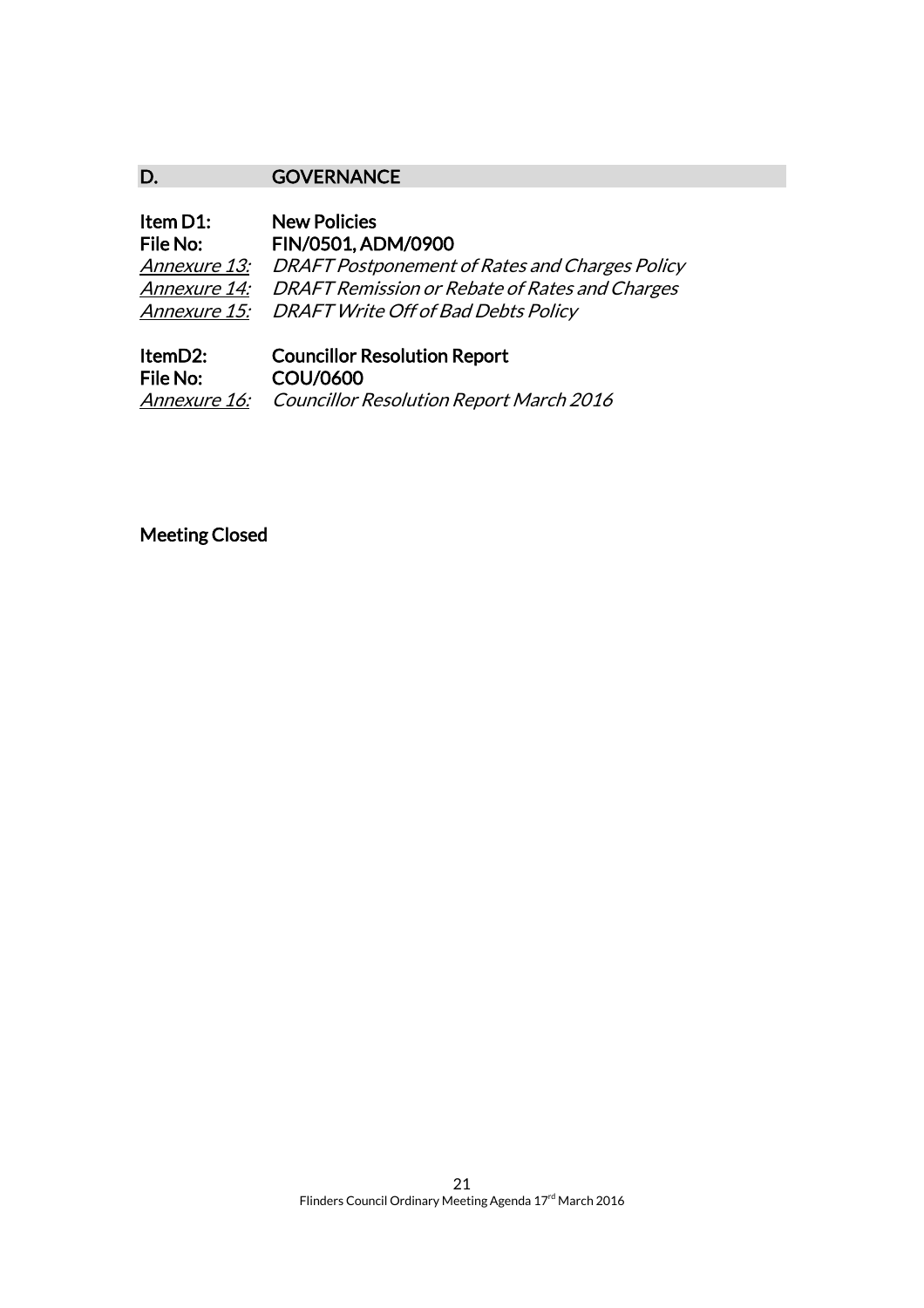## D. GOVERNANCE

**Item D1: New Policies**
**File No: FIN/0501, ADM/0900**
*Annexure 13:* *DRAFT Postponement of Rates and Charges Policy*
*Annexure 14:* *DRAFT Remission or Rebate of Rates and Charges*
*Annexure 15:* *DRAFT Write Off of Bad Debts Policy*

**ItemD2: Councillor Resolution Report**
**File No: COU/0600**
*Annexure 16:* *Councillor Resolution Report March 2016*

**Meeting Closed**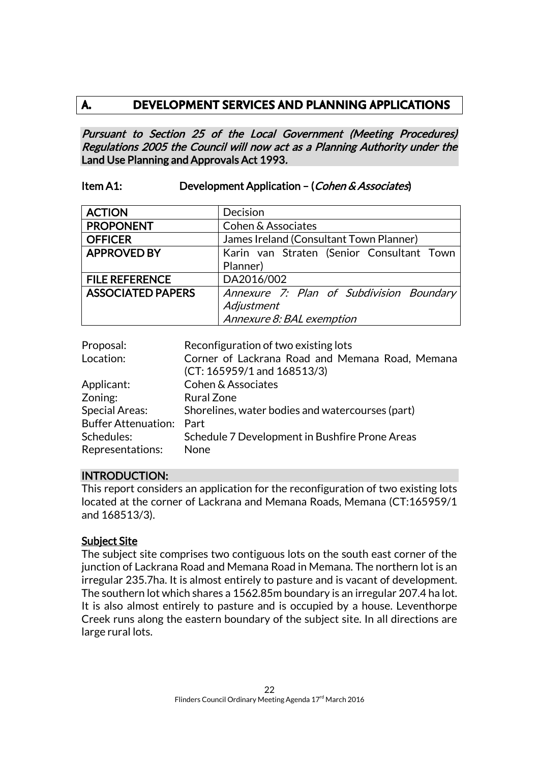# A. DEVELOPMENT SERVICES AND PLANNING APPLICATIONS

***Pursuant to Section 25 of the Local Government (Meeting Procedures) Regulations 2005 the Council will now act as a Planning Authority under the*** **Land Use Planning and Approvals Act 1993.**

**Item A1: Development Application – (*Cohen & Associates*)**

| | |
|---|---|
| **ACTION** | Decision |
| **PROPONENT** | Cohen & Associates |
| **OFFICER** | James Ireland (Consultant Town Planner) |
| **APPROVED BY** | Karin van Straten (Senior Consultant Town Planner) |
| **FILE REFERENCE** | DA2016/002 |
| **ASSOCIATED PAPERS** | *Annexure 7: Plan of Subdivision Boundary Adjustment*<br>*Annexure 8: BAL exemption* |

| | |
|---|---|
| Proposal: | Reconfiguration of two existing lots |
| Location: | Corner of Lackrana Road and Memana Road, Memana (CT: 165959/1 and 168513/3) |
| Applicant: | Cohen & Associates |
| Zoning: | Rural Zone |
| Special Areas: | Shorelines, water bodies and watercourses (part) |
| Buffer Attenuation: | Part |
| Schedules: | Schedule 7 Development in Bushfire Prone Areas |
| Representations: | None |

## INTRODUCTION:

This report considers an application for the reconfiguration of two existing lots located at the corner of Lackrana and Memana Roads, Memana (CT:165959/1 and 168513/3).

### Subject Site

The subject site comprises two contiguous lots on the south east corner of the junction of Lackrana Road and Memana Road in Memana. The northern lot is an irregular 235.7ha. It is almost entirely to pasture and is vacant of development. The southern lot which shares a 1562.85m boundary is an irregular 207.4 ha lot. It is also almost entirely to pasture and is occupied by a house. Leventhorpe Creek runs along the eastern boundary of the subject site. In all directions are large rural lots.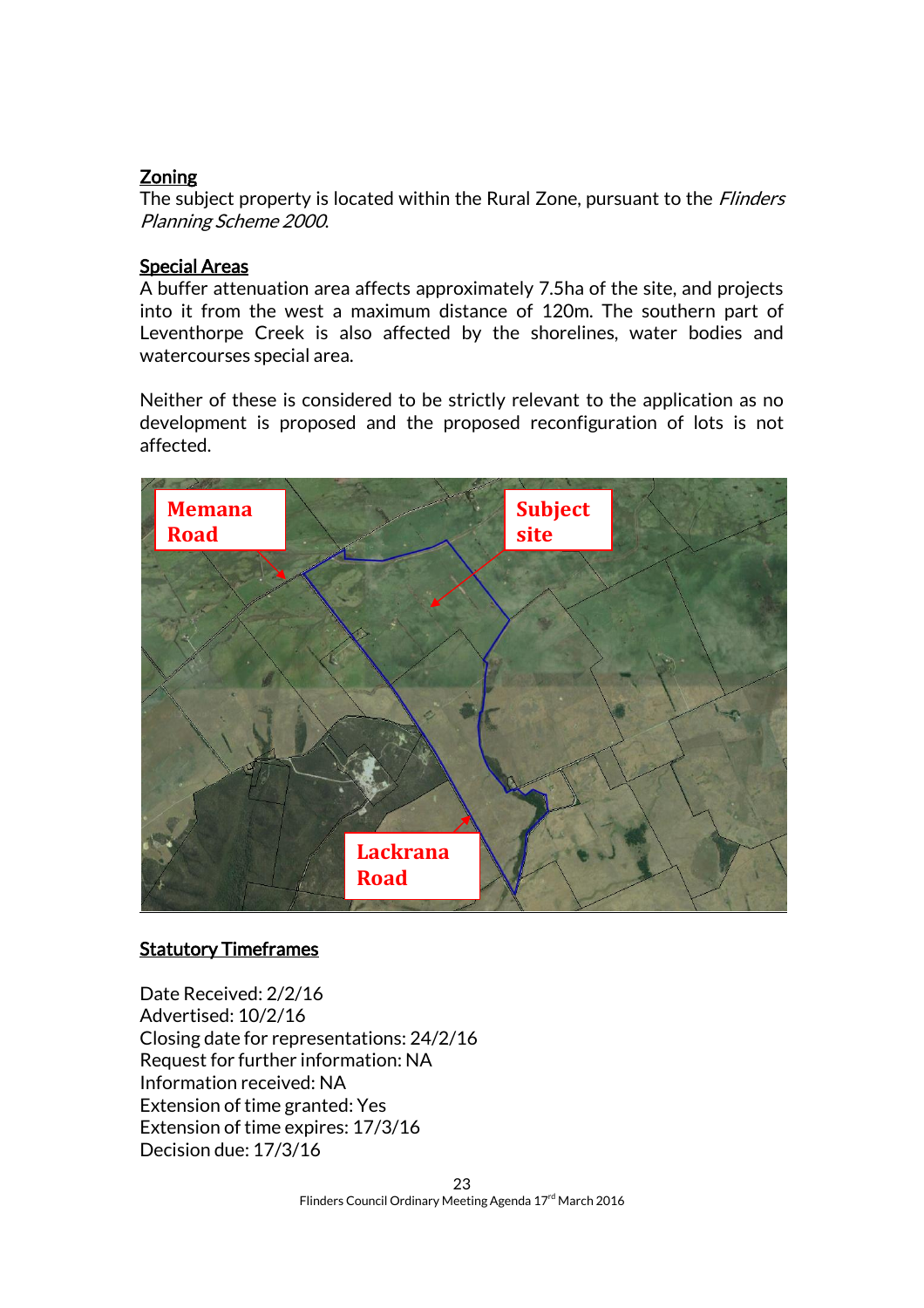## Zoning

The subject property is located within the Rural Zone, pursuant to the *Flinders Planning Scheme 2000*.

## Special Areas

A buffer attenuation area affects approximately 7.5ha of the site, and projects into it from the west a maximum distance of 120m. The southern part of Leventhorpe Creek is also affected by the shorelines, water bodies and watercourses special area.

Neither of these is considered to be strictly relevant to the application as no development is proposed and the proposed reconfiguration of lots is not affected.

## Statutory Timeframes

Date Received: 2/2/16
Advertised: 10/2/16
Closing date for representations: 24/2/16
Request for further information: NA
Information received: NA
Extension of time granted: Yes
Extension of time expires: 17/3/16
Decision due: 17/3/16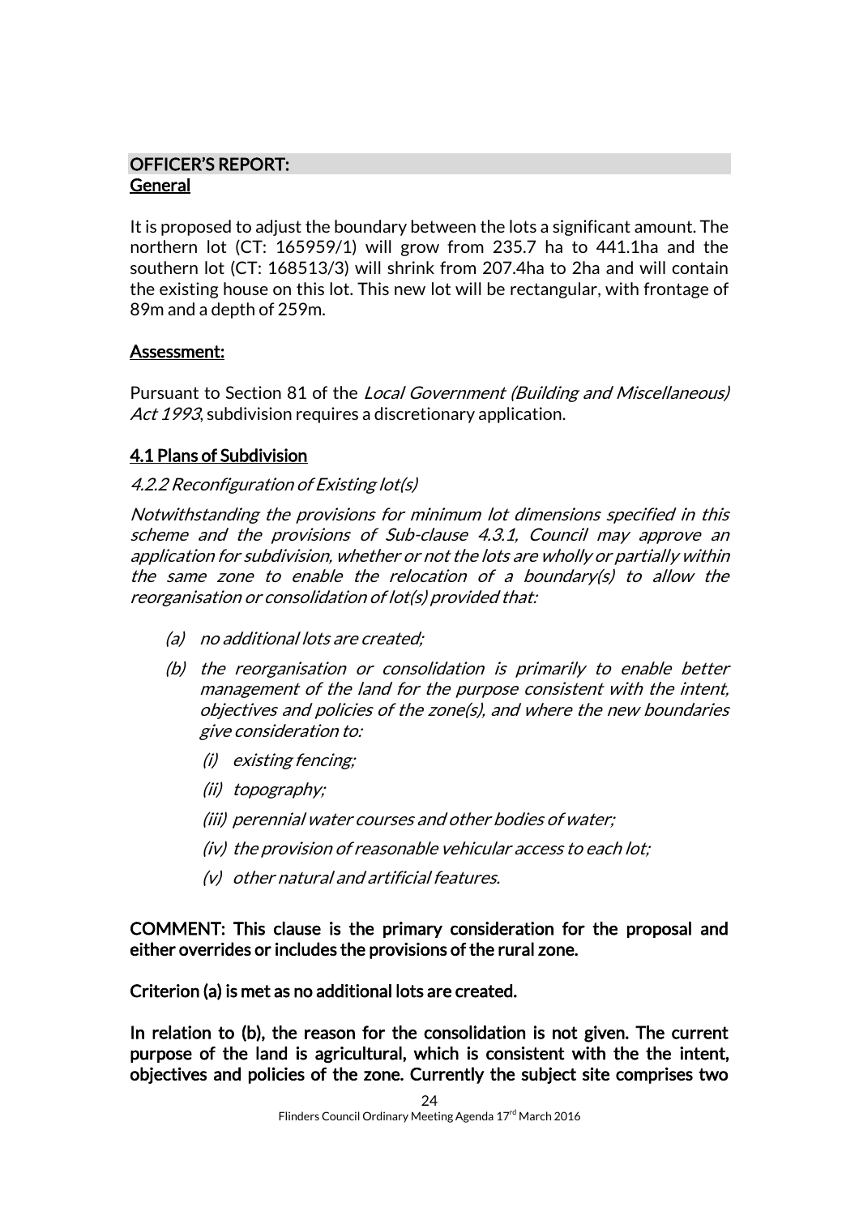## OFFICER'S REPORT:

### General

It is proposed to adjust the boundary between the lots a significant amount. The northern lot (CT: 165959/1) will grow from 235.7 ha to 441.1ha and the southern lot (CT: 168513/3) will shrink from 207.4ha to 2ha and will contain the existing house on this lot. This new lot will be rectangular, with frontage of 89m and a depth of 259m.

### Assessment:

Pursuant to Section 81 of the *Local Government (Building and Miscellaneous) Act 1993*, subdivision requires a discretionary application.

### 4.1 Plans of Subdivision

*4.2.2 Reconfiguration of Existing lot(s)*

*Notwithstanding the provisions for minimum lot dimensions specified in this scheme and the provisions of Sub-clause 4.3.1, Council may approve an application for subdivision, whether or not the lots are wholly or partially within the same zone to enable the relocation of a boundary(s) to allow the reorganisation or consolidation of lot(s) provided that:*

- *(a) no additional lots are created;*
- *(b) the reorganisation or consolidation is primarily to enable better management of the land for the purpose consistent with the intent, objectives and policies of the zone(s), and where the new boundaries give consideration to:*
  - *(i) existing fencing;*
  - *(ii) topography;*
  - *(iii) perennial water courses and other bodies of water;*
  - *(iv) the provision of reasonable vehicular access to each lot;*
  - *(v) other natural and artificial features.*

**COMMENT: This clause is the primary consideration for the proposal and either overrides or includes the provisions of the rural zone.**

**Criterion (a) is met as no additional lots are created.**

**In relation to (b), the reason for the consolidation is not given. The current purpose of the land is agricultural, which is consistent with the the intent, objectives and policies of the zone. Currently the subject site comprises two**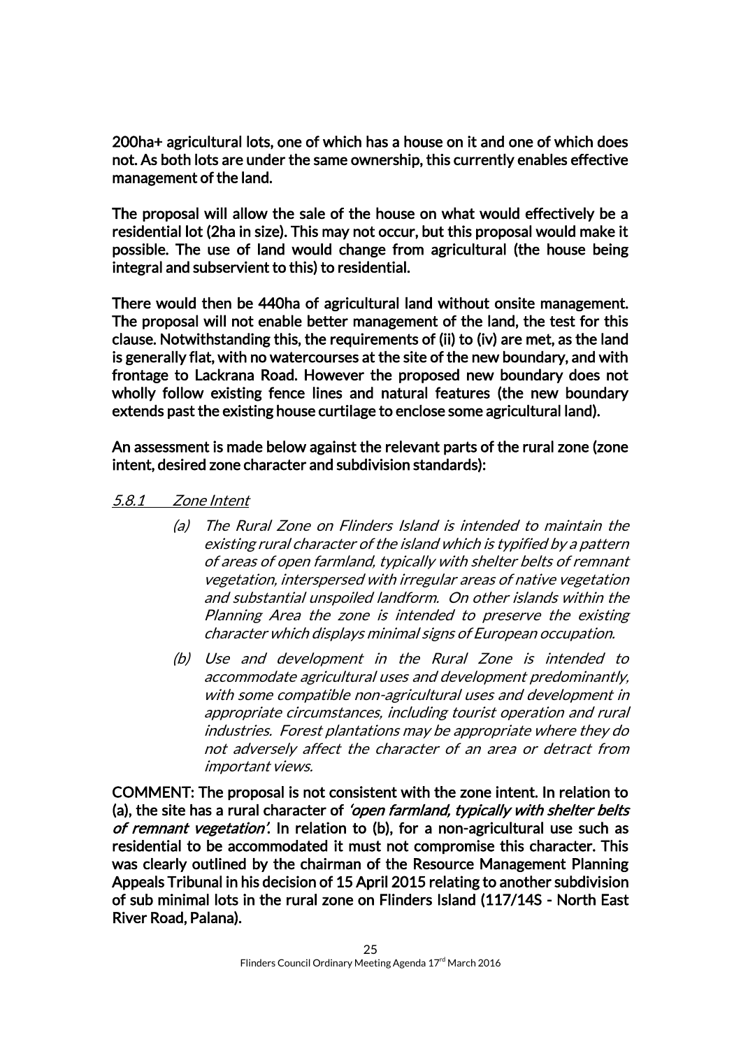**200ha+ agricultural lots, one of which has a house on it and one of which does not. As both lots are under the same ownership, this currently enables effective management of the land.**

**The proposal will allow the sale of the house on what would effectively be a residential lot (2ha in size). This may not occur, but this proposal would make it possible. The use of land would change from agricultural (the house being integral and subservient to this) to residential.**

**There would then be 440ha of agricultural land without onsite management. The proposal will not enable better management of the land, the test for this clause. Notwithstanding this, the requirements of (ii) to (iv) are met, as the land is generally flat, with no watercourses at the site of the new boundary, and with frontage to Lackrana Road. However the proposed new boundary does not wholly follow existing fence lines and natural features (the new boundary extends past the existing house curtilage to enclose some agricultural land).**

**An assessment is made below against the relevant parts of the rural zone (zone intent, desired zone character and subdivision standards):**

*5.8.1 Zone Intent*

*(a) The Rural Zone on Flinders Island is intended to maintain the existing rural character of the island which is typified by a pattern of areas of open farmland, typically with shelter belts of remnant vegetation, interspersed with irregular areas of native vegetation and substantial unspoiled landform. On other islands within the Planning Area the zone is intended to preserve the existing character which displays minimal signs of European occupation.*

*(b) Use and development in the Rural Zone is intended to accommodate agricultural uses and development predominantly, with some compatible non-agricultural uses and development in appropriate circumstances, including tourist operation and rural industries. Forest plantations may be appropriate where they do not adversely affect the character of an area or detract from important views.*

**COMMENT: The proposal is not consistent with the zone intent. In relation to (a), the site has a rural character of *'open farmland, typically with shelter belts of remnant vegetation'*. In relation to (b), for a non-agricultural use such as residential to be accommodated it must not compromise this character. This was clearly outlined by the chairman of the Resource Management Planning Appeals Tribunal in his decision of 15 April 2015 relating to another subdivision of sub minimal lots in the rural zone on Flinders Island (117/14S - North East River Road, Palana).**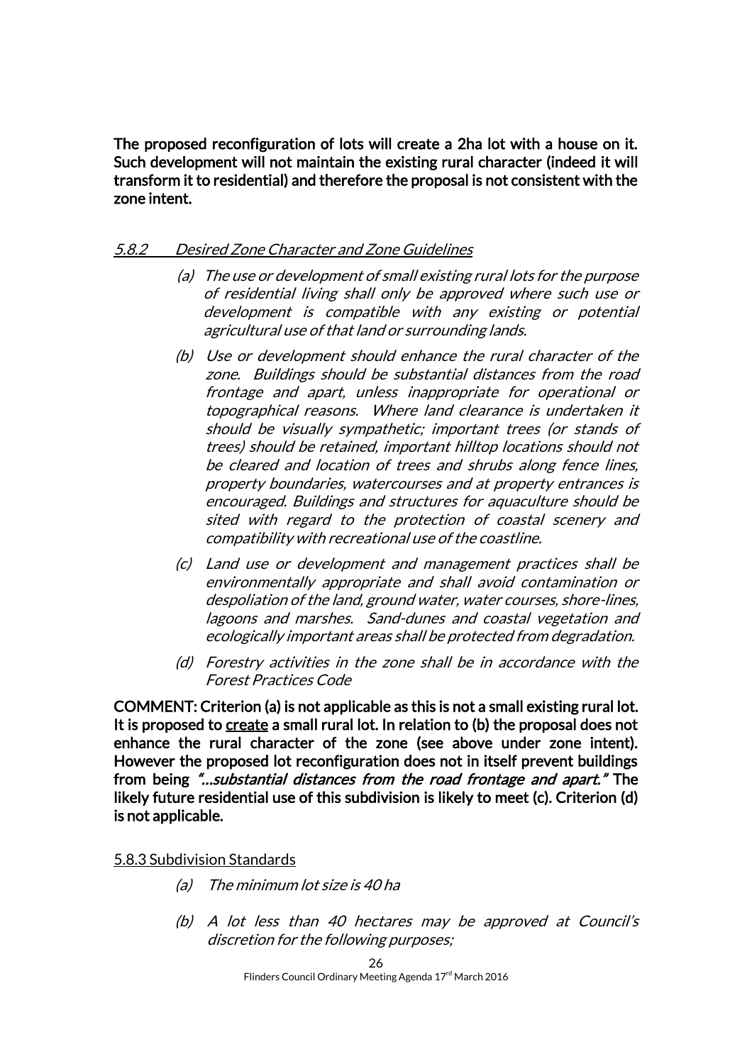**The proposed reconfiguration of lots will create a 2ha lot with a house on it. Such development will not maintain the existing rural character (indeed it will transform it to residential) and therefore the proposal is not consistent with the zone intent.**

#### *5.8.2 Desired Zone Character and Zone Guidelines*

*(a) The use or development of small existing rural lots for the purpose of residential living shall only be approved where such use or development is compatible with any existing or potential agricultural use of that land or surrounding lands.*

*(b) Use or development should enhance the rural character of the zone. Buildings should be substantial distances from the road frontage and apart, unless inappropriate for operational or topographical reasons. Where land clearance is undertaken it should be visually sympathetic; important trees (or stands of trees) should be retained, important hilltop locations should not be cleared and location of trees and shrubs along fence lines, property boundaries, watercourses and at property entrances is encouraged. Buildings and structures for aquaculture should be sited with regard to the protection of coastal scenery and compatibility with recreational use of the coastline.*

*(c) Land use or development and management practices shall be environmentally appropriate and shall avoid contamination or despoliation of the land, ground water, water courses, shore-lines, lagoons and marshes. Sand-dunes and coastal vegetation and ecologically important areas shall be protected from degradation.*

*(d) Forestry activities in the zone shall be in accordance with the Forest Practices Code*

**COMMENT: Criterion (a) is not applicable as this is not a small existing rural lot. It is proposed to <u>create</u> a small rural lot. In relation to (b) the proposal does not enhance the rural character of the zone (see above under zone intent). However the proposed lot reconfiguration does not in itself prevent buildings from being *"…substantial distances from the road frontage and apart."* The likely future residential use of this subdivision is likely to meet (c). Criterion (d) is not applicable.**

#### <u>5.8.3 Subdivision Standards</u>

*(a) The minimum lot size is 40 ha*

*(b) A lot less than 40 hectares may be approved at Council's discretion for the following purposes;*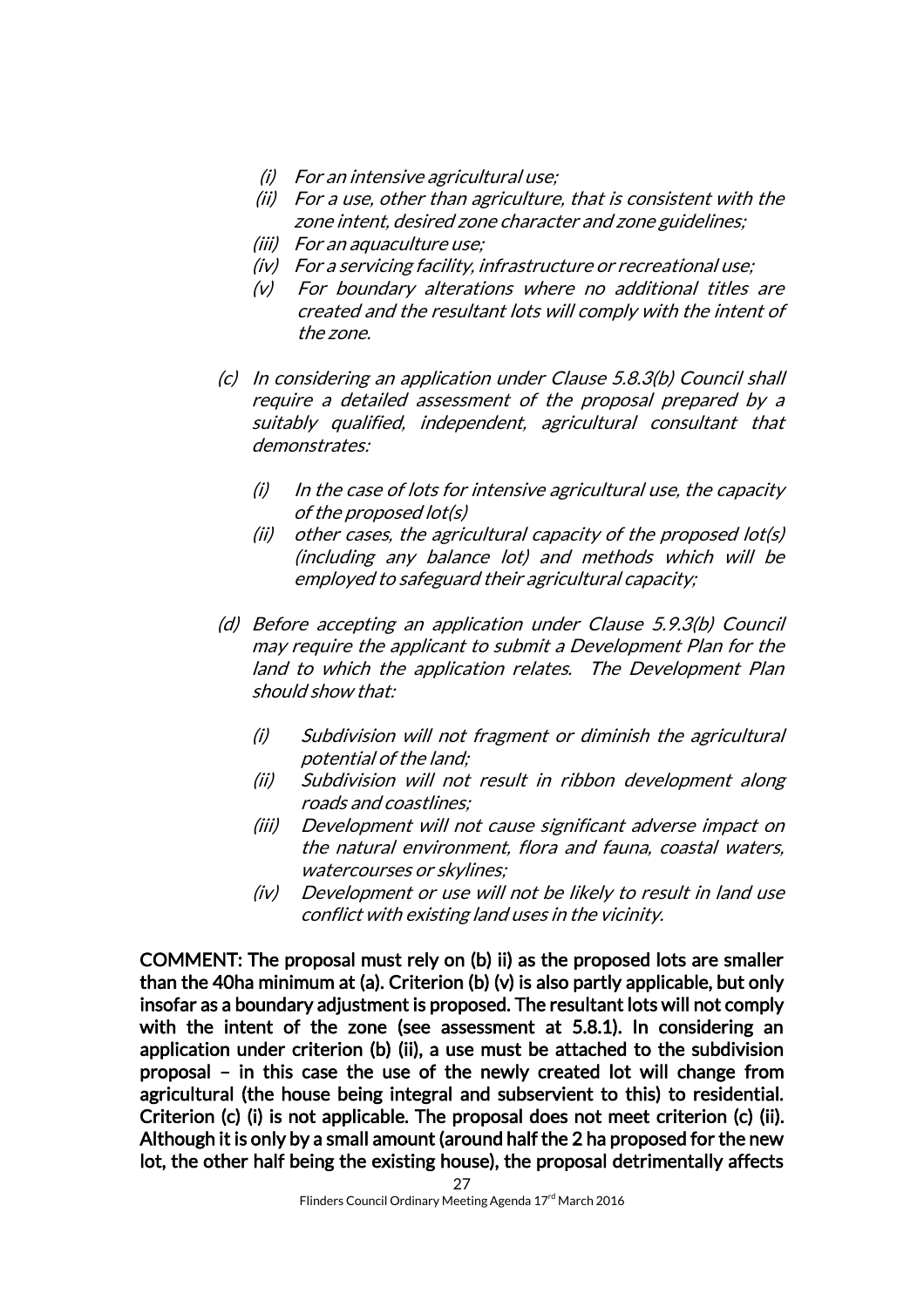- *(i) For an intensive agricultural use;*
- *(ii) For a use, other than agriculture, that is consistent with the zone intent, desired zone character and zone guidelines;*
- *(iii) For an aquaculture use;*
- *(iv) For a servicing facility, infrastructure or recreational use;*
- *(v) For boundary alterations where no additional titles are created and the resultant lots will comply with the intent of the zone.*

*(c) In considering an application under Clause 5.8.3(b) Council shall require a detailed assessment of the proposal prepared by a suitably qualified, independent, agricultural consultant that demonstrates:*

- *(i) In the case of lots for intensive agricultural use, the capacity of the proposed lot(s)*
- *(ii) other cases, the agricultural capacity of the proposed lot(s) (including any balance lot) and methods which will be employed to safeguard their agricultural capacity;*

*(d) Before accepting an application under Clause 5.9.3(b) Council may require the applicant to submit a Development Plan for the land to which the application relates. The Development Plan should show that:*

- *(i) Subdivision will not fragment or diminish the agricultural potential of the land;*
- *(ii) Subdivision will not result in ribbon development along roads and coastlines;*
- *(iii) Development will not cause significant adverse impact on the natural environment, flora and fauna, coastal waters, watercourses or skylines;*
- *(iv) Development or use will not be likely to result in land use conflict with existing land uses in the vicinity.*

**COMMENT: The proposal must rely on (b) ii) as the proposed lots are smaller than the 40ha minimum at (a). Criterion (b) (v) is also partly applicable, but only insofar as a boundary adjustment is proposed. The resultant lots will not comply with the intent of the zone (see assessment at 5.8.1). In considering an application under criterion (b) (ii), a use must be attached to the subdivision proposal – in this case the use of the newly created lot will change from agricultural (the house being integral and subservient to this) to residential. Criterion (c) (i) is not applicable. The proposal does not meet criterion (c) (ii). Although it is only by a small amount (around half the 2 ha proposed for the new lot, the other half being the existing house), the proposal detrimentally affects**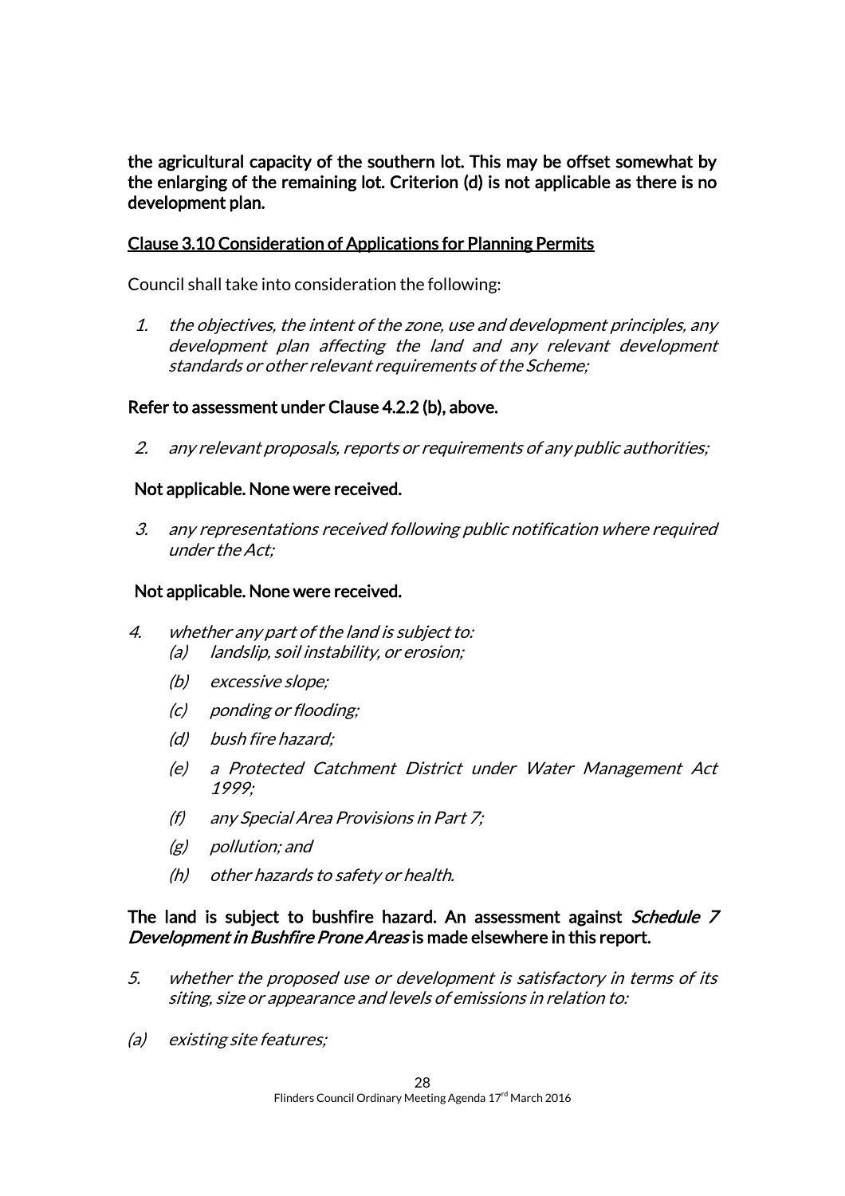**the agricultural capacity of the southern lot. This may be offset somewhat by the enlarging of the remaining lot. Criterion (d) is not applicable as there is no development plan.**

Clause 3.10 Consideration of Applications for Planning Permits

Council shall take into consideration the following:

1. *the objectives, the intent of the zone, use and development principles, any development plan affecting the land and any relevant development standards or other relevant requirements of the Scheme;*

**Refer to assessment under Clause 4.2.2 (b), above.**

2. *any relevant proposals, reports or requirements of any public authorities;*

**Not applicable. None were received.**

3. *any representations received following public notification where required under the Act;*

**Not applicable. None were received.**

4. *whether any part of the land is subject to:*
   - *(a) landslip, soil instability, or erosion;*
   - *(b) excessive slope;*
   - *(c) ponding or flooding;*
   - *(d) bush fire hazard;*
   - *(e) a Protected Catchment District under Water Management Act 1999;*
   - *(f) any Special Area Provisions in Part 7;*
   - *(g) pollution; and*
   - *(h) other hazards to safety or health.*

**The land is subject to bushfire hazard. An assessment against *Schedule 7 Development in Bushfire Prone Areas* is made elsewhere in this report.**

5. *whether the proposed use or development is satisfactory in terms of its siting, size or appearance and levels of emissions in relation to:*

*(a) existing site features;*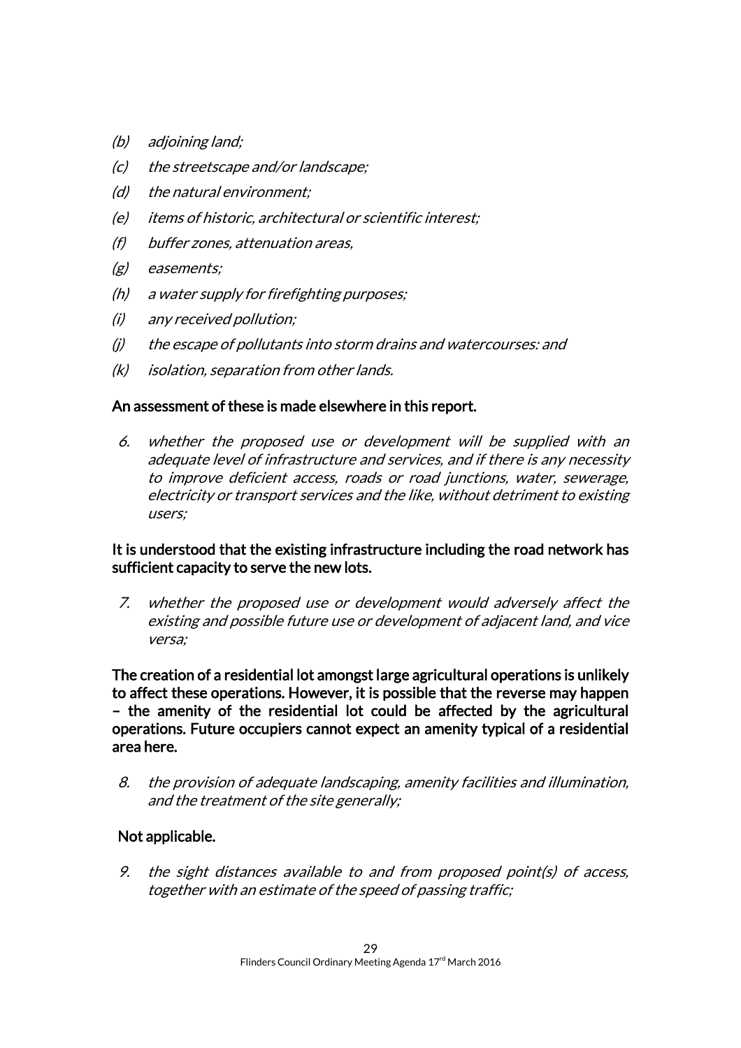- *(b) adjoining land;*
- *(c) the streetscape and/or landscape;*
- *(d) the natural environment;*
- *(e) items of historic, architectural or scientific interest;*
- *(f) buffer zones, attenuation areas,*
- *(g) easements;*
- *(h) a water supply for firefighting purposes;*
- *(i) any received pollution;*
- *(j) the escape of pollutants into storm drains and watercourses: and*
- *(k) isolation, separation from other lands.*

**An assessment of these is made elsewhere in this report.**

6. *whether the proposed use or development will be supplied with an adequate level of infrastructure and services, and if there is any necessity to improve deficient access, roads or road junctions, water, sewerage, electricity or transport services and the like, without detriment to existing users;*

**It is understood that the existing infrastructure including the road network has sufficient capacity to serve the new lots.**

7. *whether the proposed use or development would adversely affect the existing and possible future use or development of adjacent land, and vice versa;*

**The creation of a residential lot amongst large agricultural operations is unlikely to affect these operations. However, it is possible that the reverse may happen – the amenity of the residential lot could be affected by the agricultural operations. Future occupiers cannot expect an amenity typical of a residential area here.**

8. *the provision of adequate landscaping, amenity facilities and illumination, and the treatment of the site generally;*

**Not applicable.**

9. *the sight distances available to and from proposed point(s) of access, together with an estimate of the speed of passing traffic;*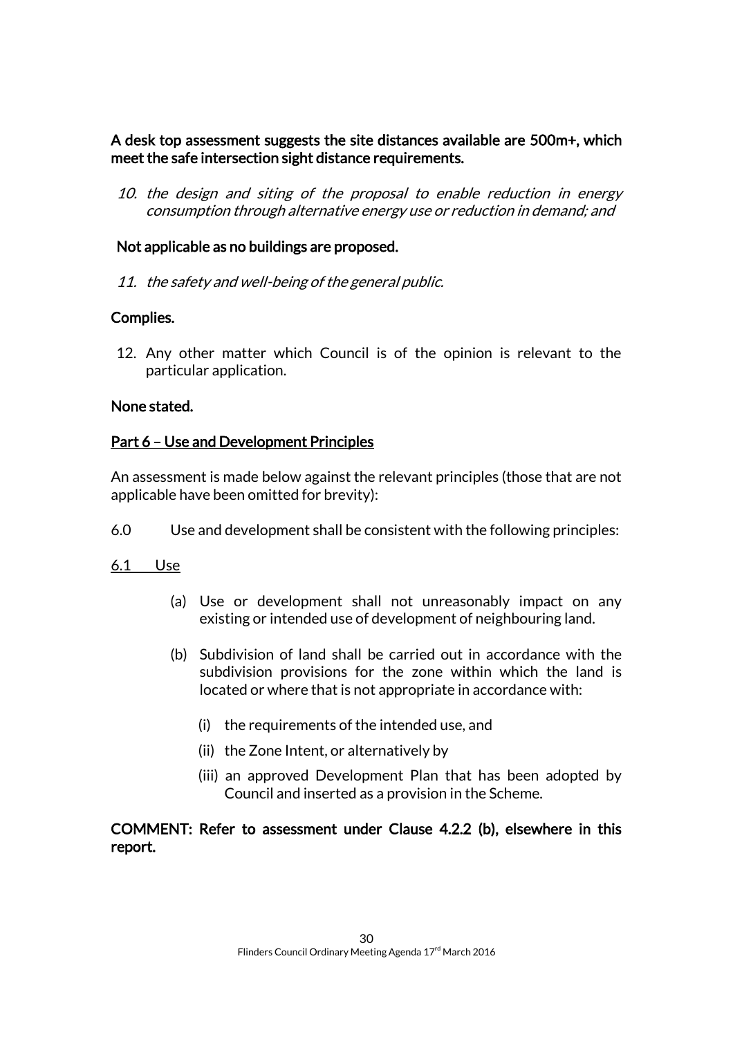**A desk top assessment suggests the site distances available are 500m+, which meet the safe intersection sight distance requirements.**

10. *the design and siting of the proposal to enable reduction in energy consumption through alternative energy use or reduction in demand; and*

**Not applicable as no buildings are proposed.**

11. *the safety and well-being of the general public.*

**Complies.**

12. Any other matter which Council is of the opinion is relevant to the particular application.

**None stated.**

**Part 6 – Use and Development Principles**

An assessment is made below against the relevant principles (those that are not applicable have been omitted for brevity):

6.0 Use and development shall be consistent with the following principles:

6.1 Use

(a) Use or development shall not unreasonably impact on any existing or intended use of development of neighbouring land.

(b) Subdivision of land shall be carried out in accordance with the subdivision provisions for the zone within which the land is located or where that is not appropriate in accordance with:

(i) the requirements of the intended use, and

(ii) the Zone Intent, or alternatively by

(iii) an approved Development Plan that has been adopted by Council and inserted as a provision in the Scheme.

**COMMENT: Refer to assessment under Clause 4.2.2 (b), elsewhere in this report.**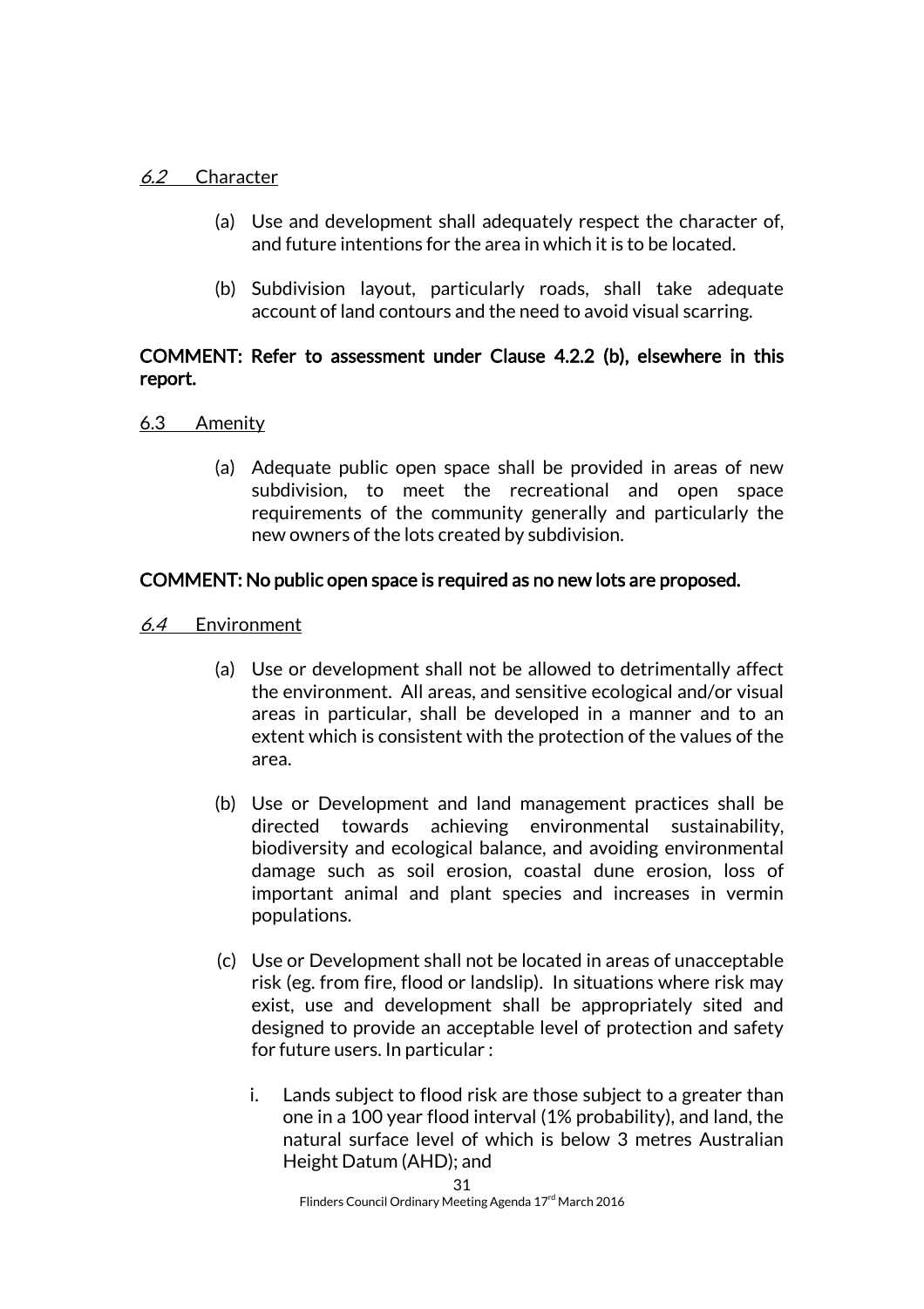*6.2* Character

(a) Use and development shall adequately respect the character of, and future intentions for the area in which it is to be located.

(b) Subdivision layout, particularly roads, shall take adequate account of land contours and the need to avoid visual scarring.

**COMMENT: Refer to assessment under Clause 4.2.2 (b), elsewhere in this report.**

6.3 Amenity

(a) Adequate public open space shall be provided in areas of new subdivision, to meet the recreational and open space requirements of the community generally and particularly the new owners of the lots created by subdivision.

**COMMENT: No public open space is required as no new lots are proposed.**

*6.4* Environment

(a) Use or development shall not be allowed to detrimentally affect the environment. All areas, and sensitive ecological and/or visual areas in particular, shall be developed in a manner and to an extent which is consistent with the protection of the values of the area.

(b) Use or Development and land management practices shall be directed towards achieving environmental sustainability, biodiversity and ecological balance, and avoiding environmental damage such as soil erosion, coastal dune erosion, loss of important animal and plant species and increases in vermin populations.

(c) Use or Development shall not be located in areas of unacceptable risk (eg. from fire, flood or landslip). In situations where risk may exist, use and development shall be appropriately sited and designed to provide an acceptable level of protection and safety for future users. In particular :

   i. Lands subject to flood risk are those subject to a greater than one in a 100 year flood interval (1% probability), and land, the natural surface level of which is below 3 metres Australian Height Datum (AHD); and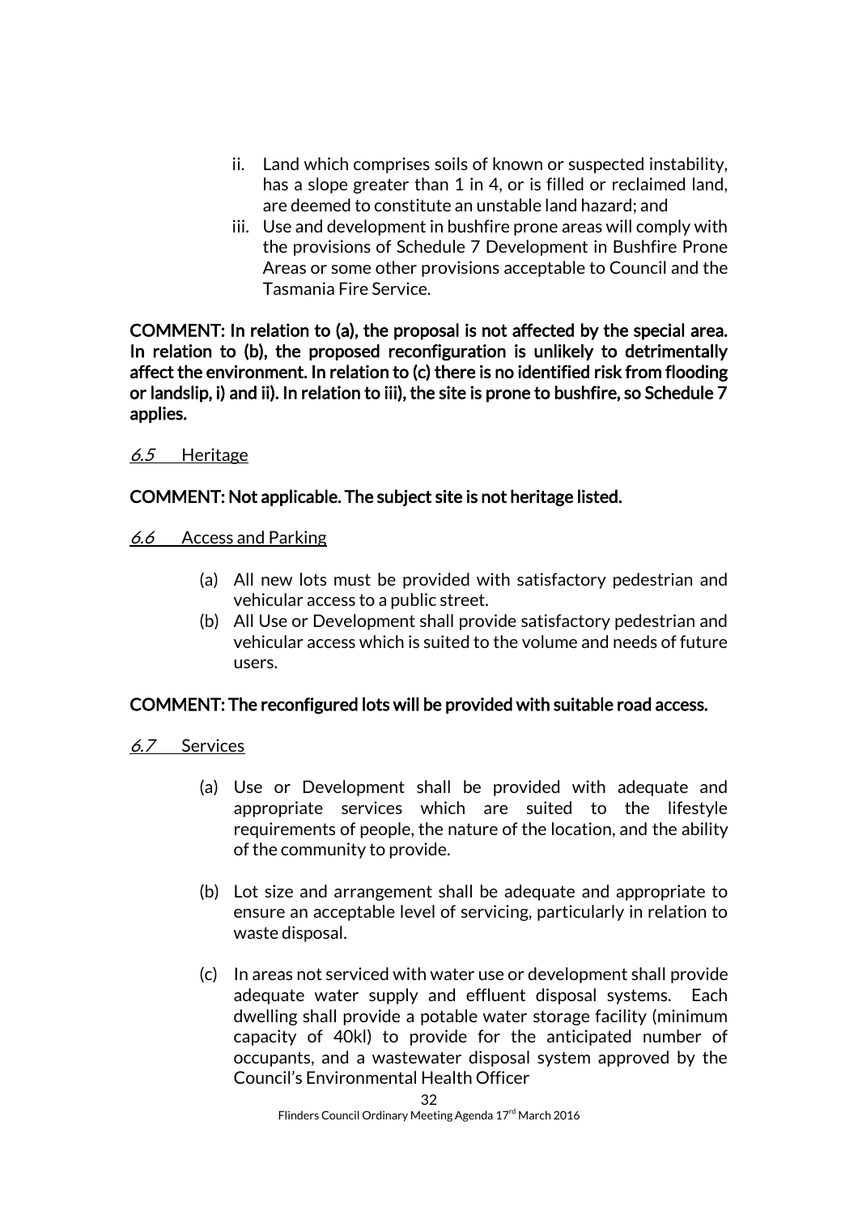ii. Land which comprises soils of known or suspected instability, has a slope greater than 1 in 4, or is filled or reclaimed land, are deemed to constitute an unstable land hazard; and
iii. Use and development in bushfire prone areas will comply with the provisions of Schedule 7 Development in Bushfire Prone Areas or some other provisions acceptable to Council and the Tasmania Fire Service.

**COMMENT: In relation to (a), the proposal is not affected by the special area. In relation to (b), the proposed reconfiguration is unlikely to detrimentally affect the environment. In relation to (c) there is no identified risk from flooding or landslip, i) and ii). In relation to iii), the site is prone to bushfire, so Schedule 7 applies.**

*6.5* Heritage

**COMMENT: Not applicable. The subject site is not heritage listed.**

*6.6* Access and Parking

(a) All new lots must be provided with satisfactory pedestrian and vehicular access to a public street.
(b) All Use or Development shall provide satisfactory pedestrian and vehicular access which is suited to the volume and needs of future users.

**COMMENT: The reconfigured lots will be provided with suitable road access.**

*6.7* Services

(a) Use or Development shall be provided with adequate and appropriate services which are suited to the lifestyle requirements of people, the nature of the location, and the ability of the community to provide.

(b) Lot size and arrangement shall be adequate and appropriate to ensure an acceptable level of servicing, particularly in relation to waste disposal.

(c) In areas not serviced with water use or development shall provide adequate water supply and effluent disposal systems. Each dwelling shall provide a potable water storage facility (minimum capacity of 40kl) to provide for the anticipated number of occupants, and a wastewater disposal system approved by the Council's Environmental Health Officer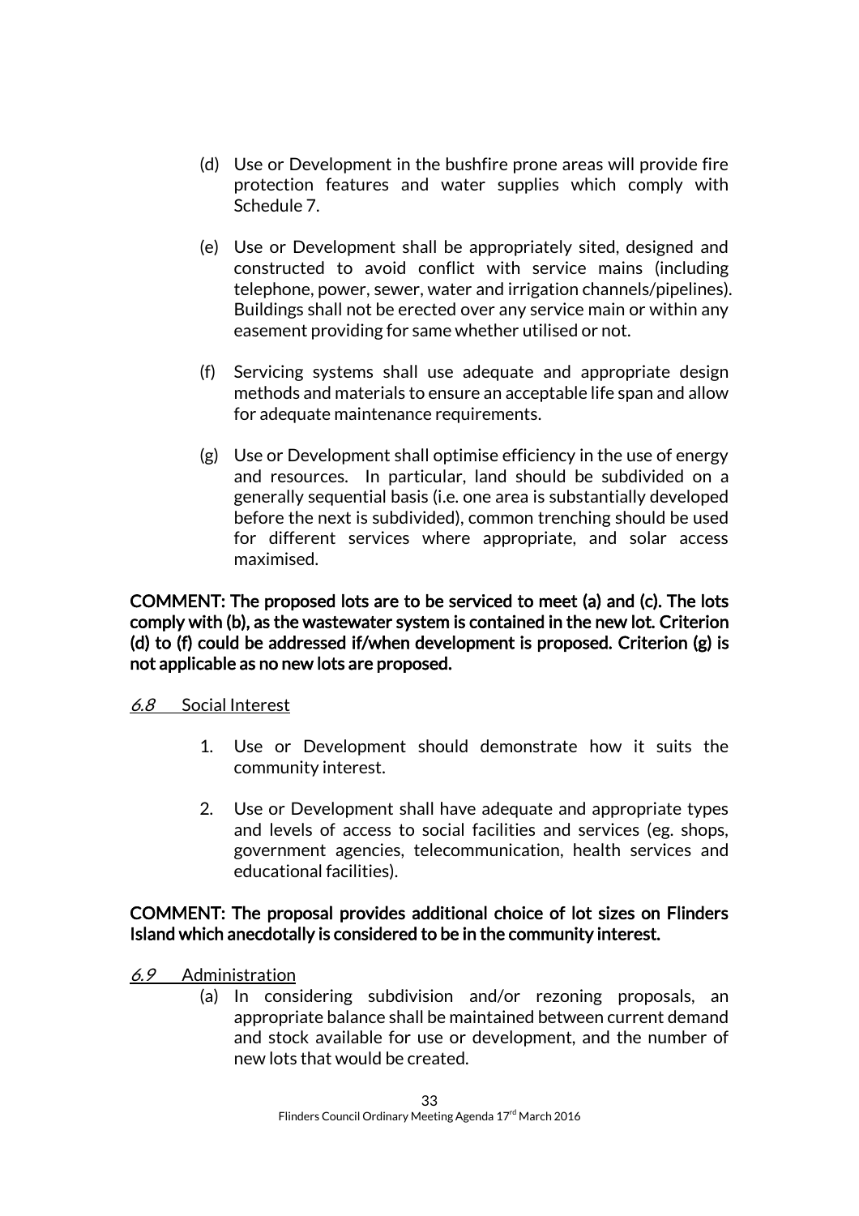(d) Use or Development in the bushfire prone areas will provide fire protection features and water supplies which comply with Schedule 7.

(e) Use or Development shall be appropriately sited, designed and constructed to avoid conflict with service mains (including telephone, power, sewer, water and irrigation channels/pipelines). Buildings shall not be erected over any service main or within any easement providing for same whether utilised or not.

(f) Servicing systems shall use adequate and appropriate design methods and materials to ensure an acceptable life span and allow for adequate maintenance requirements.

(g) Use or Development shall optimise efficiency in the use of energy and resources. In particular, land should be subdivided on a generally sequential basis (i.e. one area is substantially developed before the next is subdivided), common trenching should be used for different services where appropriate, and solar access maximised.

**COMMENT: The proposed lots are to be serviced to meet (a) and (c). The lots comply with (b), as the wastewater system is contained in the new lot. Criterion (d) to (f) could be addressed if/when development is proposed. Criterion (g) is not applicable as no new lots are proposed.**

*6.8* Social Interest

1. Use or Development should demonstrate how it suits the community interest.

2. Use or Development shall have adequate and appropriate types and levels of access to social facilities and services (eg. shops, government agencies, telecommunication, health services and educational facilities).

**COMMENT: The proposal provides additional choice of lot sizes on Flinders Island which anecdotally is considered to be in the community interest.**

*6.9* Administration

(a) In considering subdivision and/or rezoning proposals, an appropriate balance shall be maintained between current demand and stock available for use or development, and the number of new lots that would be created.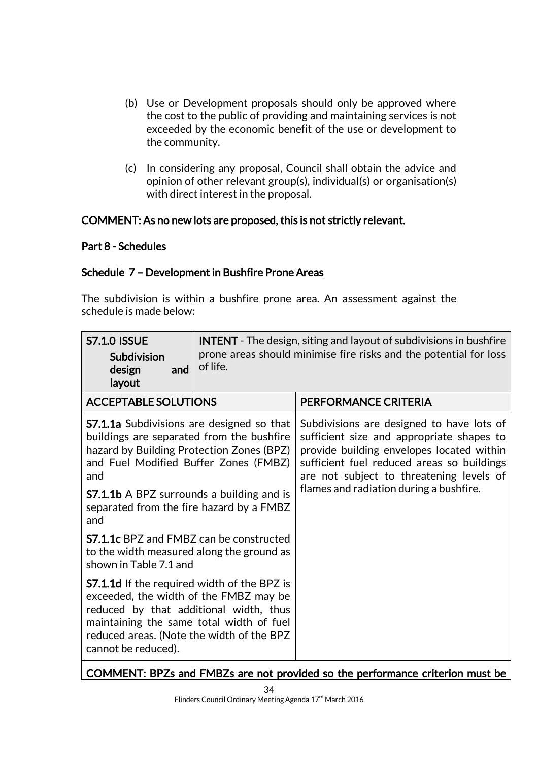(b) Use or Development proposals should only be approved where the cost to the public of providing and maintaining services is not exceeded by the economic benefit of the use or development to the community.

(c) In considering any proposal, Council shall obtain the advice and opinion of other relevant group(s), individual(s) or organisation(s) with direct interest in the proposal.

**COMMENT: As no new lots are proposed, this is not strictly relevant.**

<u>Part 8 - Schedules</u>

<u>Schedule 7 – Development in Bushfire Prone Areas</u>

The subdivision is within a bushfire prone area. An assessment against the schedule is made below:

| **S7.1.0 ISSUE** **Subdivision design and layout** | **INTENT** - The design, siting and layout of subdivisions in bushfire prone areas should minimise fire risks and the potential for loss of life. |
|---|---|
| **ACCEPTABLE SOLUTIONS** | **PERFORMANCE CRITERIA** |
| **S7.1.1a** Subdivisions are designed so that buildings are separated from the bushfire hazard by Building Protection Zones (BPZ) and Fuel Modified Buffer Zones (FMBZ) and<br><br>**S7.1.1b** A BPZ surrounds a building and is separated from the fire hazard by a FMBZ and<br><br>**S7.1.1c** BPZ and FMBZ can be constructed to the width measured along the ground as shown in Table 7.1 and<br><br>**S7.1.1d** If the required width of the BPZ is exceeded, the width of the FMBZ may be reduced by that additional width, thus maintaining the same total width of fuel reduced areas. (Note the width of the BPZ cannot be reduced). | Subdivisions are designed to have lots of sufficient size and appropriate shapes to provide building envelopes located within sufficient fuel reduced areas so buildings are not subject to threatening levels of flames and radiation during a bushfire. |
| **COMMENT: BPZs and FMBZs are not provided so the performance criterion must be** | |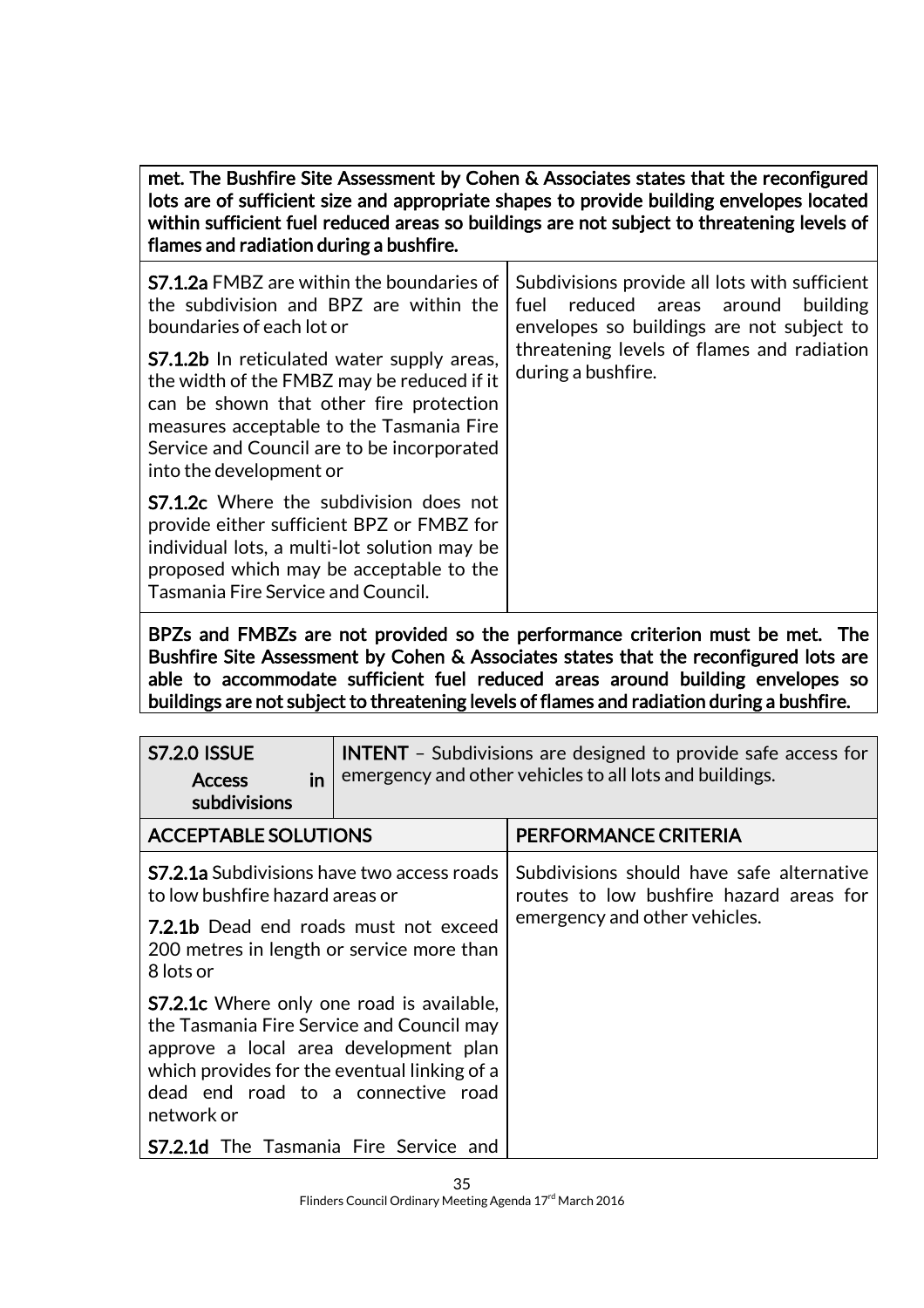**met. The Bushfire Site Assessment by Cohen & Associates states that the reconfigured lots are of sufficient size and appropriate shapes to provide building envelopes located within sufficient fuel reduced areas so buildings are not subject to threatening levels of flames and radiation during a bushfire.**

| | |
|---|---|
| **S7.1.2a** FMBZ are within the boundaries of the subdivision and BPZ are within the boundaries of each lot or<br><br>**S7.1.2b** In reticulated water supply areas, the width of the FMBZ may be reduced if it can be shown that other fire protection measures acceptable to the Tasmania Fire Service and Council are to be incorporated into the development or<br><br>**S7.1.2c** Where the subdivision does not provide either sufficient BPZ or FMBZ for individual lots, a multi-lot solution may be proposed which may be acceptable to the Tasmania Fire Service and Council. | Subdivisions provide all lots with sufficient fuel reduced areas around building envelopes so buildings are not subject to threatening levels of flames and radiation during a bushfire. |

**BPZs and FMBZs are not provided so the performance criterion must be met. The Bushfire Site Assessment by Cohen & Associates states that the reconfigured lots are able to accommodate sufficient fuel reduced areas around building envelopes so buildings are not subject to threatening levels of flames and radiation during a bushfire.**

| **S7.2.0 ISSUE**<br>**Access in subdivisions** | **INTENT** – Subdivisions are designed to provide safe access for emergency and other vehicles to all lots and buildings. |
|---|---|
| **ACCEPTABLE SOLUTIONS** | **PERFORMANCE CRITERIA** |
| **S7.2.1a** Subdivisions have two access roads to low bushfire hazard areas or<br><br>**7.2.1b** Dead end roads must not exceed 200 metres in length or service more than 8 lots or<br><br>**S7.2.1c** Where only one road is available, the Tasmania Fire Service and Council may approve a local area development plan which provides for the eventual linking of a dead end road to a connective road network or<br><br>**S7.2.1d** The Tasmania Fire Service and | Subdivisions should have safe alternative routes to low bushfire hazard areas for emergency and other vehicles. |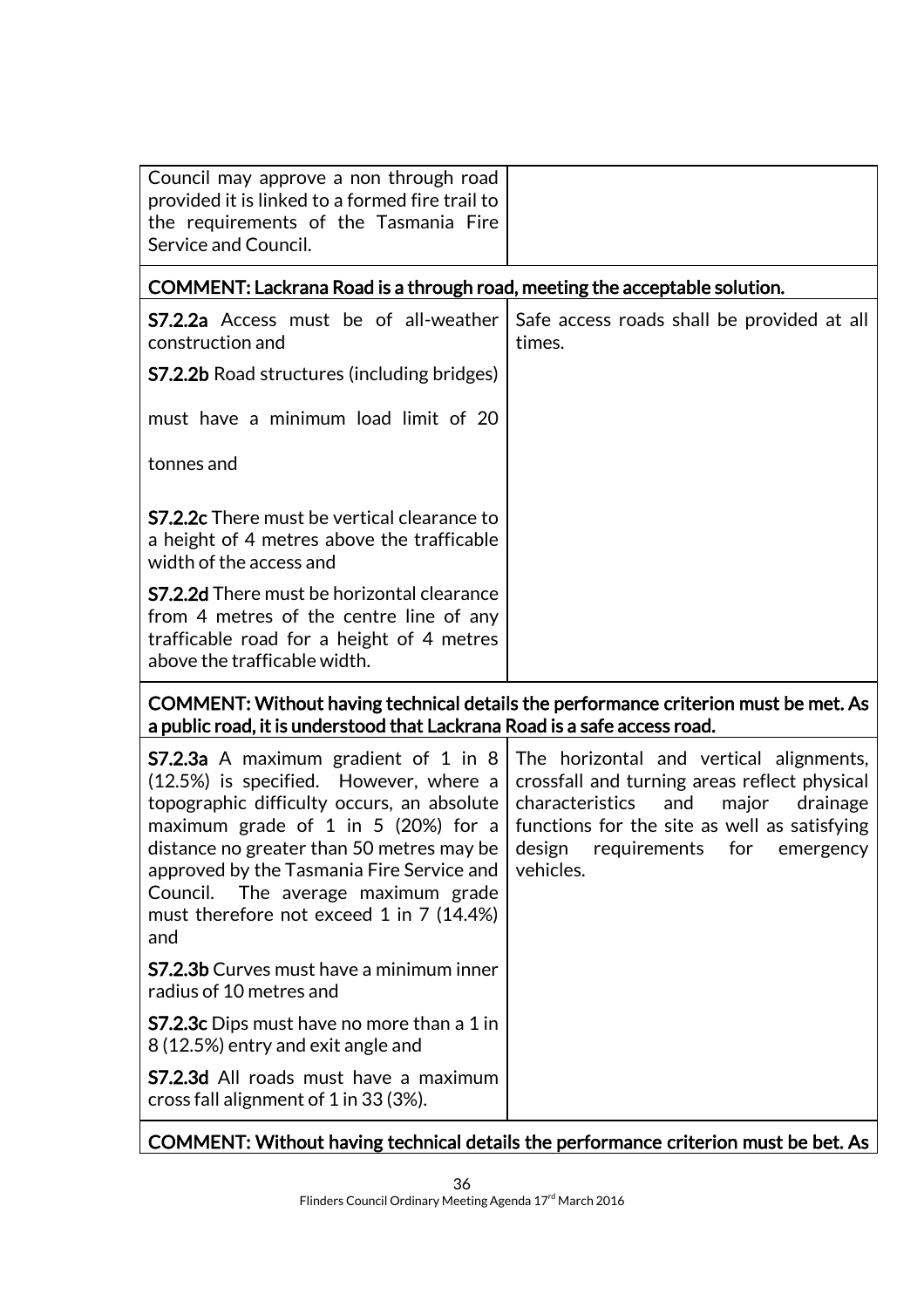| | |
|---|---|
| Council may approve a non through road provided it is linked to a formed fire trail to the requirements of the Tasmania Fire Service and Council. | |
| **COMMENT: Lackrana Road is a through road, meeting the acceptable solution.** | |
| **S7.2.2a** Access must be of all-weather construction and<br><br>**S7.2.2b** Road structures (including bridges)<br><br>must have a minimum load limit of 20<br><br>tonnes and<br><br>**S7.2.2c** There must be vertical clearance to a height of 4 metres above the trafficable width of the access and<br><br>**S7.2.2d** There must be horizontal clearance from 4 metres of the centre line of any trafficable road for a height of 4 metres above the trafficable width. | Safe access roads shall be provided at all times. |
| **COMMENT: Without having technical details the performance criterion must be met. As a public road, it is understood that Lackrana Road is a safe access road.** | |
| **S7.2.3a** A maximum gradient of 1 in 8 (12.5%) is specified. However, where a topographic difficulty occurs, an absolute maximum grade of 1 in 5 (20%) for a distance no greater than 50 metres may be approved by the Tasmania Fire Service and Council. The average maximum grade must therefore not exceed 1 in 7 (14.4%) and<br><br>**S7.2.3b** Curves must have a minimum inner radius of 10 metres and<br><br>**S7.2.3c** Dips must have no more than a 1 in 8 (12.5%) entry and exit angle and<br><br>**S7.2.3d** All roads must have a maximum cross fall alignment of 1 in 33 (3%). | The horizontal and vertical alignments, crossfall and turning areas reflect physical characteristics and major drainage functions for the site as well as satisfying design requirements for emergency vehicles. |
| **COMMENT: Without having technical details the performance criterion must be bet. As** | |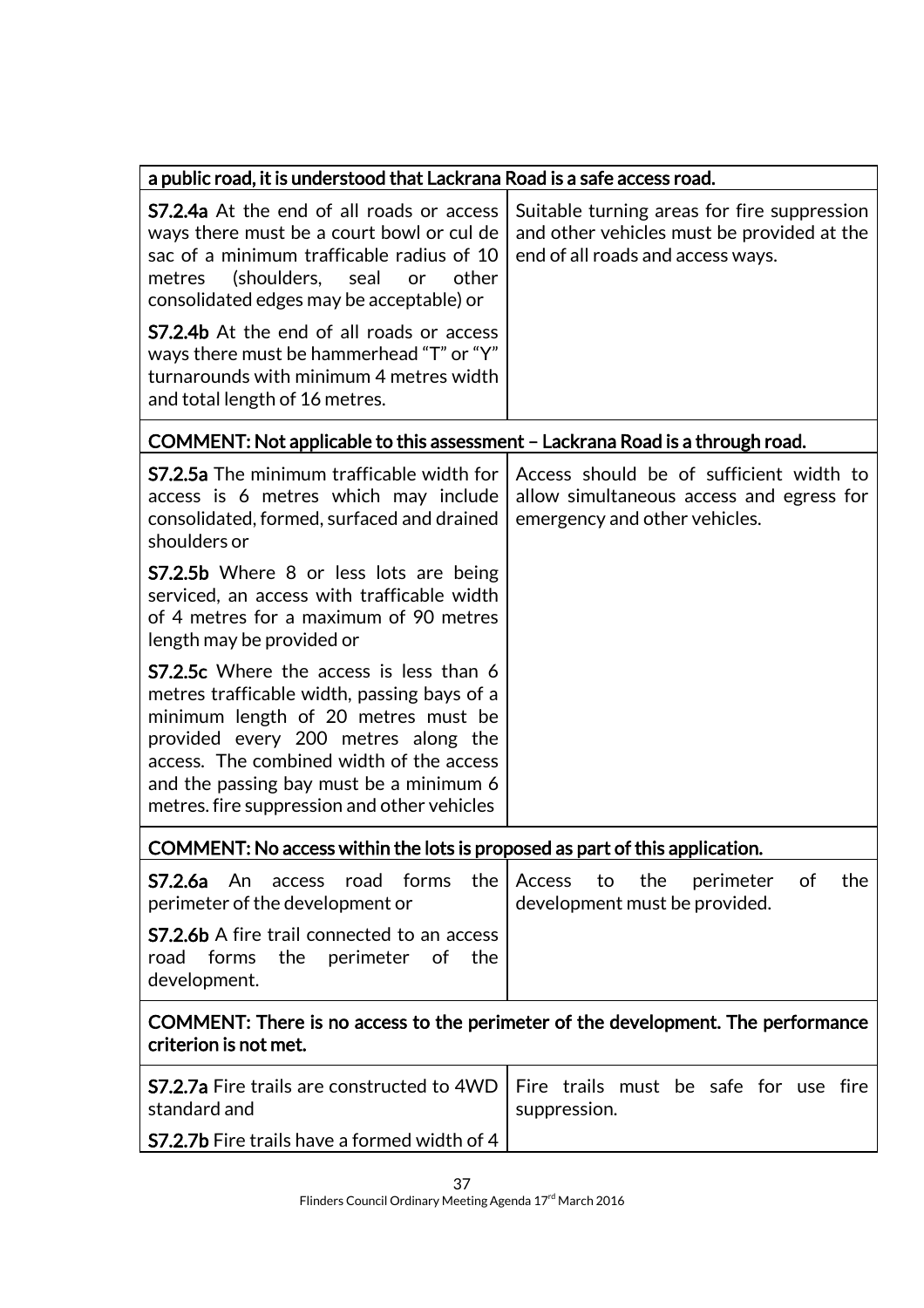| | |
|---|---|
| **a public road, it is understood that Lackrana Road is a safe access road.** | |
| **S7.2.4a** At the end of all roads or access ways there must be a court bowl or cul de sac of a minimum trafficable radius of 10 metres (shoulders, seal or other consolidated edges may be acceptable) or<br><br>**S7.2.4b** At the end of all roads or access ways there must be hammerhead "T" or "Y" turnarounds with minimum 4 metres width and total length of 16 metres. | Suitable turning areas for fire suppression and other vehicles must be provided at the end of all roads and access ways. |
| **COMMENT: Not applicable to this assessment – Lackrana Road is a through road.** | |
| **S7.2.5a** The minimum trafficable width for access is 6 metres which may include consolidated, formed, surfaced and drained shoulders or<br><br>**S7.2.5b** Where 8 or less lots are being serviced, an access with trafficable width of 4 metres for a maximum of 90 metres length may be provided or<br><br>**S7.2.5c** Where the access is less than 6 metres trafficable width, passing bays of a minimum length of 20 metres must be provided every 200 metres along the access. The combined width of the access and the passing bay must be a minimum 6 metres. fire suppression and other vehicles | Access should be of sufficient width to allow simultaneous access and egress for emergency and other vehicles. |
| **COMMENT: No access within the lots is proposed as part of this application.** | |
| **S7.2.6a** An access road forms the perimeter of the development or<br><br>**S7.2.6b** A fire trail connected to an access road forms the perimeter of the development. | Access to the perimeter of the development must be provided. |
| **COMMENT: There is no access to the perimeter of the development. The performance criterion is not met.** | |
| **S7.2.7a** Fire trails are constructed to 4WD standard and<br><br>**S7.2.7b** Fire trails have a formed width of 4 | Fire trails must be safe for use fire suppression. |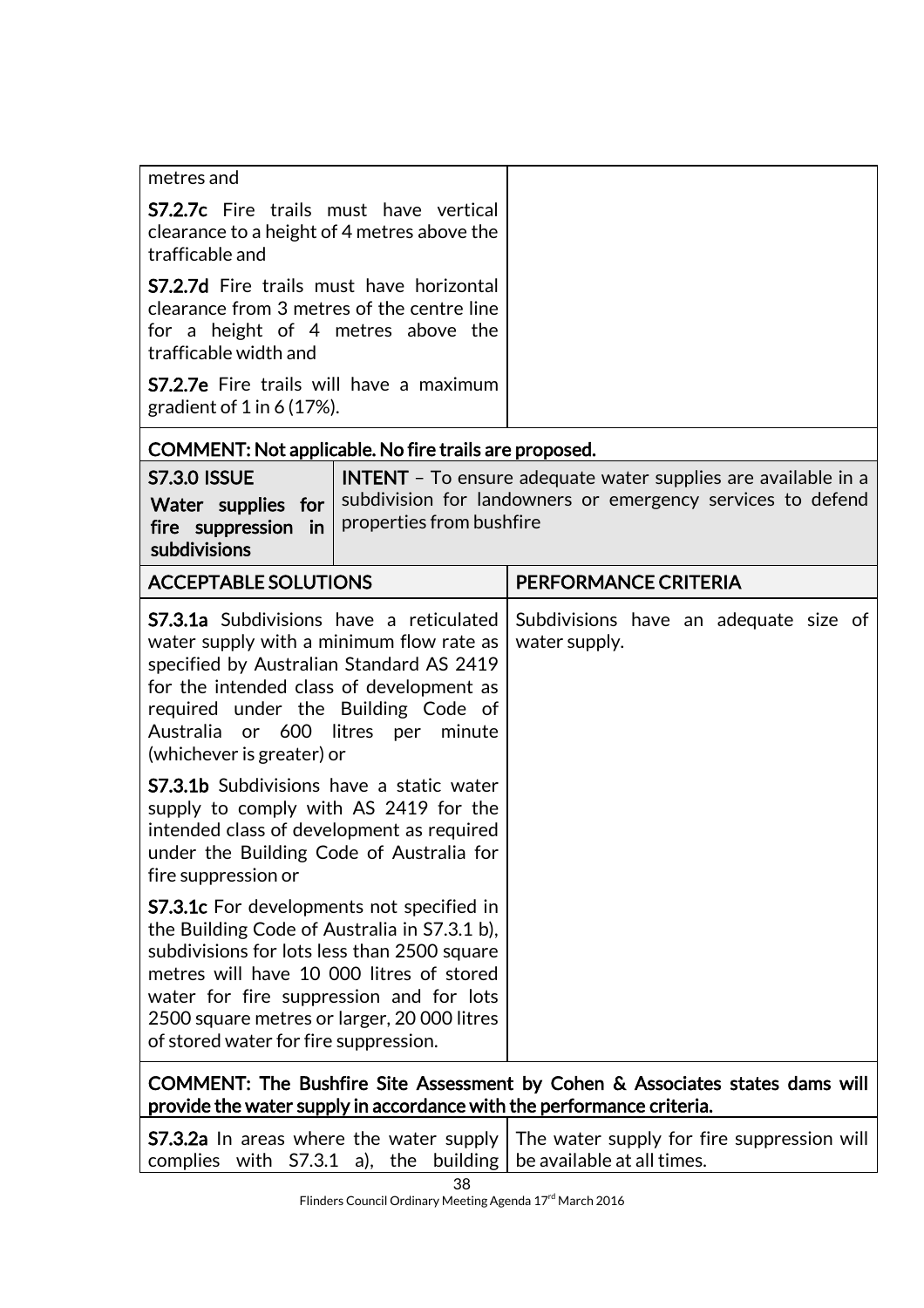| | |
|---|---|
| metres and<br><br>**S7.2.7c** Fire trails must have vertical clearance to a height of 4 metres above the trafficable and<br><br>**S7.2.7d** Fire trails must have horizontal clearance from 3 metres of the centre line for a height of 4 metres above the trafficable width and<br><br>**S7.2.7e** Fire trails will have a maximum gradient of 1 in 6 (17%). | |

**COMMENT: Not applicable. No fire trails are proposed.**

| **S7.3.0 ISSUE**<br>**Water supplies for fire suppression in subdivisions** | **INTENT** – To ensure adequate water supplies are available in a subdivision for landowners or emergency services to defend properties from bushfire |
|---|---|
| **ACCEPTABLE SOLUTIONS** | **PERFORMANCE CRITERIA** |
| **S7.3.1a** Subdivisions have a reticulated water supply with a minimum flow rate as specified by Australian Standard AS 2419 for the intended class of development as required under the Building Code of Australia or 600 litres per minute (whichever is greater) or<br><br>**S7.3.1b** Subdivisions have a static water supply to comply with AS 2419 for the intended class of development as required under the Building Code of Australia for fire suppression or<br><br>**S7.3.1c** For developments not specified in the Building Code of Australia in S7.3.1 b), subdivisions for lots less than 2500 square metres will have 10 000 litres of stored water for fire suppression and for lots 2500 square metres or larger, 20 000 litres of stored water for fire suppression. | Subdivisions have an adequate size of water supply. |

**COMMENT: The Bushfire Site Assessment by Cohen & Associates states dams will provide the water supply in accordance with the performance criteria.**

| | |
|---|---|
| **S7.3.2a** In areas where the water supply complies with S7.3.1 a), the building | The water supply for fire suppression will be available at all times. |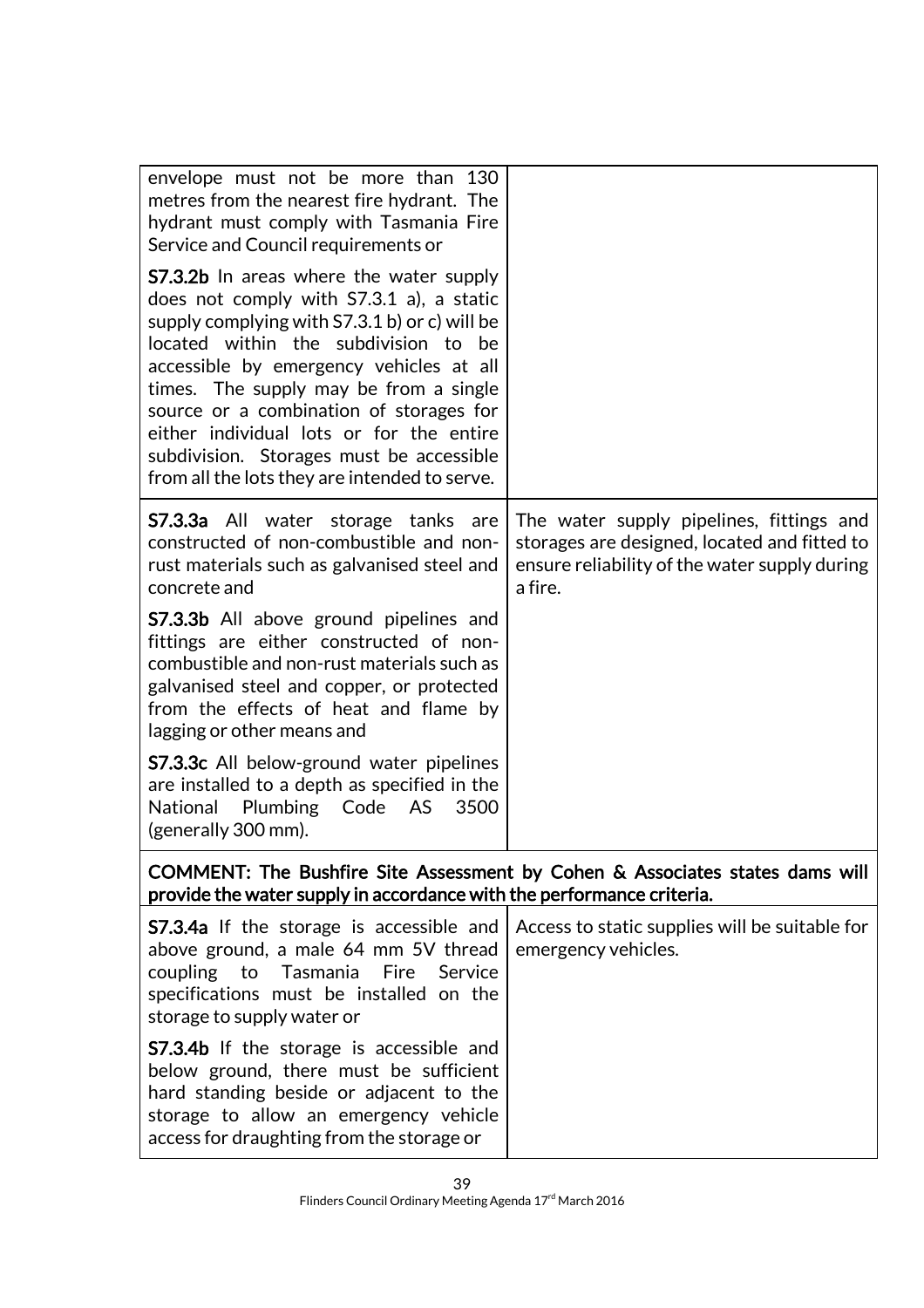| | |
|---|---|
| envelope must not be more than 130 metres from the nearest fire hydrant. The hydrant must comply with Tasmania Fire Service and Council requirements or<br><br>**S7.3.2b** In areas where the water supply does not comply with S7.3.1 a), a static supply complying with S7.3.1 b) or c) will be located within the subdivision to be accessible by emergency vehicles at all times. The supply may be from a single source or a combination of storages for either individual lots or for the entire subdivision. Storages must be accessible from all the lots they are intended to serve. | |
| **S7.3.3a** All water storage tanks are constructed of non-combustible and non-rust materials such as galvanised steel and concrete and<br><br>**S7.3.3b** All above ground pipelines and fittings are either constructed of non-combustible and non-rust materials such as galvanised steel and copper, or protected from the effects of heat and flame by lagging or other means and<br><br>**S7.3.3c** All below-ground water pipelines are installed to a depth as specified in the National Plumbing Code AS 3500 (generally 300 mm). | The water supply pipelines, fittings and storages are designed, located and fitted to ensure reliability of the water supply during a fire. |
| **COMMENT: The Bushfire Site Assessment by Cohen & Associates states dams will provide the water supply in accordance with the performance criteria.** | |
| **S7.3.4a** If the storage is accessible and above ground, a male 64 mm 5V thread coupling to Tasmania Fire Service specifications must be installed on the storage to supply water or<br><br>**S7.3.4b** If the storage is accessible and below ground, there must be sufficient hard standing beside or adjacent to the storage to allow an emergency vehicle access for draughting from the storage or | Access to static supplies will be suitable for emergency vehicles. |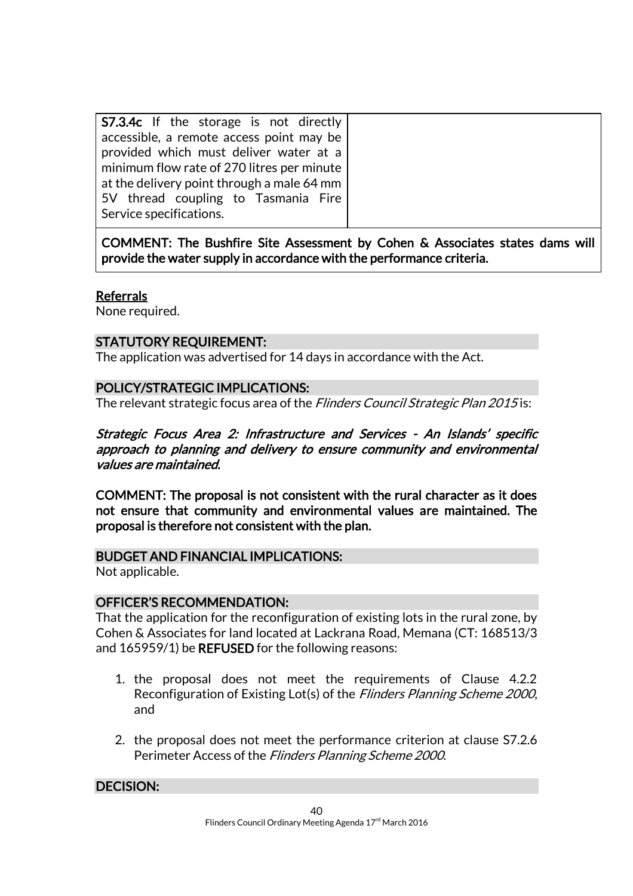| | |
|---|---|
| **S7.3.4c** If the storage is not directly accessible, a remote access point may be provided which must deliver water at a minimum flow rate of 270 litres per minute at the delivery point through a male 64 mm 5V thread coupling to Tasmania Fire Service specifications. | |
| **COMMENT: The Bushfire Site Assessment by Cohen & Associates states dams will provide the water supply in accordance with the performance criteria.** | |

<u>Referrals</u>
None required.

## STATUTORY REQUIREMENT:

The application was advertised for 14 days in accordance with the Act.

## POLICY/STRATEGIC IMPLICATIONS:

The relevant strategic focus area of the *Flinders Council Strategic Plan 2015* is:

***Strategic Focus Area 2: Infrastructure and Services - An Islands' specific approach to planning and delivery to ensure community and environmental values are maintained.***

**COMMENT: The proposal is not consistent with the rural character as it does not ensure that community and environmental values are maintained. The proposal is therefore not consistent with the plan.**

## BUDGET AND FINANCIAL IMPLICATIONS:

Not applicable.

## OFFICER'S RECOMMENDATION:

That the application for the reconfiguration of existing lots in the rural zone, by Cohen & Associates for land located at Lackrana Road, Memana (CT: 168513/3 and 165959/1) be **REFUSED** for the following reasons:

1. the proposal does not meet the requirements of Clause 4.2.2 Reconfiguration of Existing Lot(s) of the *Flinders Planning Scheme 2000*, and

2. the proposal does not meet the performance criterion at clause S7.2.6 Perimeter Access of the *Flinders Planning Scheme 2000*.

## DECISION: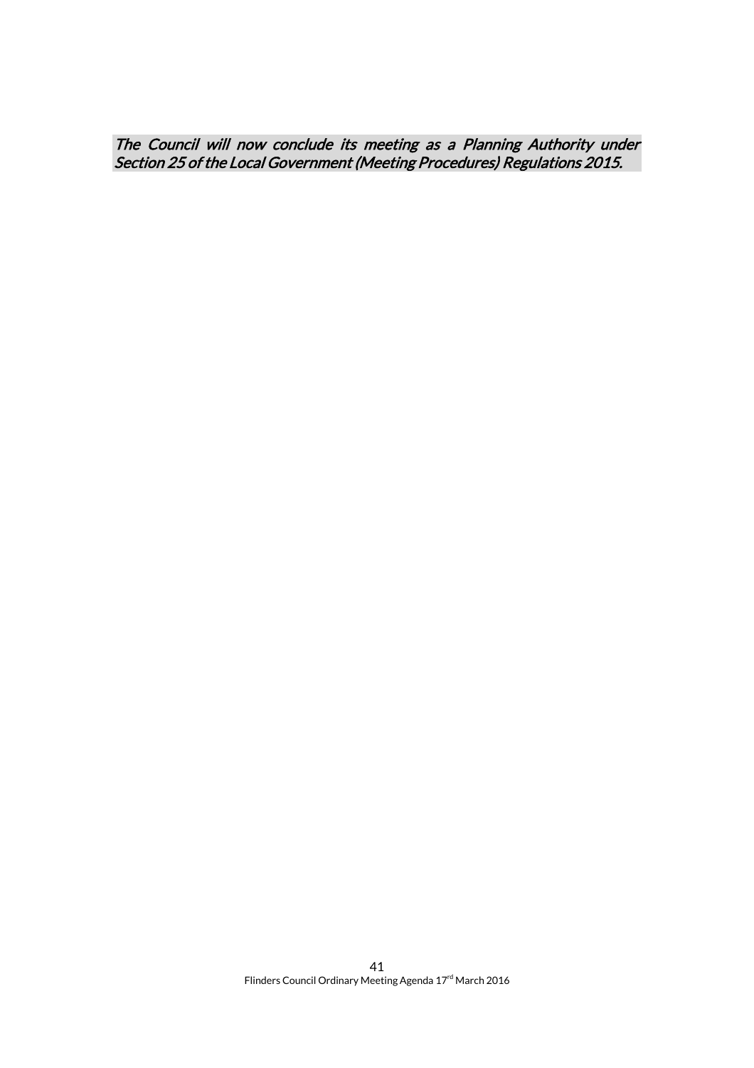*The Council will now conclude its meeting as a Planning Authority under Section 25 of the Local Government (Meeting Procedures) Regulations 2015.*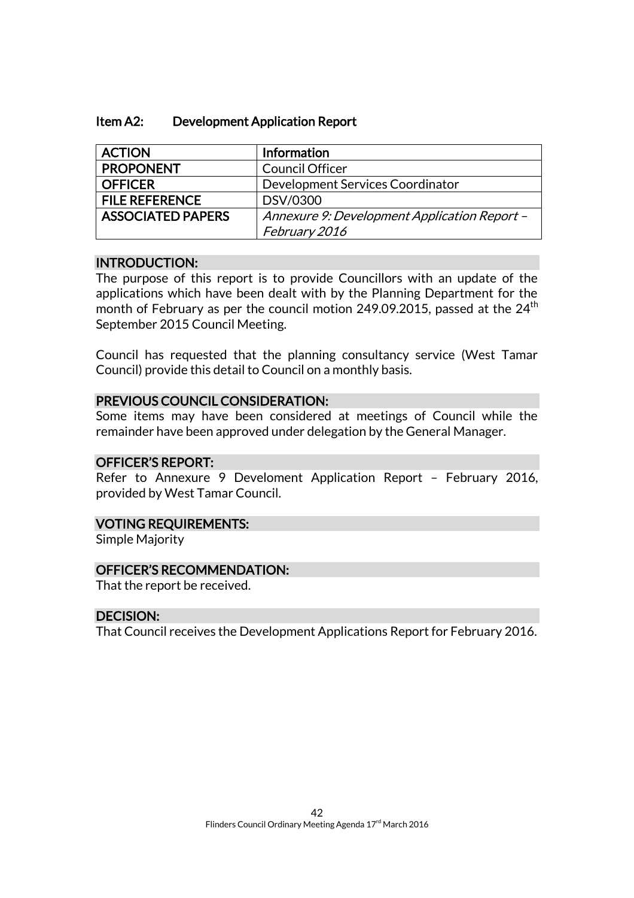## Item A2: Development Application Report

| ACTION | Information |
|---|---|
| PROPONENT | Council Officer |
| OFFICER | Development Services Coordinator |
| FILE REFERENCE | DSV/0300 |
| ASSOCIATED PAPERS | *Annexure 9: Development Application Report – February 2016* |

### INTRODUCTION:

The purpose of this report is to provide Councillors with an update of the applications which have been dealt with by the Planning Department for the month of February as per the council motion 249.09.2015, passed at the 24th September 2015 Council Meeting.

Council has requested that the planning consultancy service (West Tamar Council) provide this detail to Council on a monthly basis.

### PREVIOUS COUNCIL CONSIDERATION:

Some items may have been considered at meetings of Council while the remainder have been approved under delegation by the General Manager.

### OFFICER'S REPORT:

Refer to Annexure 9 Develoment Application Report – February 2016, provided by West Tamar Council.

### VOTING REQUIREMENTS:

Simple Majority

### OFFICER'S RECOMMENDATION:

That the report be received.

### DECISION:

That Council receives the Development Applications Report for February 2016.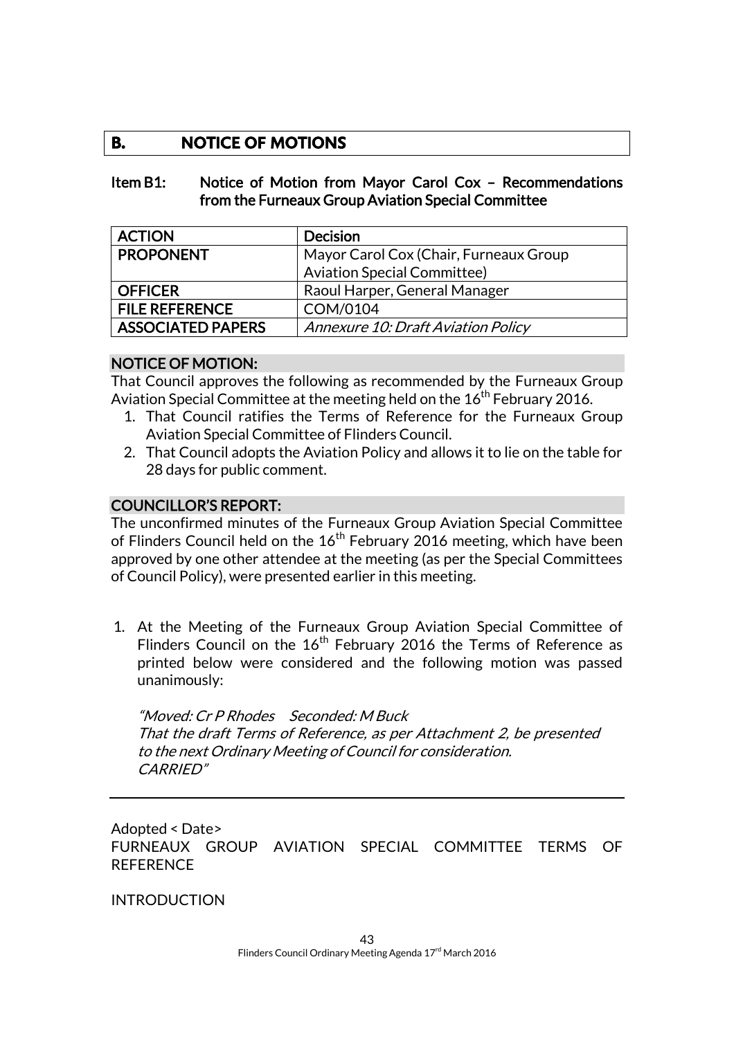## B. NOTICE OF MOTIONS

### Item B1: Notice of Motion from Mayor Carol Cox – Recommendations from the Furneaux Group Aviation Special Committee

| ACTION | Decision |
|---|---|
| PROPONENT | Mayor Carol Cox (Chair, Furneaux Group Aviation Special Committee) |
| OFFICER | Raoul Harper, General Manager |
| FILE REFERENCE | COM/0104 |
| ASSOCIATED PAPERS | *Annexure 10: Draft Aviation Policy* |

#### NOTICE OF MOTION:

That Council approves the following as recommended by the Furneaux Group Aviation Special Committee at the meeting held on the 16th February 2016.

1. That Council ratifies the Terms of Reference for the Furneaux Group Aviation Special Committee of Flinders Council.
2. That Council adopts the Aviation Policy and allows it to lie on the table for 28 days for public comment.

#### COUNCILLOR'S REPORT:

The unconfirmed minutes of the Furneaux Group Aviation Special Committee of Flinders Council held on the 16th February 2016 meeting, which have been approved by one other attendee at the meeting (as per the Special Committees of Council Policy), were presented earlier in this meeting.

1. At the Meeting of the Furneaux Group Aviation Special Committee of Flinders Council on the 16th February 2016 the Terms of Reference as printed below were considered and the following motion was passed unanimously:

   *"Moved: Cr P Rhodes Seconded: M Buck*
   *That the draft Terms of Reference, as per Attachment 2, be presented to the next Ordinary Meeting of Council for consideration.*
   *CARRIED"*

---

Adopted < Date>

FURNEAUX GROUP AVIATION SPECIAL COMMITTEE TERMS OF REFERENCE

INTRODUCTION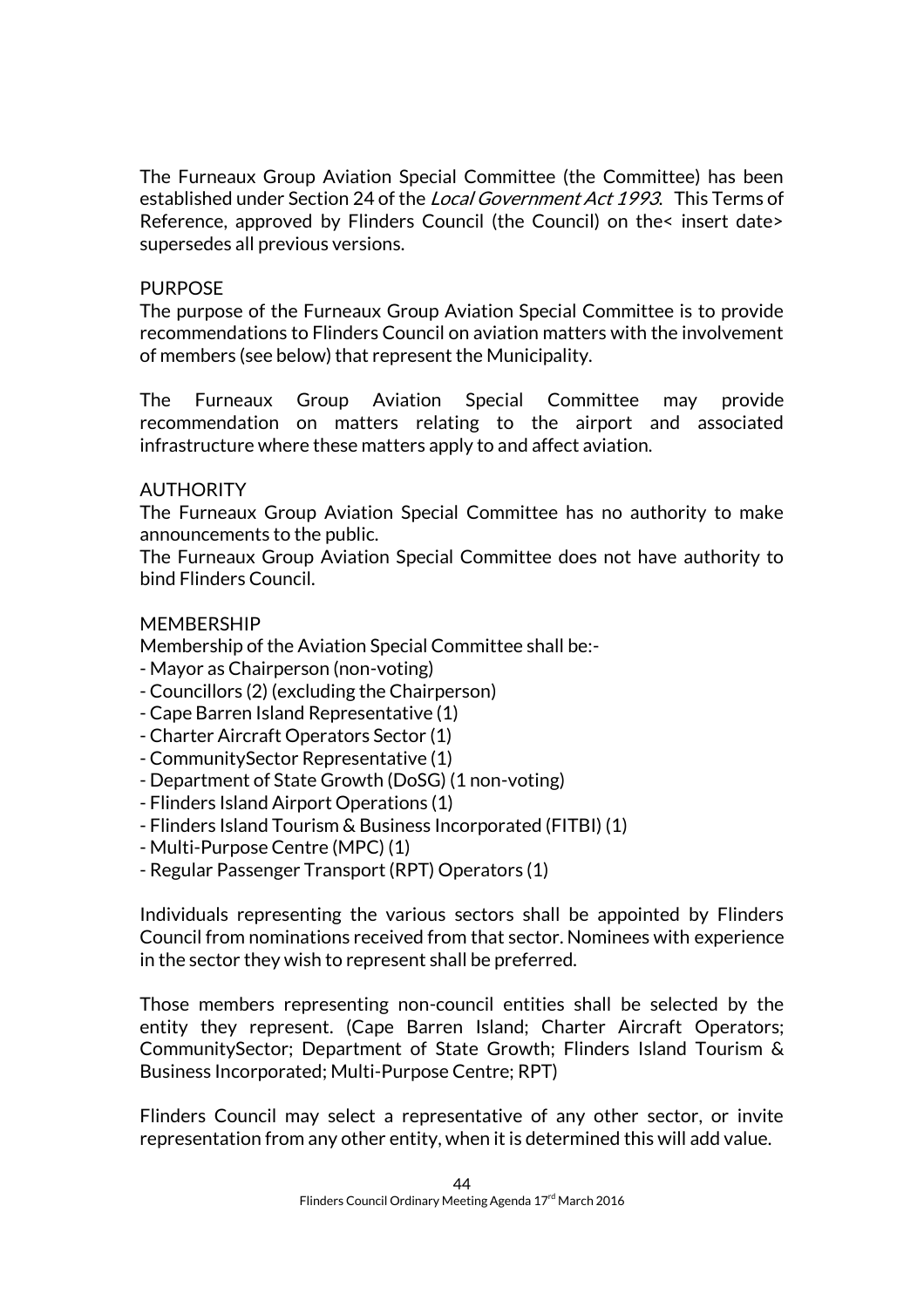The Furneaux Group Aviation Special Committee (the Committee) has been established under Section 24 of the *Local Government Act 1993*. This Terms of Reference, approved by Flinders Council (the Council) on the< insert date> supersedes all previous versions.

PURPOSE

The purpose of the Furneaux Group Aviation Special Committee is to provide recommendations to Flinders Council on aviation matters with the involvement of members (see below) that represent the Municipality.

The Furneaux Group Aviation Special Committee may provide recommendation on matters relating to the airport and associated infrastructure where these matters apply to and affect aviation.

AUTHORITY

The Furneaux Group Aviation Special Committee has no authority to make announcements to the public.

The Furneaux Group Aviation Special Committee does not have authority to bind Flinders Council.

MEMBERSHIP

Membership of the Aviation Special Committee shall be:-

- Mayor as Chairperson (non-voting)
- Councillors (2) (excluding the Chairperson)
- Cape Barren Island Representative (1)
- Charter Aircraft Operators Sector (1)
- CommunitySector Representative (1)
- Department of State Growth (DoSG) (1 non-voting)
- Flinders Island Airport Operations (1)
- Flinders Island Tourism & Business Incorporated (FITBI) (1)
- Multi-Purpose Centre (MPC) (1)
- Regular Passenger Transport (RPT) Operators (1)

Individuals representing the various sectors shall be appointed by Flinders Council from nominations received from that sector. Nominees with experience in the sector they wish to represent shall be preferred.

Those members representing non-council entities shall be selected by the entity they represent. (Cape Barren Island; Charter Aircraft Operators; CommunitySector; Department of State Growth; Flinders Island Tourism & Business Incorporated; Multi-Purpose Centre; RPT)

Flinders Council may select a representative of any other sector, or invite representation from any other entity, when it is determined this will add value.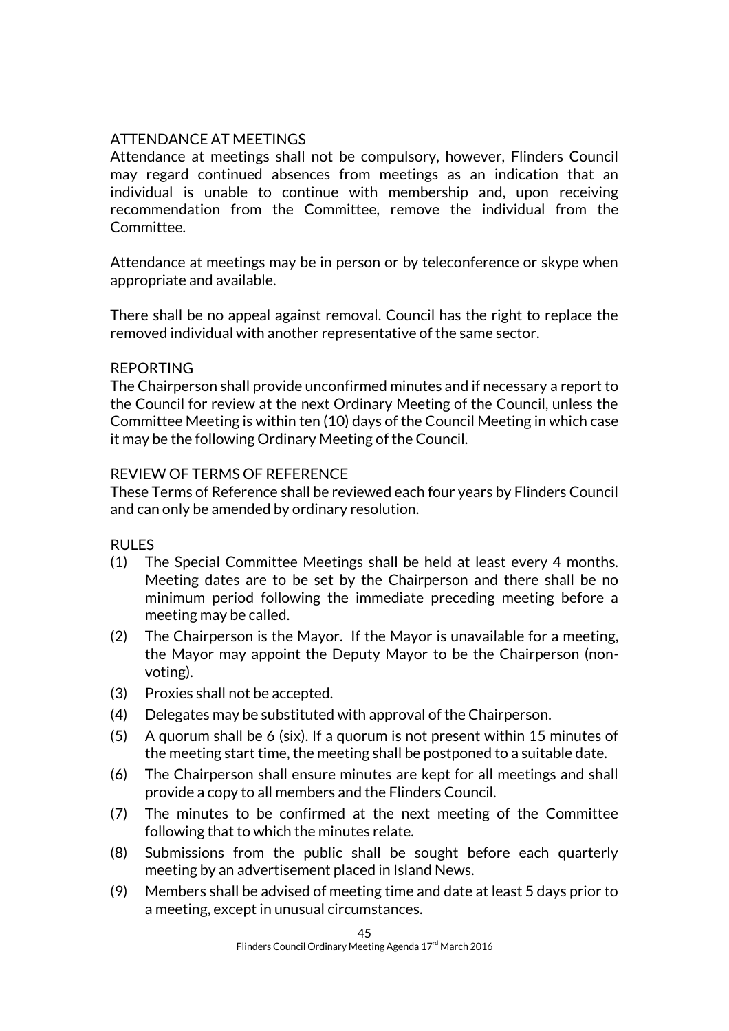## ATTENDANCE AT MEETINGS

Attendance at meetings shall not be compulsory, however, Flinders Council may regard continued absences from meetings as an indication that an individual is unable to continue with membership and, upon receiving recommendation from the Committee, remove the individual from the Committee.

Attendance at meetings may be in person or by teleconference or skype when appropriate and available.

There shall be no appeal against removal. Council has the right to replace the removed individual with another representative of the same sector.

## REPORTING

The Chairperson shall provide unconfirmed minutes and if necessary a report to the Council for review at the next Ordinary Meeting of the Council, unless the Committee Meeting is within ten (10) days of the Council Meeting in which case it may be the following Ordinary Meeting of the Council.

## REVIEW OF TERMS OF REFERENCE

These Terms of Reference shall be reviewed each four years by Flinders Council and can only be amended by ordinary resolution.

## RULES

(1) The Special Committee Meetings shall be held at least every 4 months. Meeting dates are to be set by the Chairperson and there shall be no minimum period following the immediate preceding meeting before a meeting may be called.

(2) The Chairperson is the Mayor. If the Mayor is unavailable for a meeting, the Mayor may appoint the Deputy Mayor to be the Chairperson (non-voting).

(3) Proxies shall not be accepted.

(4) Delegates may be substituted with approval of the Chairperson.

(5) A quorum shall be 6 (six). If a quorum is not present within 15 minutes of the meeting start time, the meeting shall be postponed to a suitable date.

(6) The Chairperson shall ensure minutes are kept for all meetings and shall provide a copy to all members and the Flinders Council.

(7) The minutes to be confirmed at the next meeting of the Committee following that to which the minutes relate.

(8) Submissions from the public shall be sought before each quarterly meeting by an advertisement placed in Island News.

(9) Members shall be advised of meeting time and date at least 5 days prior to a meeting, except in unusual circumstances.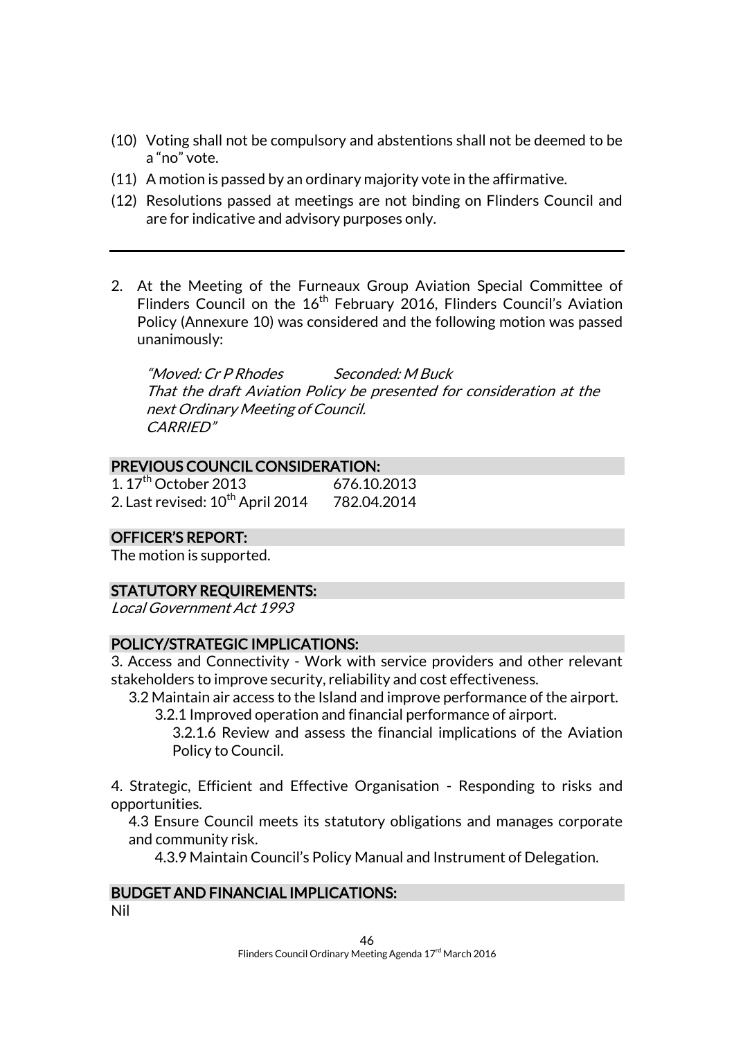(10) Voting shall not be compulsory and abstentions shall not be deemed to be a "no" vote.

(11) A motion is passed by an ordinary majority vote in the affirmative.

(12) Resolutions passed at meetings are not binding on Flinders Council and are for indicative and advisory purposes only.

---

2. At the Meeting of the Furneaux Group Aviation Special Committee of Flinders Council on the 16th February 2016, Flinders Council's Aviation Policy (Annexure 10) was considered and the following motion was passed unanimously:

   *"Moved: Cr P Rhodes Seconded: M Buck*
   *That the draft Aviation Policy be presented for consideration at the next Ordinary Meeting of Council.*
   *CARRIED"*

## PREVIOUS COUNCIL CONSIDERATION:

1. 17th October 2013 676.10.2013
2. Last revised: 10th April 2014 782.04.2014

## OFFICER'S REPORT:

The motion is supported.

## STATUTORY REQUIREMENTS:

*Local Government Act 1993*

## POLICY/STRATEGIC IMPLICATIONS:

3. Access and Connectivity - Work with service providers and other relevant stakeholders to improve security, reliability and cost effectiveness.
   3.2 Maintain air access to the Island and improve performance of the airport.
      3.2.1 Improved operation and financial performance of airport.
         3.2.1.6 Review and assess the financial implications of the Aviation Policy to Council.

4. Strategic, Efficient and Effective Organisation - Responding to risks and opportunities.
   4.3 Ensure Council meets its statutory obligations and manages corporate and community risk.
      4.3.9 Maintain Council's Policy Manual and Instrument of Delegation.

## BUDGET AND FINANCIAL IMPLICATIONS:

Nil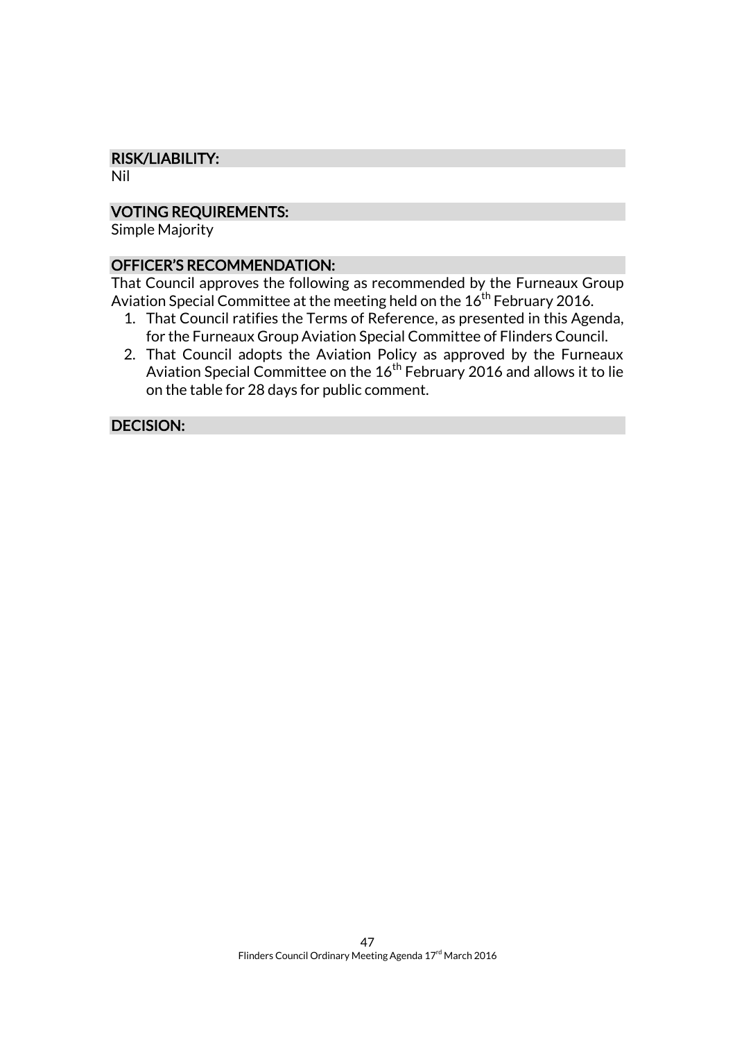## RISK/LIABILITY:

Nil

## VOTING REQUIREMENTS:

Simple Majority

## OFFICER'S RECOMMENDATION:

That Council approves the following as recommended by the Furneaux Group Aviation Special Committee at the meeting held on the 16th February 2016.

1. That Council ratifies the Terms of Reference, as presented in this Agenda, for the Furneaux Group Aviation Special Committee of Flinders Council.
2. That Council adopts the Aviation Policy as approved by the Furneaux Aviation Special Committee on the 16th February 2016 and allows it to lie on the table for 28 days for public comment.

## DECISION: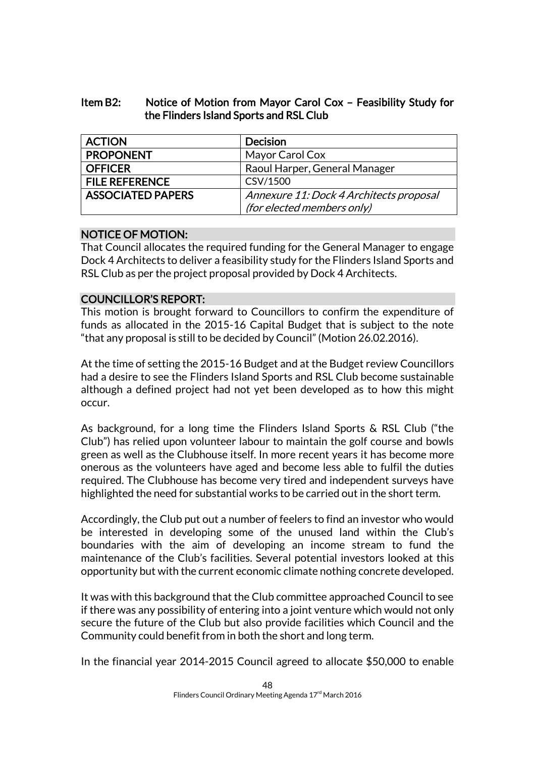## Item B2: Notice of Motion from Mayor Carol Cox – Feasibility Study for the Flinders Island Sports and RSL Club

| ACTION | Decision |
|---|---|
| PROPONENT | Mayor Carol Cox |
| OFFICER | Raoul Harper, General Manager |
| FILE REFERENCE | CSV/1500 |
| ASSOCIATED PAPERS | *Annexure 11: Dock 4 Architects proposal (for elected members only)* |

### NOTICE OF MOTION:

That Council allocates the required funding for the General Manager to engage Dock 4 Architects to deliver a feasibility study for the Flinders Island Sports and RSL Club as per the project proposal provided by Dock 4 Architects.

### COUNCILLOR'S REPORT:

This motion is brought forward to Councillors to confirm the expenditure of funds as allocated in the 2015-16 Capital Budget that is subject to the note "that any proposal is still to be decided by Council" (Motion 26.02.2016).

At the time of setting the 2015-16 Budget and at the Budget review Councillors had a desire to see the Flinders Island Sports and RSL Club become sustainable although a defined project had not yet been developed as to how this might occur.

As background, for a long time the Flinders Island Sports & RSL Club ("the Club") has relied upon volunteer labour to maintain the golf course and bowls green as well as the Clubhouse itself. In more recent years it has become more onerous as the volunteers have aged and become less able to fulfil the duties required. The Clubhouse has become very tired and independent surveys have highlighted the need for substantial works to be carried out in the short term.

Accordingly, the Club put out a number of feelers to find an investor who would be interested in developing some of the unused land within the Club's boundaries with the aim of developing an income stream to fund the maintenance of the Club's facilities. Several potential investors looked at this opportunity but with the current economic climate nothing concrete developed.

It was with this background that the Club committee approached Council to see if there was any possibility of entering into a joint venture which would not only secure the future of the Club but also provide facilities which Council and the Community could benefit from in both the short and long term.

In the financial year 2014-2015 Council agreed to allocate $50,000 to enable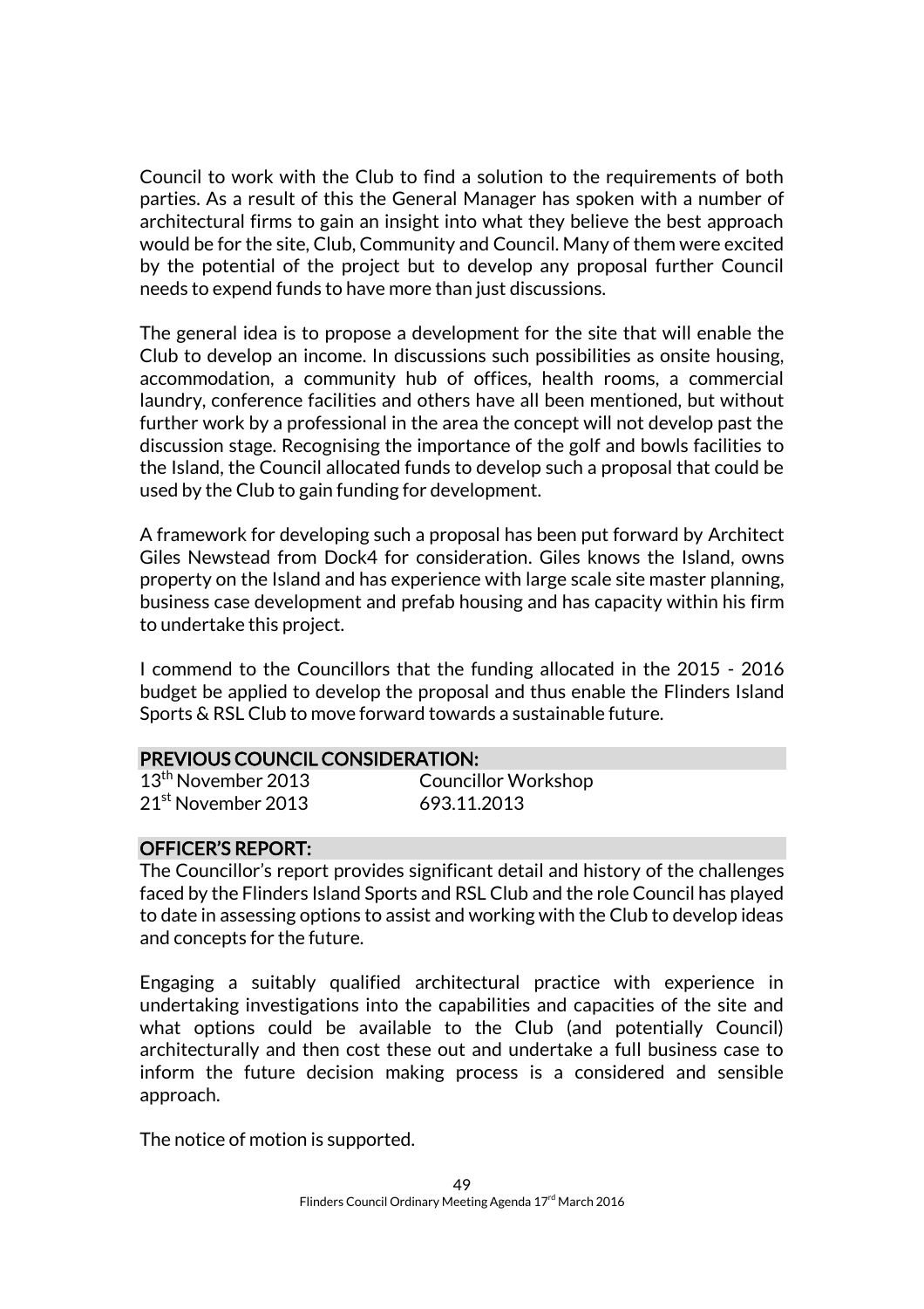Council to work with the Club to find a solution to the requirements of both parties. As a result of this the General Manager has spoken with a number of architectural firms to gain an insight into what they believe the best approach would be for the site, Club, Community and Council. Many of them were excited by the potential of the project but to develop any proposal further Council needs to expend funds to have more than just discussions.

The general idea is to propose a development for the site that will enable the Club to develop an income. In discussions such possibilities as onsite housing, accommodation, a community hub of offices, health rooms, a commercial laundry, conference facilities and others have all been mentioned, but without further work by a professional in the area the concept will not develop past the discussion stage. Recognising the importance of the golf and bowls facilities to the Island, the Council allocated funds to develop such a proposal that could be used by the Club to gain funding for development.

A framework for developing such a proposal has been put forward by Architect Giles Newstead from Dock4 for consideration. Giles knows the Island, owns property on the Island and has experience with large scale site master planning, business case development and prefab housing and has capacity within his firm to undertake this project.

I commend to the Councillors that the funding allocated in the 2015 - 2016 budget be applied to develop the proposal and thus enable the Flinders Island Sports & RSL Club to move forward towards a sustainable future.

## PREVIOUS COUNCIL CONSIDERATION:

| | |
|---|---|
| 13th November 2013 | Councillor Workshop |
| 21st November 2013 | 693.11.2013 |

## OFFICER'S REPORT:

The Councillor's report provides significant detail and history of the challenges faced by the Flinders Island Sports and RSL Club and the role Council has played to date in assessing options to assist and working with the Club to develop ideas and concepts for the future.

Engaging a suitably qualified architectural practice with experience in undertaking investigations into the capabilities and capacities of the site and what options could be available to the Club (and potentially Council) architecturally and then cost these out and undertake a full business case to inform the future decision making process is a considered and sensible approach.

The notice of motion is supported.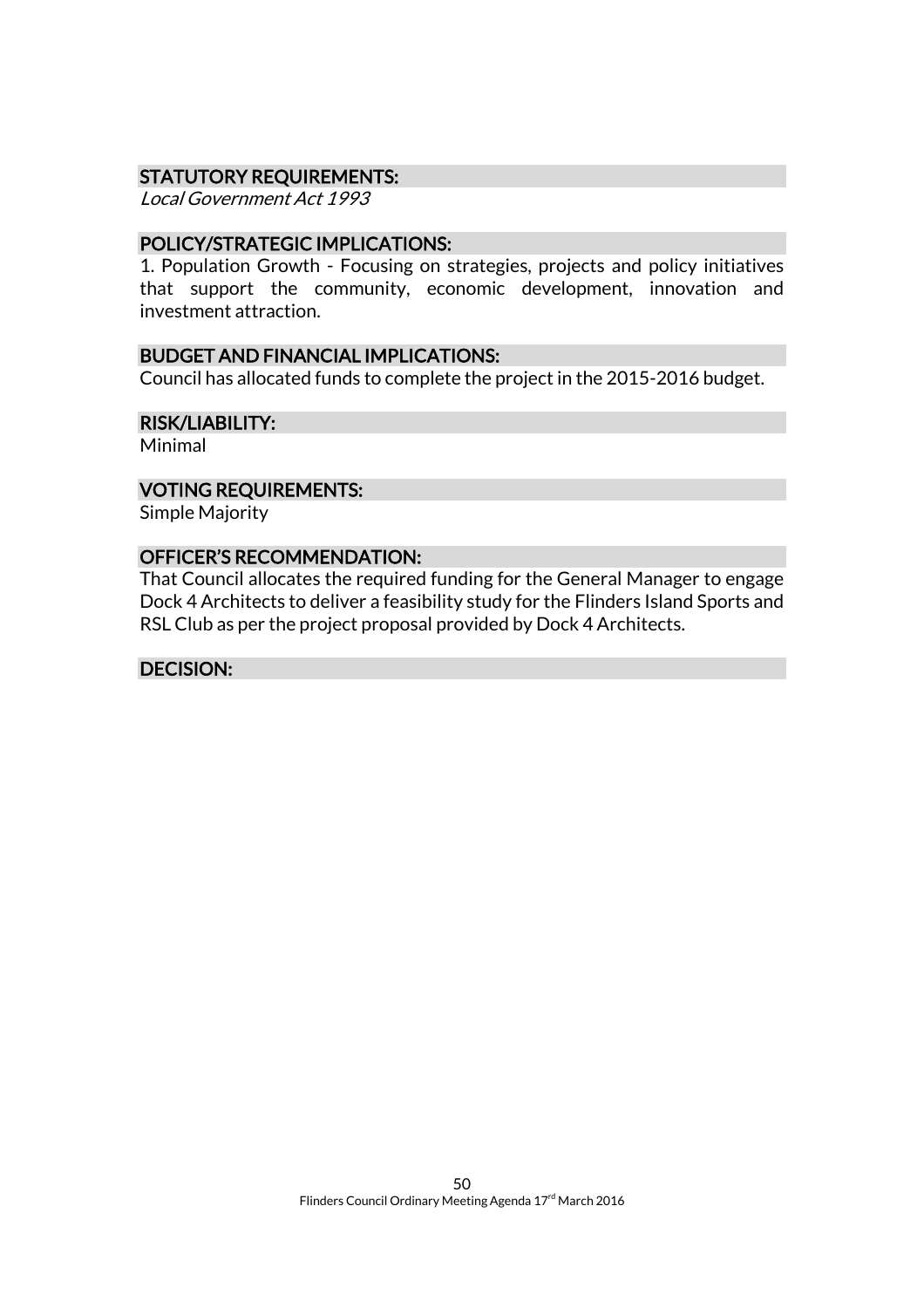### STATUTORY REQUIREMENTS:

*Local Government Act 1993*

### POLICY/STRATEGIC IMPLICATIONS:

1. Population Growth - Focusing on strategies, projects and policy initiatives that support the community, economic development, innovation and investment attraction.

### BUDGET AND FINANCIAL IMPLICATIONS:

Council has allocated funds to complete the project in the 2015-2016 budget.

### RISK/LIABILITY:

Minimal

### VOTING REQUIREMENTS:

Simple Majority

### OFFICER'S RECOMMENDATION:

That Council allocates the required funding for the General Manager to engage Dock 4 Architects to deliver a feasibility study for the Flinders Island Sports and RSL Club as per the project proposal provided by Dock 4 Architects.

### DECISION: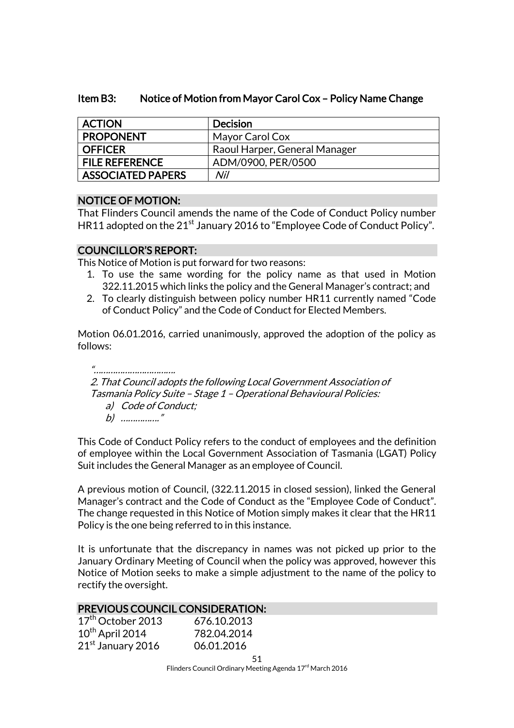### Item B3: Notice of Motion from Mayor Carol Cox – Policy Name Change

| ACTION | Decision |
|---|---|
| PROPONENT | Mayor Carol Cox |
| OFFICER | Raoul Harper, General Manager |
| FILE REFERENCE | ADM/0900, PER/0500 |
| ASSOCIATED PAPERS | *Nil* |

#### NOTICE OF MOTION:

That Flinders Council amends the name of the Code of Conduct Policy number HR11 adopted on the 21st January 2016 to "Employee Code of Conduct Policy".

#### COUNCILLOR'S REPORT:

This Notice of Motion is put forward for two reasons:

1. To use the same wording for the policy name as that used in Motion 322.11.2015 which links the policy and the General Manager's contract; and
2. To clearly distinguish between policy number HR11 currently named "Code of Conduct Policy" and the Code of Conduct for Elected Members.

Motion 06.01.2016, carried unanimously, approved the adoption of the policy as follows:

> *"……………………………*
>
> *2. That Council adopts the following Local Government Association of Tasmania Policy Suite – Stage 1 – Operational Behavioural Policies:*
>
> *a) Code of Conduct;*
>
> *b) ……………."*

This Code of Conduct Policy refers to the conduct of employees and the definition of employee within the Local Government Association of Tasmania (LGAT) Policy Suit includes the General Manager as an employee of Council.

A previous motion of Council, (322.11.2015 in closed session), linked the General Manager's contract and the Code of Conduct as the "Employee Code of Conduct". The change requested in this Notice of Motion simply makes it clear that the HR11 Policy is the one being referred to in this instance.

It is unfortunate that the discrepancy in names was not picked up prior to the January Ordinary Meeting of Council when the policy was approved, however this Notice of Motion seeks to make a simple adjustment to the name of the policy to rectify the oversight.

#### PREVIOUS COUNCIL CONSIDERATION:

| | |
|---|---|
| 17th October 2013 | 676.10.2013 |
| 10th April 2014 | 782.04.2014 |
| 21st January 2016 | 06.01.2016 |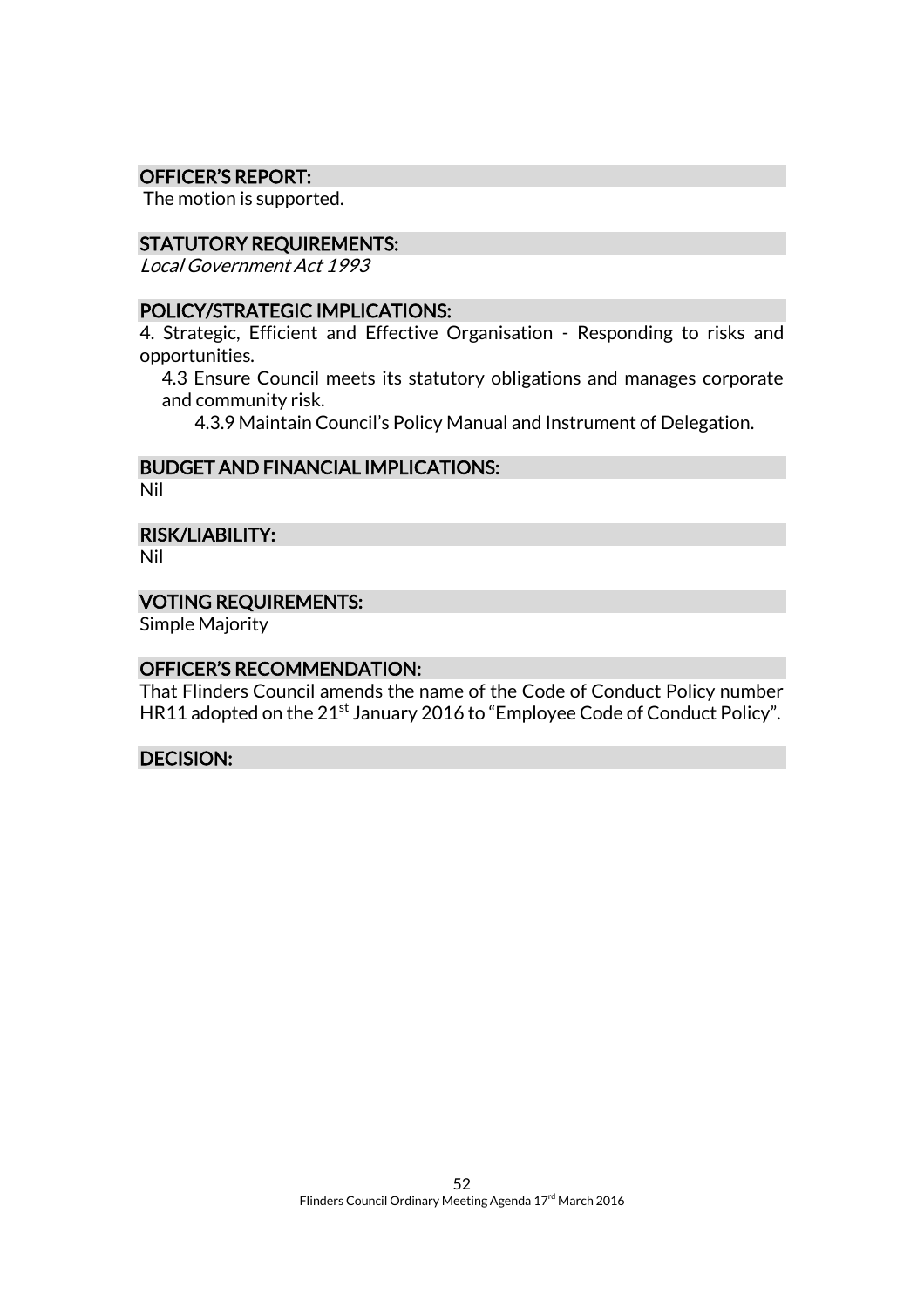## OFFICER'S REPORT:

The motion is supported.

## STATUTORY REQUIREMENTS:

*Local Government Act 1993*

## POLICY/STRATEGIC IMPLICATIONS:

4. Strategic, Efficient and Effective Organisation - Responding to risks and opportunities.

 4.3 Ensure Council meets its statutory obligations and manages corporate and community risk.

  4.3.9 Maintain Council's Policy Manual and Instrument of Delegation.

## BUDGET AND FINANCIAL IMPLICATIONS:

Nil

## RISK/LIABILITY:

Nil

## VOTING REQUIREMENTS:

Simple Majority

## OFFICER'S RECOMMENDATION:

That Flinders Council amends the name of the Code of Conduct Policy number HR11 adopted on the 21st January 2016 to "Employee Code of Conduct Policy".

## DECISION: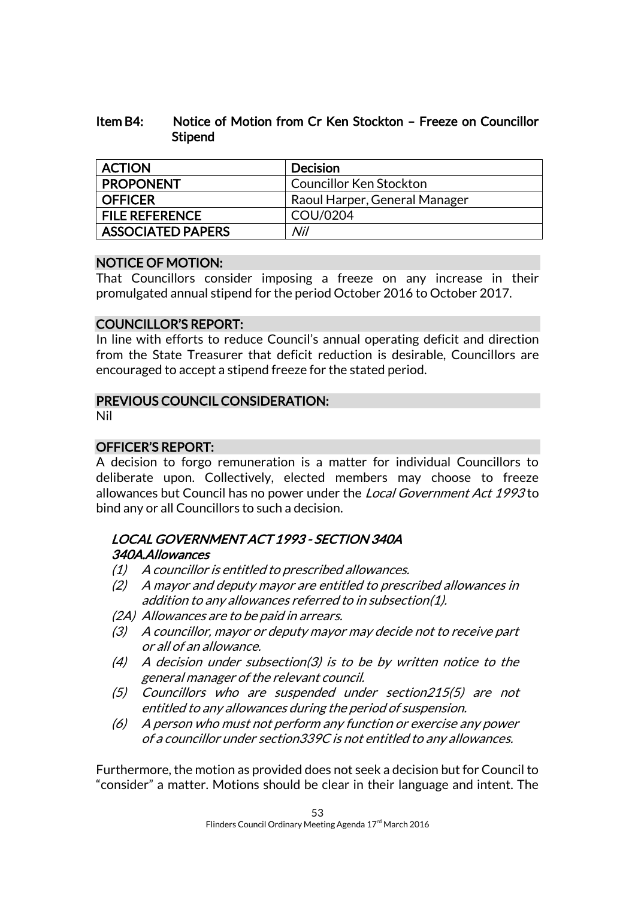## Item B4: Notice of Motion from Cr Ken Stockton – Freeze on Councillor Stipend

| ACTION | Decision |
|---|---|
| PROPONENT | Councillor Ken Stockton |
| OFFICER | Raoul Harper, General Manager |
| FILE REFERENCE | COU/0204 |
| ASSOCIATED PAPERS | *Nil* |

### NOTICE OF MOTION:

That Councillors consider imposing a freeze on any increase in their promulgated annual stipend for the period October 2016 to October 2017.

### COUNCILLOR'S REPORT:

In line with efforts to reduce Council's annual operating deficit and direction from the State Treasurer that deficit reduction is desirable, Councillors are encouraged to accept a stipend freeze for the stated period.

### PREVIOUS COUNCIL CONSIDERATION:

Nil

### OFFICER'S REPORT:

A decision to forgo remuneration is a matter for individual Councillors to deliberate upon. Collectively, elected members may choose to freeze allowances but Council has no power under the *Local Government Act 1993* to bind any or all Councillors to such a decision.

#### *LOCAL GOVERNMENT ACT 1993 - SECTION 340A*
#### *340A.Allowances*

- *(1) A councillor is entitled to prescribed allowances.*
- *(2) A mayor and deputy mayor are entitled to prescribed allowances in addition to any allowances referred to in subsection(1).*
- *(2A) Allowances are to be paid in arrears.*
- *(3) A councillor, mayor or deputy mayor may decide not to receive part or all of an allowance.*
- *(4) A decision under subsection(3) is to be by written notice to the general manager of the relevant council.*
- *(5) Councillors who are suspended under section215(5) are not entitled to any allowances during the period of suspension.*
- *(6) A person who must not perform any function or exercise any power of a councillor under section339C is not entitled to any allowances.*

Furthermore, the motion as provided does not seek a decision but for Council to "consider" a matter. Motions should be clear in their language and intent. The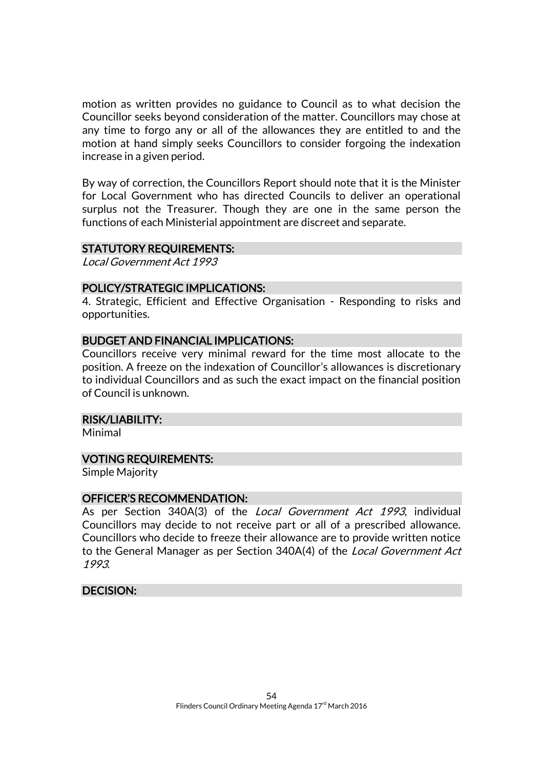motion as written provides no guidance to Council as to what decision the Councillor seeks beyond consideration of the matter. Councillors may chose at any time to forgo any or all of the allowances they are entitled to and the motion at hand simply seeks Councillors to consider forgoing the indexation increase in a given period.

By way of correction, the Councillors Report should note that it is the Minister for Local Government who has directed Councils to deliver an operational surplus not the Treasurer. Though they are one in the same person the functions of each Ministerial appointment are discreet and separate.

## STATUTORY REQUIREMENTS:

*Local Government Act 1993*

## POLICY/STRATEGIC IMPLICATIONS:

4. Strategic, Efficient and Effective Organisation - Responding to risks and opportunities.

## BUDGET AND FINANCIAL IMPLICATIONS:

Councillors receive very minimal reward for the time most allocate to the position. A freeze on the indexation of Councillor's allowances is discretionary to individual Councillors and as such the exact impact on the financial position of Council is unknown.

## RISK/LIABILITY:

Minimal

## VOTING REQUIREMENTS:

Simple Majority

## OFFICER'S RECOMMENDATION:

As per Section 340A(3) of the *Local Government Act 1993*, individual Councillors may decide to not receive part or all of a prescribed allowance. Councillors who decide to freeze their allowance are to provide written notice to the General Manager as per Section 340A(4) of the *Local Government Act 1993*.

## DECISION: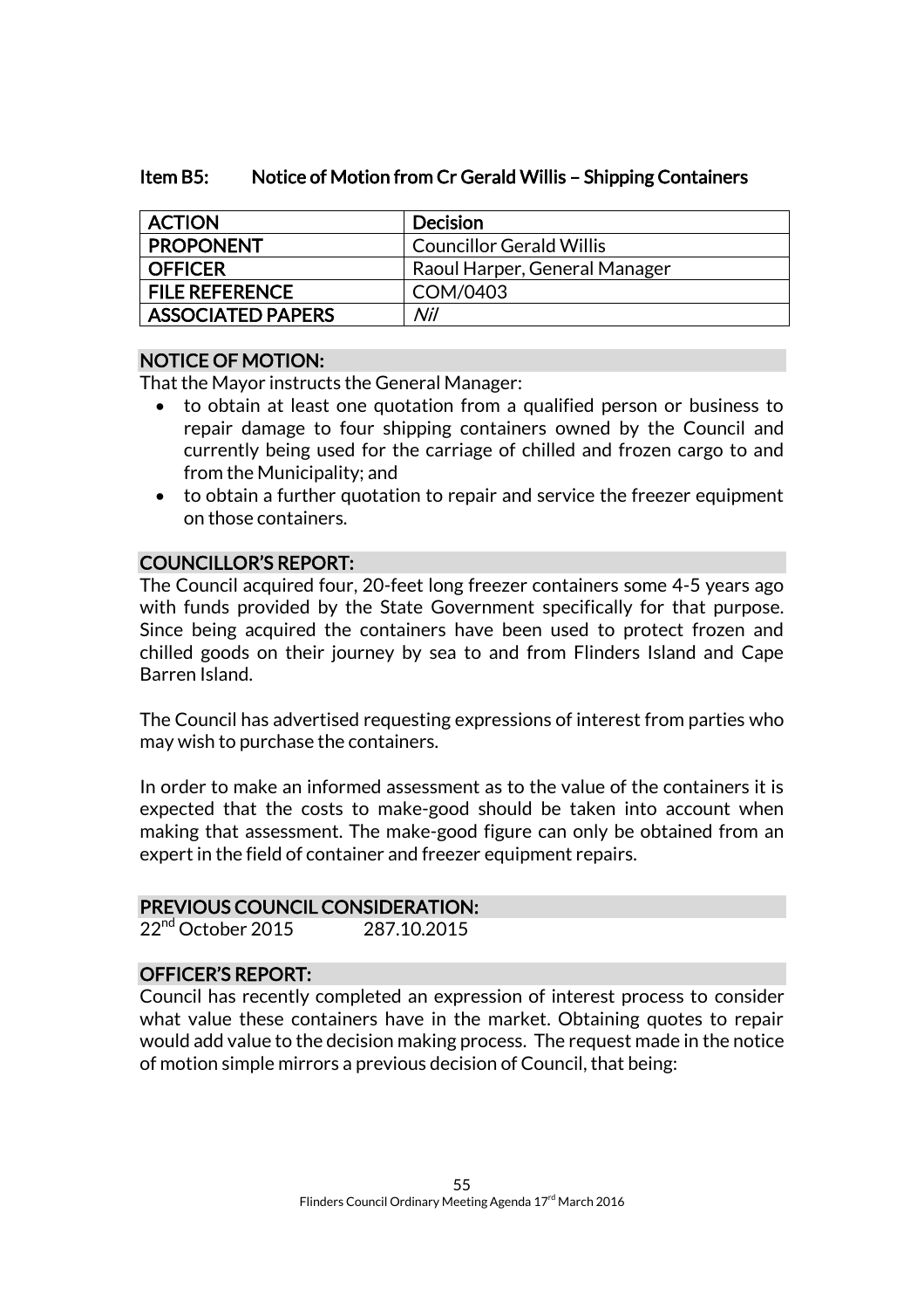### Item B5: Notice of Motion from Cr Gerald Willis – Shipping Containers

| ACTION | Decision |
|---|---|
| PROPONENT | Councillor Gerald Willis |
| OFFICER | Raoul Harper, General Manager |
| FILE REFERENCE | COM/0403 |
| ASSOCIATED PAPERS | *Nil* |

#### NOTICE OF MOTION:

That the Mayor instructs the General Manager:

- to obtain at least one quotation from a qualified person or business to repair damage to four shipping containers owned by the Council and currently being used for the carriage of chilled and frozen cargo to and from the Municipality; and
- to obtain a further quotation to repair and service the freezer equipment on those containers.

#### COUNCILLOR'S REPORT:

The Council acquired four, 20-feet long freezer containers some 4-5 years ago with funds provided by the State Government specifically for that purpose. Since being acquired the containers have been used to protect frozen and chilled goods on their journey by sea to and from Flinders Island and Cape Barren Island.

The Council has advertised requesting expressions of interest from parties who may wish to purchase the containers.

In order to make an informed assessment as to the value of the containers it is expected that the costs to make-good should be taken into account when making that assessment. The make-good figure can only be obtained from an expert in the field of container and freezer equipment repairs.

#### PREVIOUS COUNCIL CONSIDERATION:

22nd October 2015 287.10.2015

#### OFFICER'S REPORT:

Council has recently completed an expression of interest process to consider what value these containers have in the market. Obtaining quotes to repair would add value to the decision making process. The request made in the notice of motion simple mirrors a previous decision of Council, that being: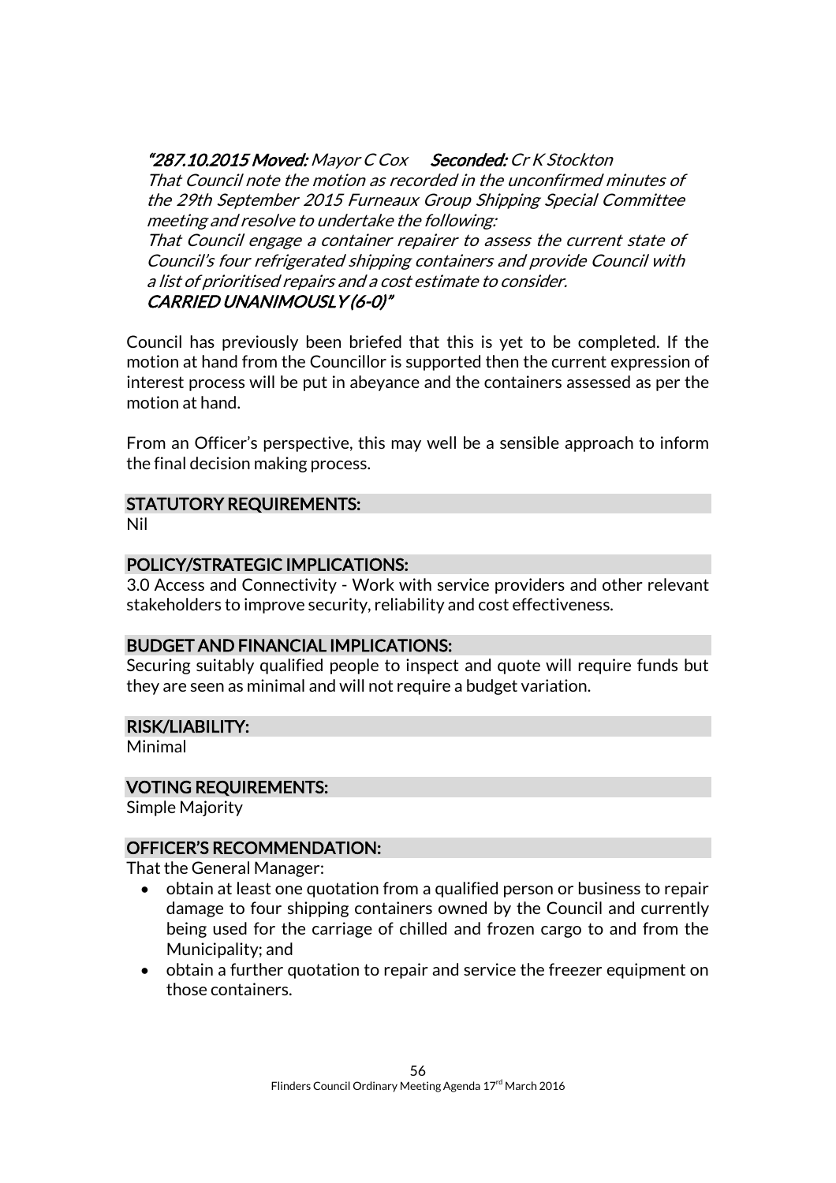*"287.10.2015* ***Moved:*** *Mayor C Cox* ***Seconded:*** *Cr K Stockton*
*That Council note the motion as recorded in the unconfirmed minutes of the 29th September 2015 Furneaux Group Shipping Special Committee meeting and resolve to undertake the following:*
*That Council engage a container repairer to assess the current state of Council's four refrigerated shipping containers and provide Council with a list of prioritised repairs and a cost estimate to consider.*
*CARRIED UNANIMOUSLY (6-0)"*

Council has previously been briefed that this is yet to be completed. If the motion at hand from the Councillor is supported then the current expression of interest process will be put in abeyance and the containers assessed as per the motion at hand.

From an Officer's perspective, this may well be a sensible approach to inform the final decision making process.

## STATUTORY REQUIREMENTS:

Nil

## POLICY/STRATEGIC IMPLICATIONS:

3.0 Access and Connectivity - Work with service providers and other relevant stakeholders to improve security, reliability and cost effectiveness.

## BUDGET AND FINANCIAL IMPLICATIONS:

Securing suitably qualified people to inspect and quote will require funds but they are seen as minimal and will not require a budget variation.

## RISK/LIABILITY:

Minimal

## VOTING REQUIREMENTS:

Simple Majority

## OFFICER'S RECOMMENDATION:

That the General Manager:

- obtain at least one quotation from a qualified person or business to repair damage to four shipping containers owned by the Council and currently being used for the carriage of chilled and frozen cargo to and from the Municipality; and
- obtain a further quotation to repair and service the freezer equipment on those containers.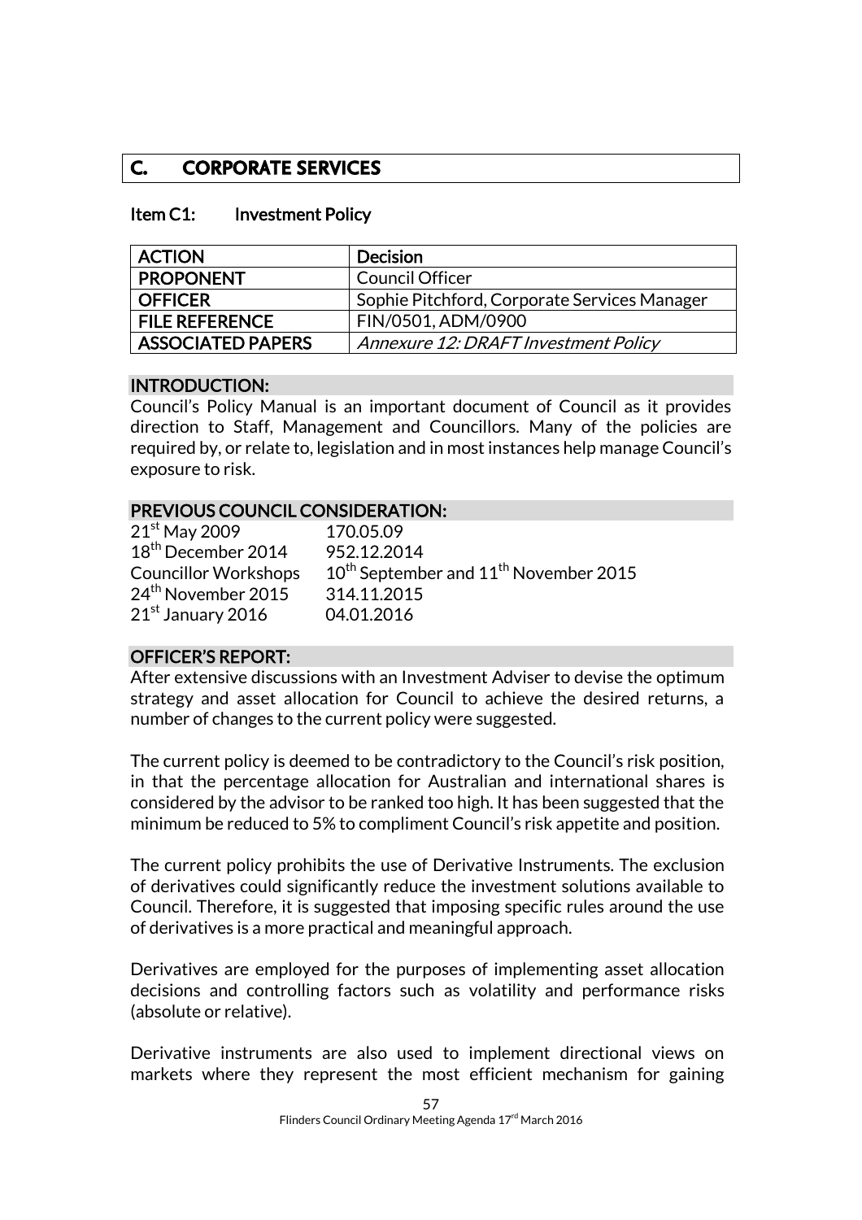## C. CORPORATE SERVICES

### Item C1: Investment Policy

| ACTION | Decision |
|---|---|
| PROPONENT | Council Officer |
| OFFICER | Sophie Pitchford, Corporate Services Manager |
| FILE REFERENCE | FIN/0501, ADM/0900 |
| ASSOCIATED PAPERS | *Annexure 12: DRAFT Investment Policy* |

#### INTRODUCTION:

Council's Policy Manual is an important document of Council as it provides direction to Staff, Management and Councillors. Many of the policies are required by, or relate to, legislation and in most instances help manage Council's exposure to risk.

#### PREVIOUS COUNCIL CONSIDERATION:

| | |
|---|---|
| 21st May 2009 | 170.05.09 |
| 18th December 2014 | 952.12.2014 |
| Councillor Workshops | 10th September and 11th November 2015 |
| 24th November 2015 | 314.11.2015 |
| 21st January 2016 | 04.01.2016 |

#### OFFICER'S REPORT:

After extensive discussions with an Investment Adviser to devise the optimum strategy and asset allocation for Council to achieve the desired returns, a number of changes to the current policy were suggested.

The current policy is deemed to be contradictory to the Council's risk position, in that the percentage allocation for Australian and international shares is considered by the advisor to be ranked too high. It has been suggested that the minimum be reduced to 5% to compliment Council's risk appetite and position.

The current policy prohibits the use of Derivative Instruments. The exclusion of derivatives could significantly reduce the investment solutions available to Council. Therefore, it is suggested that imposing specific rules around the use of derivatives is a more practical and meaningful approach.

Derivatives are employed for the purposes of implementing asset allocation decisions and controlling factors such as volatility and performance risks (absolute or relative).

Derivative instruments are also used to implement directional views on markets where they represent the most efficient mechanism for gaining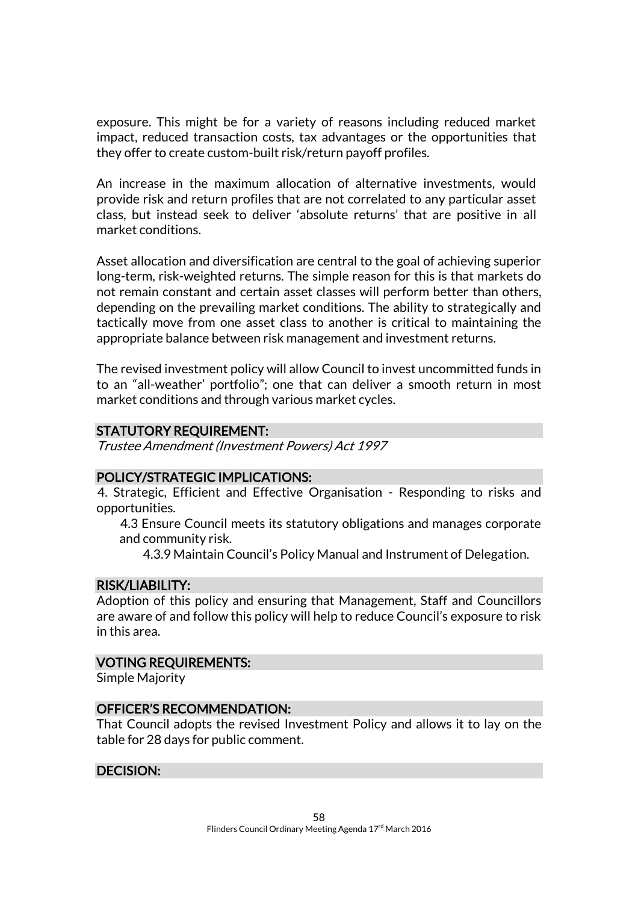exposure. This might be for a variety of reasons including reduced market impact, reduced transaction costs, tax advantages or the opportunities that they offer to create custom-built risk/return payoff profiles.

An increase in the maximum allocation of alternative investments, would provide risk and return profiles that are not correlated to any particular asset class, but instead seek to deliver 'absolute returns' that are positive in all market conditions.

Asset allocation and diversification are central to the goal of achieving superior long-term, risk-weighted returns. The simple reason for this is that markets do not remain constant and certain asset classes will perform better than others, depending on the prevailing market conditions. The ability to strategically and tactically move from one asset class to another is critical to maintaining the appropriate balance between risk management and investment returns.

The revised investment policy will allow Council to invest uncommitted funds in to an "all-weather' portfolio"; one that can deliver a smooth return in most market conditions and through various market cycles.

## STATUTORY REQUIREMENT:

*Trustee Amendment (Investment Powers) Act 1997*

## POLICY/STRATEGIC IMPLICATIONS:

4. Strategic, Efficient and Effective Organisation - Responding to risks and opportunities.

 4.3 Ensure Council meets its statutory obligations and manages corporate and community risk.

  4.3.9 Maintain Council's Policy Manual and Instrument of Delegation.

## RISK/LIABILITY:

Adoption of this policy and ensuring that Management, Staff and Councillors are aware of and follow this policy will help to reduce Council's exposure to risk in this area.

## VOTING REQUIREMENTS:

Simple Majority

## OFFICER'S RECOMMENDATION:

That Council adopts the revised Investment Policy and allows it to lay on the table for 28 days for public comment.

## DECISION: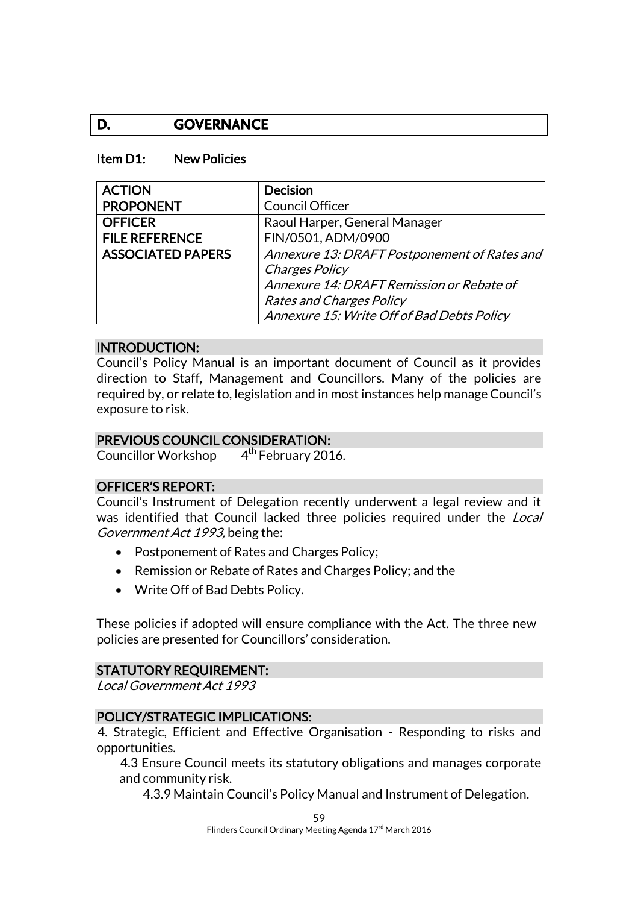## D. GOVERNANCE

### Item D1: New Policies

| ACTION | Decision |
|---|---|
| PROPONENT | Council Officer |
| OFFICER | Raoul Harper, General Manager |
| FILE REFERENCE | FIN/0501, ADM/0900 |
| ASSOCIATED PAPERS | *Annexure 13: DRAFT Postponement of Rates and Charges Policy*<br>*Annexure 14: DRAFT Remission or Rebate of Rates and Charges Policy*<br>*Annexure 15: Write Off of Bad Debts Policy* |

**INTRODUCTION:**

Council's Policy Manual is an important document of Council as it provides direction to Staff, Management and Councillors. Many of the policies are required by, or relate to, legislation and in most instances help manage Council's exposure to risk.

**PREVIOUS COUNCIL CONSIDERATION:**

Councillor Workshop 4th February 2016.

**OFFICER'S REPORT:**

Council's Instrument of Delegation recently underwent a legal review and it was identified that Council lacked three policies required under the *Local Government Act 1993,* being the:

- Postponement of Rates and Charges Policy;
- Remission or Rebate of Rates and Charges Policy; and the
- Write Off of Bad Debts Policy.

These policies if adopted will ensure compliance with the Act. The three new policies are presented for Councillors' consideration.

**STATUTORY REQUIREMENT:**

*Local Government Act 1993*

**POLICY/STRATEGIC IMPLICATIONS:**

4. Strategic, Efficient and Effective Organisation - Responding to risks and opportunities.

4.3 Ensure Council meets its statutory obligations and manages corporate and community risk.

4.3.9 Maintain Council's Policy Manual and Instrument of Delegation.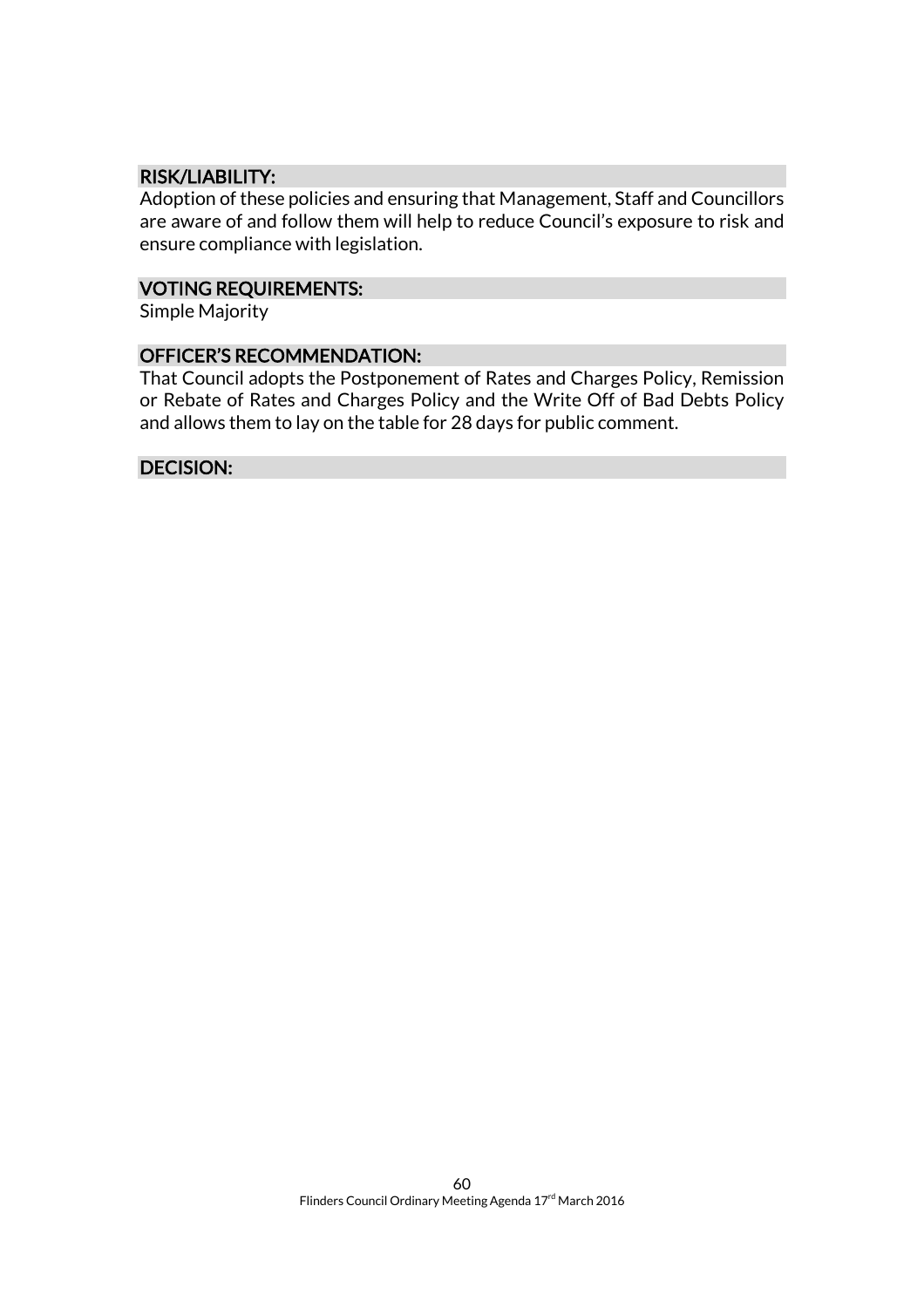## RISK/LIABILITY:

Adoption of these policies and ensuring that Management, Staff and Councillors are aware of and follow them will help to reduce Council's exposure to risk and ensure compliance with legislation.

## VOTING REQUIREMENTS:

Simple Majority

## OFFICER'S RECOMMENDATION:

That Council adopts the Postponement of Rates and Charges Policy, Remission or Rebate of Rates and Charges Policy and the Write Off of Bad Debts Policy and allows them to lay on the table for 28 days for public comment.

## DECISION: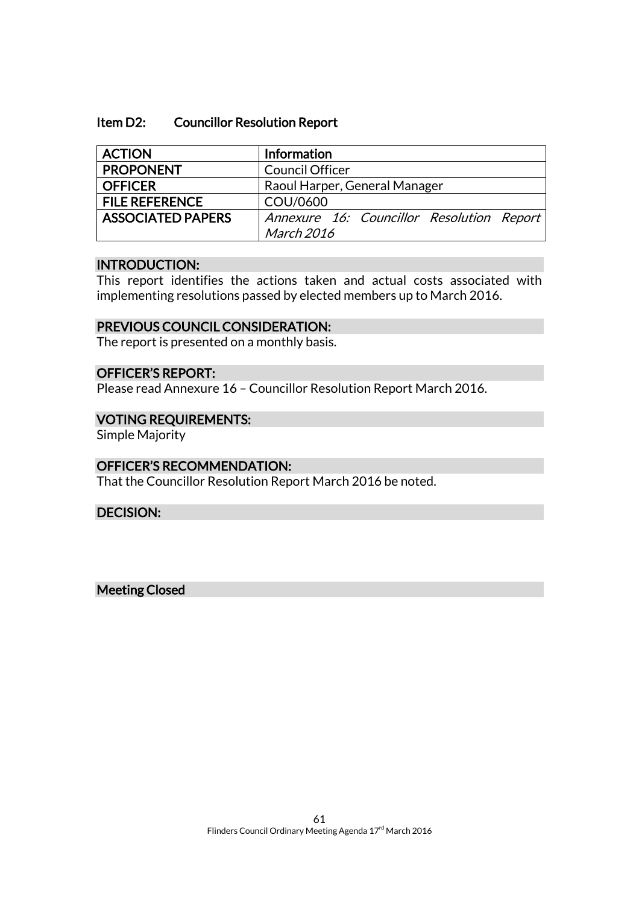### Item D2: Councillor Resolution Report

| | |
|---|---|
| **ACTION** | **Information** |
| **PROPONENT** | Council Officer |
| **OFFICER** | Raoul Harper, General Manager |
| **FILE REFERENCE** | COU/0600 |
| **ASSOCIATED PAPERS** | *Annexure 16: Councillor Resolution Report March 2016* |

**INTRODUCTION:**

This report identifies the actions taken and actual costs associated with implementing resolutions passed by elected members up to March 2016.

**PREVIOUS COUNCIL CONSIDERATION:**

The report is presented on a monthly basis.

**OFFICER'S REPORT:**

Please read Annexure 16 – Councillor Resolution Report March 2016.

**VOTING REQUIREMENTS:**

Simple Majority

**OFFICER'S RECOMMENDATION:**

That the Councillor Resolution Report March 2016 be noted.

**DECISION:**

**Meeting Closed**